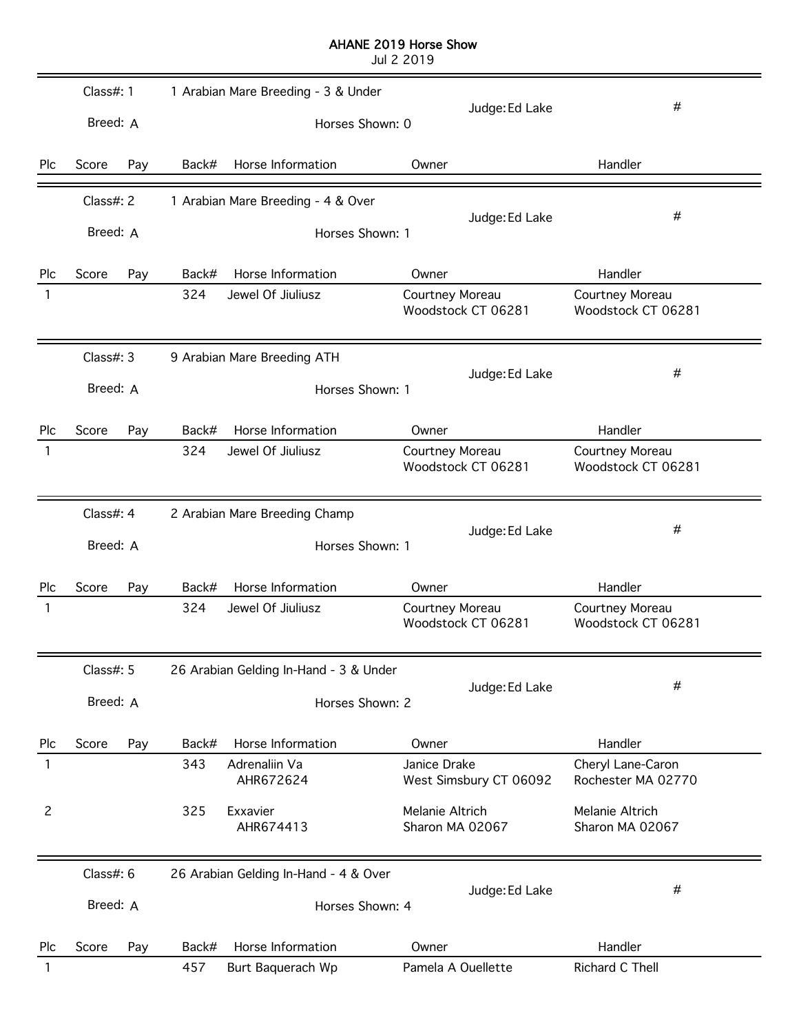# AHANE 2019 Horse Show

Jul 2 2019

## Class#: 1 — 1 Arabian Mare Breeding - 3 & Under

Breed: A | Horses Shown: 0 | Judge: Ed Lake | #

| Plc | Score | Pay | Back# | Horse Information | Owner | Handler |
|---|---|---|---|---|---|---|

## Class#: 2 — 1 Arabian Mare Breeding - 4 & Over

Breed: A | Horses Shown: 1 | Judge: Ed Lake | #

| Plc | Score | Pay | Back# | Horse Information | Owner | Handler |
|---|---|---|---|---|---|---|
| 1 | | | 324 | Jewel Of Jiuliusz | Courtney Moreau<br>Woodstock CT 06281 | Courtney Moreau<br>Woodstock CT 06281 |

## Class#: 3 — 9 Arabian Mare Breeding ATH

Breed: A | Horses Shown: 1 | Judge: Ed Lake | #

| Plc | Score | Pay | Back# | Horse Information | Owner | Handler |
|---|---|---|---|---|---|---|
| 1 | | | 324 | Jewel Of Jiuliusz | Courtney Moreau<br>Woodstock CT 06281 | Courtney Moreau<br>Woodstock CT 06281 |

## Class#: 4 — 2 Arabian Mare Breeding Champ

Breed: A | Horses Shown: 1 | Judge: Ed Lake | #

| Plc | Score | Pay | Back# | Horse Information | Owner | Handler |
|---|---|---|---|---|---|---|
| 1 | | | 324 | Jewel Of Jiuliusz | Courtney Moreau<br>Woodstock CT 06281 | Courtney Moreau<br>Woodstock CT 06281 |

## Class#: 5 — 26 Arabian Gelding In-Hand - 3 & Under

Breed: A | Horses Shown: 2 | Judge: Ed Lake | #

| Plc | Score | Pay | Back# | Horse Information | Owner | Handler |
|---|---|---|---|---|---|---|
| 1 | | | 343 | Adrenaliin Va<br>AHR672624 | Janice Drake<br>West Simsbury CT 06092 | Cheryl Lane-Caron<br>Rochester MA 02770 |
| 2 | | | 325 | Exxavier<br>AHR674413 | Melanie Altrich<br>Sharon MA 02067 | Melanie Altrich<br>Sharon MA 02067 |

## Class#: 6 — 26 Arabian Gelding In-Hand - 4 & Over

Breed: A | Horses Shown: 4 | Judge: Ed Lake | #

| Plc | Score | Pay | Back# | Horse Information | Owner | Handler |
|---|---|---|---|---|---|---|
| 1 | | | 457 | Burt Baquerach Wp | Pamela A Ouellette | Richard C Thell |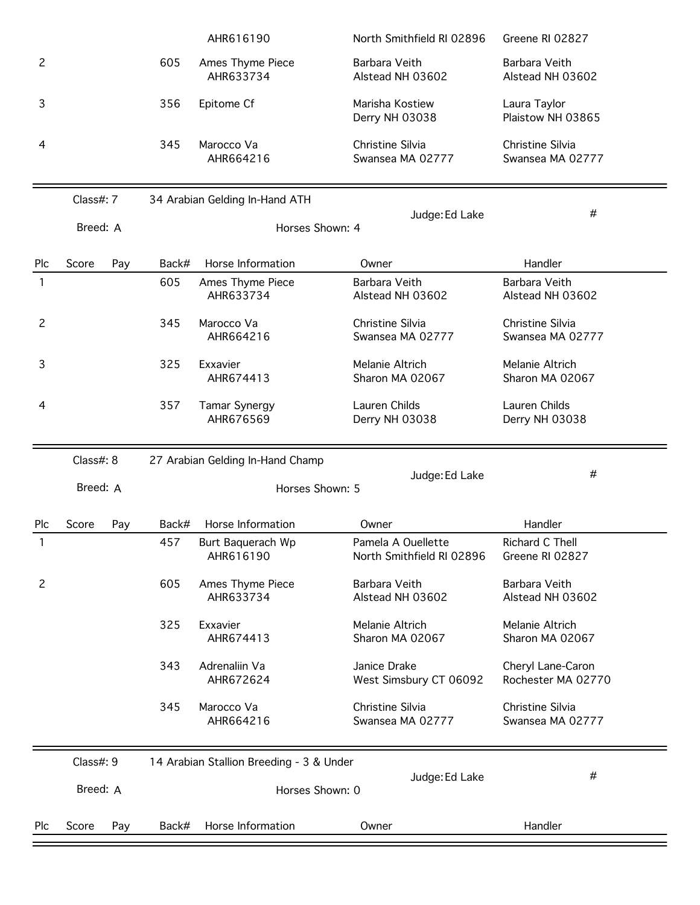| Plc | Score | Pay | Back# | Horse Information | Owner | Handler |
|---|---|---|---|---|---|---|
| | | | | AHR616190 | North Smithfield RI 02896 | Greene RI 02827 |
| 2 | | | 605 | Ames Thyme Piece AHR633734 | Barbara Veith Alstead NH 03602 | Barbara Veith Alstead NH 03602 |
| 3 | | | 356 | Epitome Cf | Marisha Kostiew Derry NH 03038 | Laura Taylor Plaistow NH 03865 |
| 4 | | | 345 | Marocco Va AHR664216 | Christine Silvia Swansea MA 02777 | Christine Silvia Swansea MA 02777 |

Class#: 7 — 34 Arabian Gelding In-Hand ATH — Judge: Ed Lake — #

Breed: A — Horses Shown: 4

| Plc | Score | Pay | Back# | Horse Information | Owner | Handler |
|---|---|---|---|---|---|---|
| 1 | | | 605 | Ames Thyme Piece AHR633734 | Barbara Veith Alstead NH 03602 | Barbara Veith Alstead NH 03602 |
| 2 | | | 345 | Marocco Va AHR664216 | Christine Silvia Swansea MA 02777 | Christine Silvia Swansea MA 02777 |
| 3 | | | 325 | Exxavier AHR674413 | Melanie Altrich Sharon MA 02067 | Melanie Altrich Sharon MA 02067 |
| 4 | | | 357 | Tamar Synergy AHR676569 | Lauren Childs Derry NH 03038 | Lauren Childs Derry NH 03038 |

Class#: 8 — 27 Arabian Gelding In-Hand Champ — Judge: Ed Lake — #

Breed: A — Horses Shown: 5

| Plc | Score | Pay | Back# | Horse Information | Owner | Handler |
|---|---|---|---|---|---|---|
| 1 | | | 457 | Burt Baquerach Wp AHR616190 | Pamela A Ouellette North Smithfield RI 02896 | Richard C Thell Greene RI 02827 |
| 2 | | | 605 | Ames Thyme Piece AHR633734 | Barbara Veith Alstead NH 03602 | Barbara Veith Alstead NH 03602 |
| | | | 325 | Exxavier AHR674413 | Melanie Altrich Sharon MA 02067 | Melanie Altrich Sharon MA 02067 |
| | | | 343 | Adrenaliin Va AHR672624 | Janice Drake West Simsbury CT 06092 | Cheryl Lane-Caron Rochester MA 02770 |
| | | | 345 | Marocco Va AHR664216 | Christine Silvia Swansea MA 02777 | Christine Silvia Swansea MA 02777 |

Class#: 9 — 14 Arabian Stallion Breeding - 3 & Under — Judge: Ed Lake — #

Breed: A — Horses Shown: 0

| Plc | Score | Pay | Back# | Horse Information | Owner | Handler |
|---|---|---|---|---|---|---|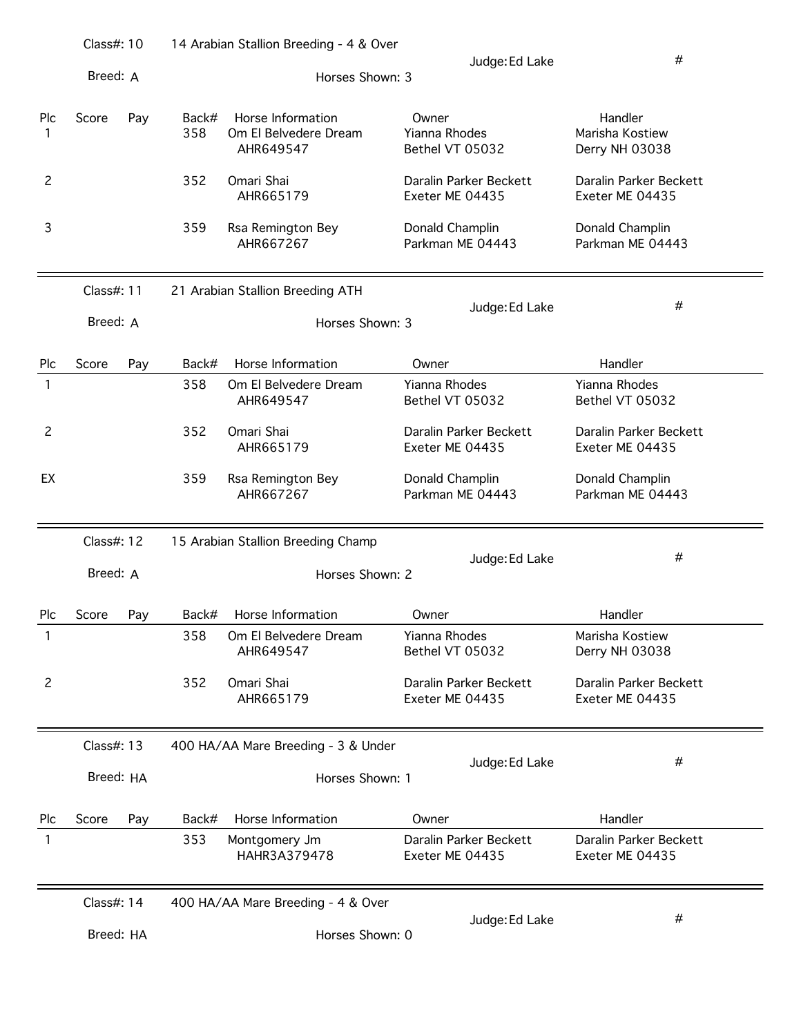Class#: 10 — 14 Arabian Stallion Breeding - 4 & Over — Judge: Ed Lake — #

Breed: A — Horses Shown: 3

| Plc | Score | Pay | Back# | Horse Information | Owner | Handler |
|---|---|---|---|---|---|---|
| 1 | | | 358 | Om El Belvedere Dream AHR649547 | Yianna Rhodes Bethel VT 05032 | Marisha Kostiew Derry NH 03038 |
| 2 | | | 352 | Omari Shai AHR665179 | Daralin Parker Beckett Exeter ME 04435 | Daralin Parker Beckett Exeter ME 04435 |
| 3 | | | 359 | Rsa Remington Bey AHR667267 | Donald Champlin Parkman ME 04443 | Donald Champlin Parkman ME 04443 |

Class#: 11 — 21 Arabian Stallion Breeding ATH — Judge: Ed Lake — #

Breed: A — Horses Shown: 3

| Plc | Score | Pay | Back# | Horse Information | Owner | Handler |
|---|---|---|---|---|---|---|
| 1 | | | 358 | Om El Belvedere Dream AHR649547 | Yianna Rhodes Bethel VT 05032 | Yianna Rhodes Bethel VT 05032 |
| 2 | | | 352 | Omari Shai AHR665179 | Daralin Parker Beckett Exeter ME 04435 | Daralin Parker Beckett Exeter ME 04435 |
| EX | | | 359 | Rsa Remington Bey AHR667267 | Donald Champlin Parkman ME 04443 | Donald Champlin Parkman ME 04443 |

Class#: 12 — 15 Arabian Stallion Breeding Champ — Judge: Ed Lake — #

Breed: A — Horses Shown: 2

| Plc | Score | Pay | Back# | Horse Information | Owner | Handler |
|---|---|---|---|---|---|---|
| 1 | | | 358 | Om El Belvedere Dream AHR649547 | Yianna Rhodes Bethel VT 05032 | Marisha Kostiew Derry NH 03038 |
| 2 | | | 352 | Omari Shai AHR665179 | Daralin Parker Beckett Exeter ME 04435 | Daralin Parker Beckett Exeter ME 04435 |

Class#: 13 — 400 HA/AA Mare Breeding - 3 & Under — Judge: Ed Lake — #

Breed: HA — Horses Shown: 1

| Plc | Score | Pay | Back# | Horse Information | Owner | Handler |
|---|---|---|---|---|---|---|
| 1 | | | 353 | Montgomery Jm HAHR3A379478 | Daralin Parker Beckett Exeter ME 04435 | Daralin Parker Beckett Exeter ME 04435 |

Class#: 14 — 400 HA/AA Mare Breeding - 4 & Over — Judge: Ed Lake — #

Breed: HA — Horses Shown: 0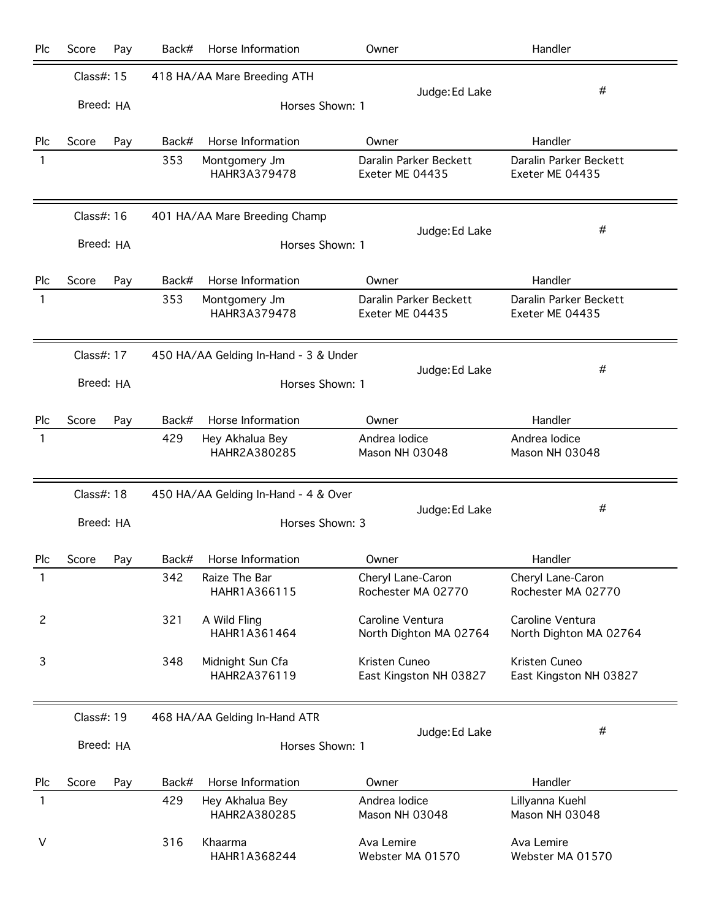| Plc | Score | Pay | Back# | Horse Information | Owner | Handler |
|---|---|---|---|---|---|---|

**Class#: 15** — 418 HA/AA Mare Breeding ATH — Judge: Ed Lake — #
Breed: HA — Horses Shown: 1

| Plc | Score | Pay | Back# | Horse Information | Owner | Handler |
|---|---|---|---|---|---|---|
| 1 | | | 353 | Montgomery Jm<br>HAHR3A379478 | Daralin Parker Beckett<br>Exeter ME 04435 | Daralin Parker Beckett<br>Exeter ME 04435 |

**Class#: 16** — 401 HA/AA Mare Breeding Champ — Judge: Ed Lake — #
Breed: HA — Horses Shown: 1

| Plc | Score | Pay | Back# | Horse Information | Owner | Handler |
|---|---|---|---|---|---|---|
| 1 | | | 353 | Montgomery Jm<br>HAHR3A379478 | Daralin Parker Beckett<br>Exeter ME 04435 | Daralin Parker Beckett<br>Exeter ME 04435 |

**Class#: 17** — 450 HA/AA Gelding In-Hand - 3 & Under — Judge: Ed Lake — #
Breed: HA — Horses Shown: 1

| Plc | Score | Pay | Back# | Horse Information | Owner | Handler |
|---|---|---|---|---|---|---|
| 1 | | | 429 | Hey Akhalua Bey<br>HAHR2A380285 | Andrea Iodice<br>Mason NH 03048 | Andrea Iodice<br>Mason NH 03048 |

**Class#: 18** — 450 HA/AA Gelding In-Hand - 4 & Over — Judge: Ed Lake — #
Breed: HA — Horses Shown: 3

| Plc | Score | Pay | Back# | Horse Information | Owner | Handler |
|---|---|---|---|---|---|---|
| 1 | | | 342 | Raize The Bar<br>HAHR1A366115 | Cheryl Lane-Caron<br>Rochester MA 02770 | Cheryl Lane-Caron<br>Rochester MA 02770 |
| 2 | | | 321 | A Wild Fling<br>HAHR1A361464 | Caroline Ventura<br>North Dighton MA 02764 | Caroline Ventura<br>North Dighton MA 02764 |
| 3 | | | 348 | Midnight Sun Cfa<br>HAHR2A376119 | Kristen Cuneo<br>East Kingston NH 03827 | Kristen Cuneo<br>East Kingston NH 03827 |

**Class#: 19** — 468 HA/AA Gelding In-Hand ATR — Judge: Ed Lake — #
Breed: HA — Horses Shown: 1

| Plc | Score | Pay | Back# | Horse Information | Owner | Handler |
|---|---|---|---|---|---|---|
| 1 | | | 429 | Hey Akhalua Bey<br>HAHR2A380285 | Andrea Iodice<br>Mason NH 03048 | Lillyanna Kuehl<br>Mason NH 03048 |
| V | | | 316 | Khaarma<br>HAHR1A368244 | Ava Lemire<br>Webster MA 01570 | Ava Lemire<br>Webster MA 01570 |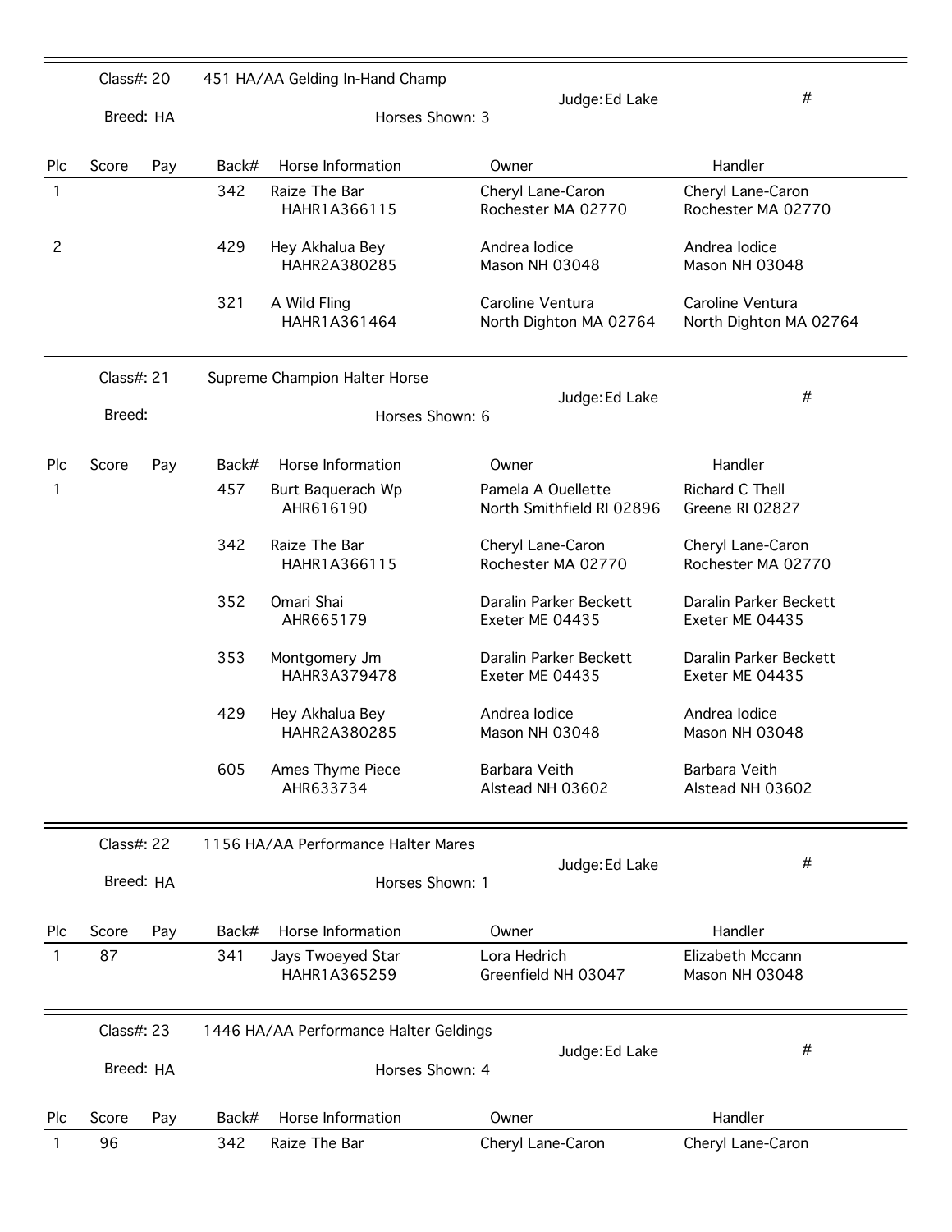Class#: 20 — 451 HA/AA Gelding In-Hand Champ — Judge: Ed Lake — #

Breed: HA — Horses Shown: 3

| Plc | Score | Pay | Back# | Horse Information | Owner | Handler |
|---|---|---|---|---|---|---|
| 1 | | | 342 | Raize The Bar HAHR1A366115 | Cheryl Lane-Caron Rochester MA 02770 | Cheryl Lane-Caron Rochester MA 02770 |
| 2 | | | 429 | Hey Akhalua Bey HAHR2A380285 | Andrea Iodice Mason NH 03048 | Andrea Iodice Mason NH 03048 |
| | | | 321 | A Wild Fling HAHR1A361464 | Caroline Ventura North Dighton MA 02764 | Caroline Ventura North Dighton MA 02764 |

Class#: 21 — Supreme Champion Halter Horse — Judge: Ed Lake — #

Breed: — Horses Shown: 6

| Plc | Score | Pay | Back# | Horse Information | Owner | Handler |
|---|---|---|---|---|---|---|
| 1 | | | 457 | Burt Baquerach Wp AHR616190 | Pamela A Ouellette North Smithfield RI 02896 | Richard C Thell Greene RI 02827 |
| | | | 342 | Raize The Bar HAHR1A366115 | Cheryl Lane-Caron Rochester MA 02770 | Cheryl Lane-Caron Rochester MA 02770 |
| | | | 352 | Omari Shai AHR665179 | Daralin Parker Beckett Exeter ME 04435 | Daralin Parker Beckett Exeter ME 04435 |
| | | | 353 | Montgomery Jm HAHR3A379478 | Daralin Parker Beckett Exeter ME 04435 | Daralin Parker Beckett Exeter ME 04435 |
| | | | 429 | Hey Akhalua Bey HAHR2A380285 | Andrea Iodice Mason NH 03048 | Andrea Iodice Mason NH 03048 |
| | | | 605 | Ames Thyme Piece AHR633734 | Barbara Veith Alstead NH 03602 | Barbara Veith Alstead NH 03602 |

Class#: 22 — 1156 HA/AA Performance Halter Mares — Judge: Ed Lake — #

Breed: HA — Horses Shown: 1

| Plc | Score | Pay | Back# | Horse Information | Owner | Handler |
|---|---|---|---|---|---|---|
| 1 | 87 | | 341 | Jays Twoeyed Star HAHR1A365259 | Lora Hedrich Greenfield NH 03047 | Elizabeth Mccann Mason NH 03048 |

Class#: 23 — 1446 HA/AA Performance Halter Geldings — Judge: Ed Lake — #

Breed: HA — Horses Shown: 4

| Plc | Score | Pay | Back# | Horse Information | Owner | Handler |
|---|---|---|---|---|---|---|
| 1 | 96 | | 342 | Raize The Bar | Cheryl Lane-Caron | Cheryl Lane-Caron |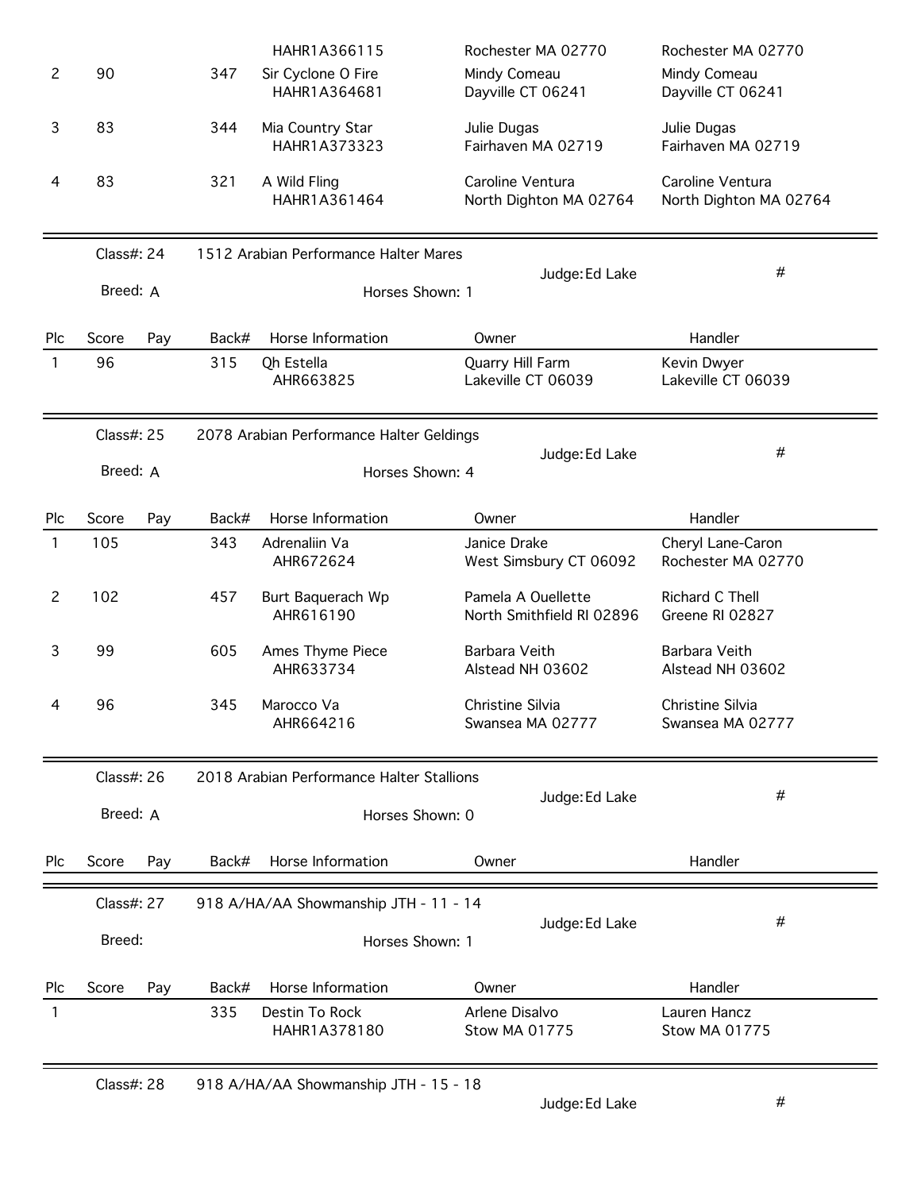| Plc | Score | Pay | Back# | Horse Information | Owner | Handler |
|---|---|---|---|---|---|---|
| | | | | HAHR1A366115 | Rochester MA 02770 | Rochester MA 02770 |
| 2 | 90 | | 347 | Sir Cyclone O Fire<br>HAHR1A364681 | Mindy Comeau<br>Dayville CT 06241 | Mindy Comeau<br>Dayville CT 06241 |
| 3 | 83 | | 344 | Mia Country Star<br>HAHR1A373323 | Julie Dugas<br>Fairhaven MA 02719 | Julie Dugas<br>Fairhaven MA 02719 |
| 4 | 83 | | 321 | A Wild Fling<br>HAHR1A361464 | Caroline Ventura<br>North Dighton MA 02764 | Caroline Ventura<br>North Dighton MA 02764 |

Class#: 24 — 1512 Arabian Performance Halter Mares — Judge: Ed Lake — #

Breed: A — Horses Shown: 1

| Plc | Score | Pay | Back# | Horse Information | Owner | Handler |
|---|---|---|---|---|---|---|
| 1 | 96 | | 315 | Qh Estella<br>AHR663825 | Quarry Hill Farm<br>Lakeville CT 06039 | Kevin Dwyer<br>Lakeville CT 06039 |

Class#: 25 — 2078 Arabian Performance Halter Geldings — Judge: Ed Lake — #

Breed: A — Horses Shown: 4

| Plc | Score | Pay | Back# | Horse Information | Owner | Handler |
|---|---|---|---|---|---|---|
| 1 | 105 | | 343 | Adrenaliin Va<br>AHR672624 | Janice Drake<br>West Simsbury CT 06092 | Cheryl Lane-Caron<br>Rochester MA 02770 |
| 2 | 102 | | 457 | Burt Baquerach Wp<br>AHR616190 | Pamela A Ouellette<br>North Smithfield RI 02896 | Richard C Thell<br>Greene RI 02827 |
| 3 | 99 | | 605 | Ames Thyme Piece<br>AHR633734 | Barbara Veith<br>Alstead NH 03602 | Barbara Veith<br>Alstead NH 03602 |
| 4 | 96 | | 345 | Marocco Va<br>AHR664216 | Christine Silvia<br>Swansea MA 02777 | Christine Silvia<br>Swansea MA 02777 |

Class#: 26 — 2018 Arabian Performance Halter Stallions — Judge: Ed Lake — #

Breed: A — Horses Shown: 0

| Plc | Score | Pay | Back# | Horse Information | Owner | Handler |
|---|---|---|---|---|---|---|

Class#: 27 — 918 A/HA/AA Showmanship JTH - 11 - 14 — Judge: Ed Lake — #

Breed: — Horses Shown: 1

| Plc | Score | Pay | Back# | Horse Information | Owner | Handler |
|---|---|---|---|---|---|---|
| 1 | | | 335 | Destin To Rock<br>HAHR1A378180 | Arlene Disalvo<br>Stow MA 01775 | Lauren Hancz<br>Stow MA 01775 |

Class#: 28 — 918 A/HA/AA Showmanship JTH - 15 - 18 — Judge: Ed Lake — #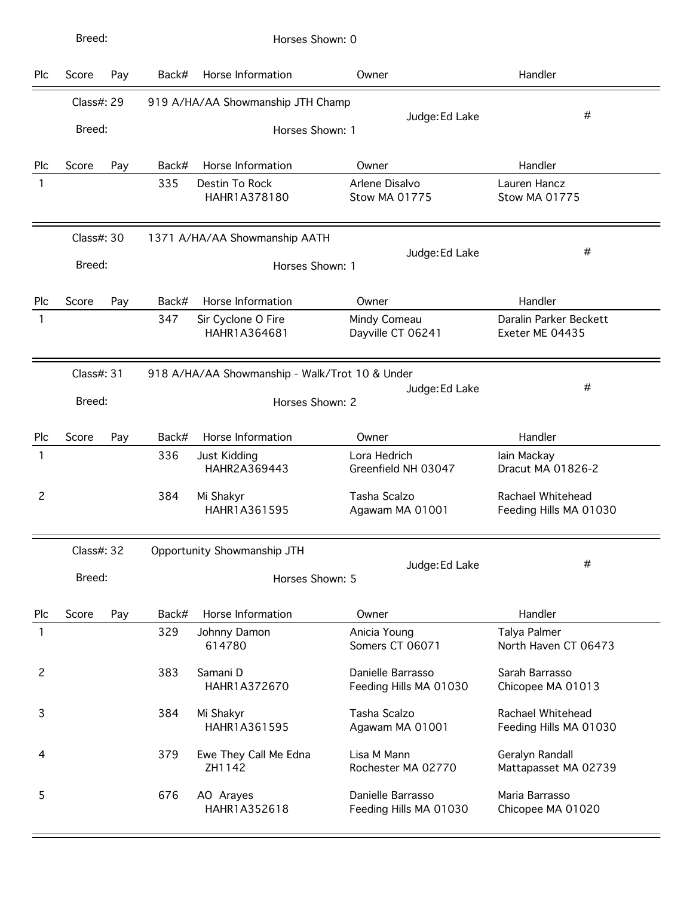Breed: Horses Shown: 0

| Plc | Score | Pay | Back# | Horse Information | Owner | Handler |
|---|---|---|---|---|---|---|

Class#: 29 — 919 A/HA/AA Showmanship JTH Champ — Judge: Ed Lake — #

Breed: Horses Shown: 1

| Plc | Score | Pay | Back# | Horse Information | Owner | Handler |
|---|---|---|---|---|---|---|
| 1 | | | 335 | Destin To Rock<br>HAHR1A378180 | Arlene Disalvo<br>Stow MA 01775 | Lauren Hancz<br>Stow MA 01775 |

Class#: 30 — 1371 A/HA/AA Showmanship AATH — Judge: Ed Lake — #

Breed: Horses Shown: 1

| Plc | Score | Pay | Back# | Horse Information | Owner | Handler |
|---|---|---|---|---|---|---|
| 1 | | | 347 | Sir Cyclone O Fire<br>HAHR1A364681 | Mindy Comeau<br>Dayville CT 06241 | Daralin Parker Beckett<br>Exeter ME 04435 |

Class#: 31 — 918 A/HA/AA Showmanship - Walk/Trot 10 & Under — Judge: Ed Lake — #

Breed: Horses Shown: 2

| Plc | Score | Pay | Back# | Horse Information | Owner | Handler |
|---|---|---|---|---|---|---|
| 1 | | | 336 | Just Kidding<br>HAHR2A369443 | Lora Hedrich<br>Greenfield NH 03047 | Iain Mackay<br>Dracut MA 01826-2 |
| 2 | | | 384 | Mi Shakyr<br>HAHR1A361595 | Tasha Scalzo<br>Agawam MA 01001 | Rachael Whitehead<br>Feeding Hills MA 01030 |

Class#: 32 — Opportunity Showmanship JTH — Judge: Ed Lake — #

Breed: Horses Shown: 5

| Plc | Score | Pay | Back# | Horse Information | Owner | Handler |
|---|---|---|---|---|---|---|
| 1 | | | 329 | Johnny Damon<br>614780 | Anicia Young<br>Somers CT 06071 | Talya Palmer<br>North Haven CT 06473 |
| 2 | | | 383 | Samani D<br>HAHR1A372670 | Danielle Barrasso<br>Feeding Hills MA 01030 | Sarah Barrasso<br>Chicopee MA 01013 |
| 3 | | | 384 | Mi Shakyr<br>HAHR1A361595 | Tasha Scalzo<br>Agawam MA 01001 | Rachael Whitehead<br>Feeding Hills MA 01030 |
| 4 | | | 379 | Ewe They Call Me Edna<br>ZH1142 | Lisa M Mann<br>Rochester MA 02770 | Geralyn Randall<br>Mattapasset MA 02739 |
| 5 | | | 676 | AO Arayes<br>HAHR1A352618 | Danielle Barrasso<br>Feeding Hills MA 01030 | Maria Barrasso<br>Chicopee MA 01020 |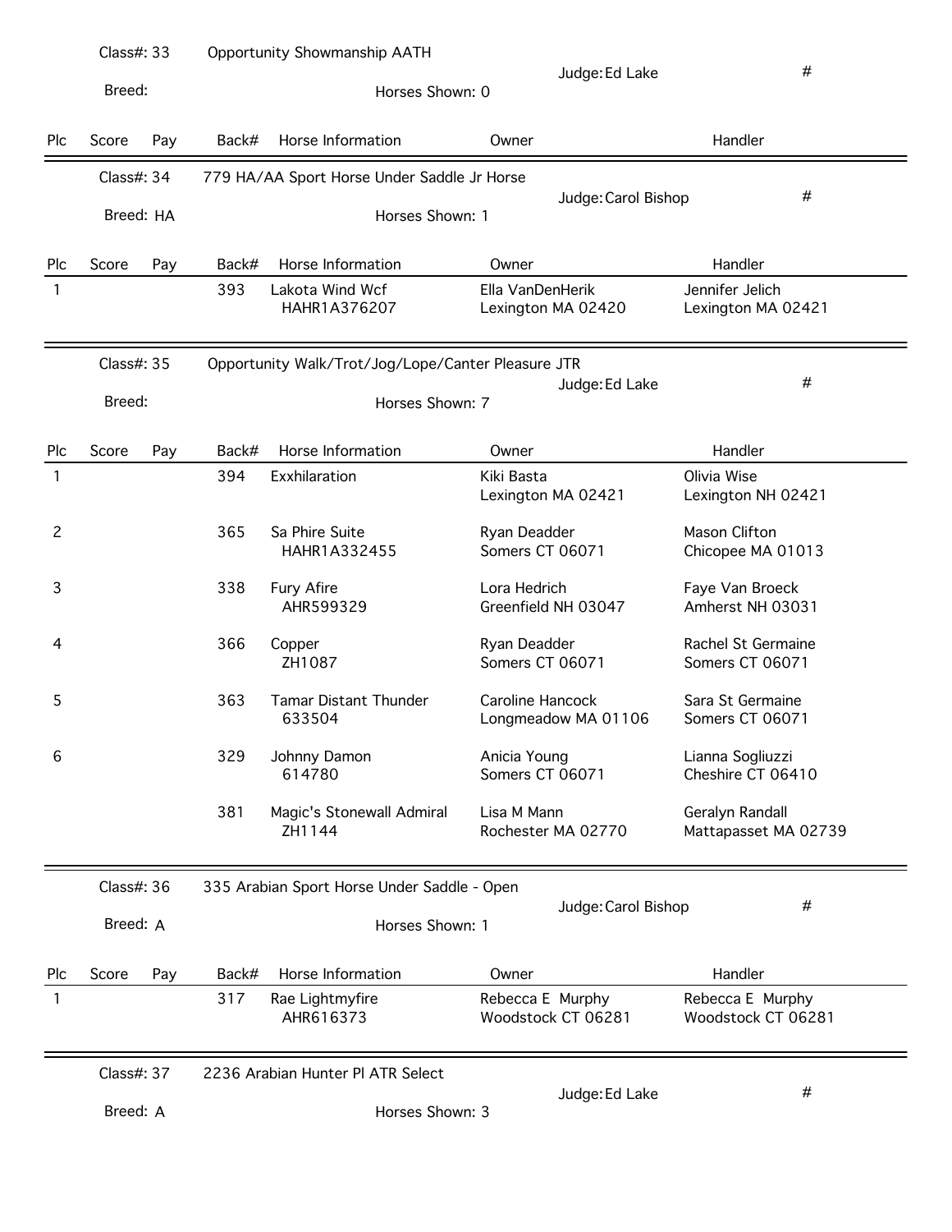Class#: 33 Opportunity Showmanship AATH

Breed:

Judge: Ed Lake

Horses Shown: 0

#

| Plc | Score | Pay | Back# | Horse Information | Owner | Handler |
|---|---|---|---|---|---|---|

---

Class#: 34 779 HA/AA Sport Horse Under Saddle Jr Horse

Breed: HA

Judge: Carol Bishop

Horses Shown: 1

#

| Plc | Score | Pay | Back# | Horse Information | Owner | Handler |
|---|---|---|---|---|---|---|
| 1 | | | 393 | Lakota Wind Wcf HAHR1A376207 | Ella VanDenHerik Lexington MA 02420 | Jennifer Jelich Lexington MA 02421 |

---

Class#: 35 Opportunity Walk/Trot/Jog/Lope/Canter Pleasure JTR

Breed:

Judge: Ed Lake

Horses Shown: 7

#

| Plc | Score | Pay | Back# | Horse Information | Owner | Handler |
|---|---|---|---|---|---|---|
| 1 | | | 394 | Exxhilaration | Kiki Basta Lexington MA 02421 | Olivia Wise Lexington NH 02421 |
| 2 | | | 365 | Sa Phire Suite HAHR1A332455 | Ryan Deadder Somers CT 06071 | Mason Clifton Chicopee MA 01013 |
| 3 | | | 338 | Fury Afire AHR599329 | Lora Hedrich Greenfield NH 03047 | Faye Van Broeck Amherst NH 03031 |
| 4 | | | 366 | Copper ZH1087 | Ryan Deadder Somers CT 06071 | Rachel St Germaine Somers CT 06071 |
| 5 | | | 363 | Tamar Distant Thunder 633504 | Caroline Hancock Longmeadow MA 01106 | Sara St Germaine Somers CT 06071 |
| 6 | | | 329 | Johnny Damon 614780 | Anicia Young Somers CT 06071 | Lianna Sogliuzzi Cheshire CT 06410 |
| | | | 381 | Magic's Stonewall Admiral ZH1144 | Lisa M Mann Rochester MA 02770 | Geralyn Randall Mattapasset MA 02739 |

---

Class#: 36 335 Arabian Sport Horse Under Saddle - Open

Breed: A

Judge: Carol Bishop

Horses Shown: 1

#

| Plc | Score | Pay | Back# | Horse Information | Owner | Handler |
|---|---|---|---|---|---|---|
| 1 | | | 317 | Rae Lightmyfire AHR616373 | Rebecca E Murphy Woodstock CT 06281 | Rebecca E Murphy Woodstock CT 06281 |

---

Class#: 37 2236 Arabian Hunter Pl ATR Select

Breed: A

Judge: Ed Lake

Horses Shown: 3

#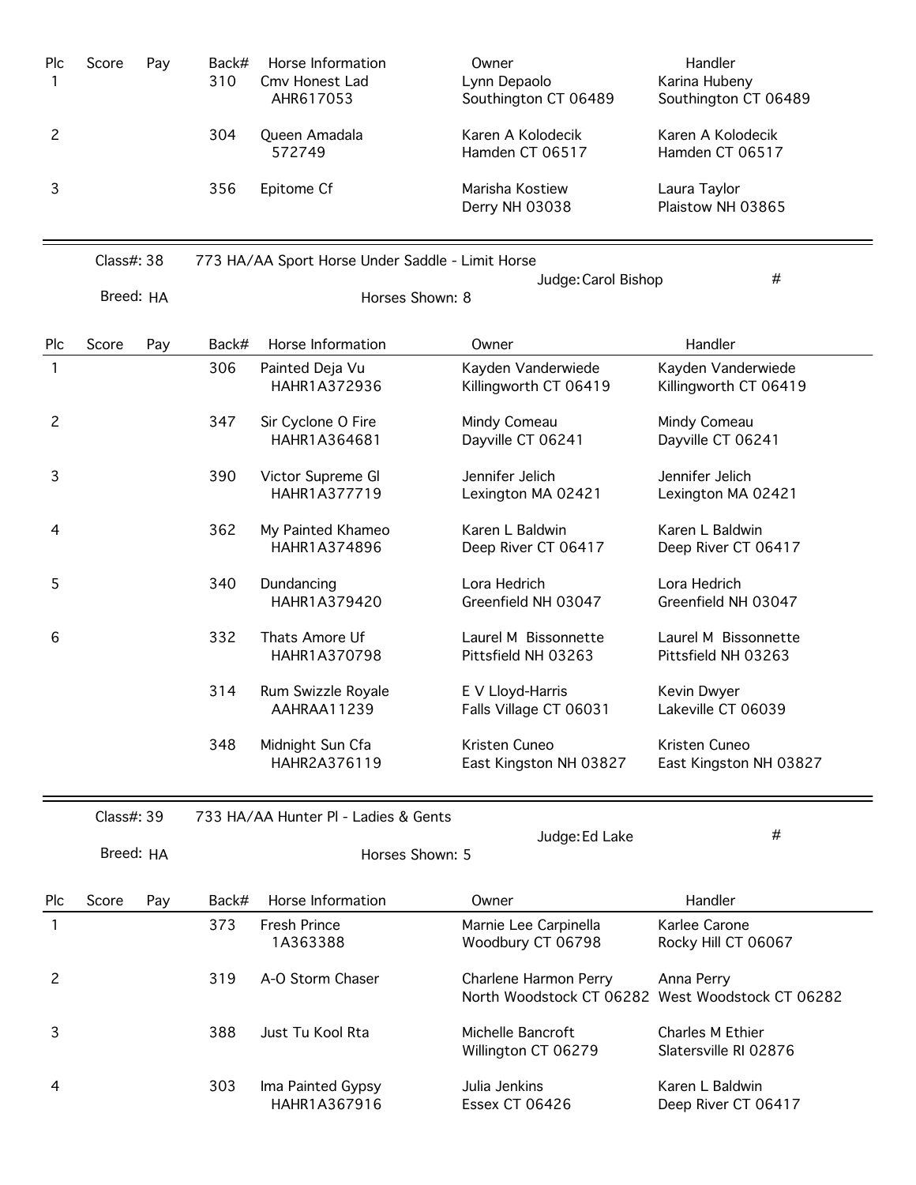| Plc | Score | Pay | Back# | Horse Information | Owner | Handler |
|---|---|---|---|---|---|---|
| 1 | | | 310 | Cmv Honest Lad<br>AHR617053 | Lynn Depaolo<br>Southington CT 06489 | Karina Hubeny<br>Southington CT 06489 |
| 2 | | | 304 | Queen Amadala<br>572749 | Karen A Kolodecik<br>Hamden CT 06517 | Karen A Kolodecik<br>Hamden CT 06517 |
| 3 | | | 356 | Epitome Cf | Marisha Kostiew<br>Derry NH 03038 | Laura Taylor<br>Plaistow NH 03865 |

---

Class#: 38 773 HA/AA Sport Horse Under Saddle - Limit Horse

Judge: Carol Bishop #

Breed: HA Horses Shown: 8

| Plc | Score | Pay | Back# | Horse Information | Owner | Handler |
|---|---|---|---|---|---|---|
| 1 | | | 306 | Painted Deja Vu<br>HAHR1A372936 | Kayden Vanderwiede<br>Killingworth CT 06419 | Kayden Vanderwiede<br>Killingworth CT 06419 |
| 2 | | | 347 | Sir Cyclone O Fire<br>HAHR1A364681 | Mindy Comeau<br>Dayville CT 06241 | Mindy Comeau<br>Dayville CT 06241 |
| 3 | | | 390 | Victor Supreme Gl<br>HAHR1A377719 | Jennifer Jelich<br>Lexington MA 02421 | Jennifer Jelich<br>Lexington MA 02421 |
| 4 | | | 362 | My Painted Khameo<br>HAHR1A374896 | Karen L Baldwin<br>Deep River CT 06417 | Karen L Baldwin<br>Deep River CT 06417 |
| 5 | | | 340 | Dundancing<br>HAHR1A379420 | Lora Hedrich<br>Greenfield NH 03047 | Lora Hedrich<br>Greenfield NH 03047 |
| 6 | | | 332 | Thats Amore Uf<br>HAHR1A370798 | Laurel M Bissonnette<br>Pittsfield NH 03263 | Laurel M Bissonnette<br>Pittsfield NH 03263 |
| | | | 314 | Rum Swizzle Royale<br>AAHRAA11239 | E V Lloyd-Harris<br>Falls Village CT 06031 | Kevin Dwyer<br>Lakeville CT 06039 |
| | | | 348 | Midnight Sun Cfa<br>HAHR2A376119 | Kristen Cuneo<br>East Kingston NH 03827 | Kristen Cuneo<br>East Kingston NH 03827 |

---

Class#: 39 733 HA/AA Hunter Pl - Ladies & Gents

Judge: Ed Lake #

Breed: HA Horses Shown: 5

| Plc | Score | Pay | Back# | Horse Information | Owner | Handler |
|---|---|---|---|---|---|---|
| 1 | | | 373 | Fresh Prince<br>1A363388 | Marnie Lee Carpinella<br>Woodbury CT 06798 | Karlee Carone<br>Rocky Hill CT 06067 |
| 2 | | | 319 | A-O Storm Chaser | Charlene Harmon Perry<br>North Woodstock CT 06282 | Anna Perry<br>West Woodstock CT 06282 |
| 3 | | | 388 | Just Tu Kool Rta | Michelle Bancroft<br>Willington CT 06279 | Charles M Ethier<br>Slatersville RI 02876 |
| 4 | | | 303 | Ima Painted Gypsy<br>HAHR1A367916 | Julia Jenkins<br>Essex CT 06426 | Karen L Baldwin<br>Deep River CT 06417 |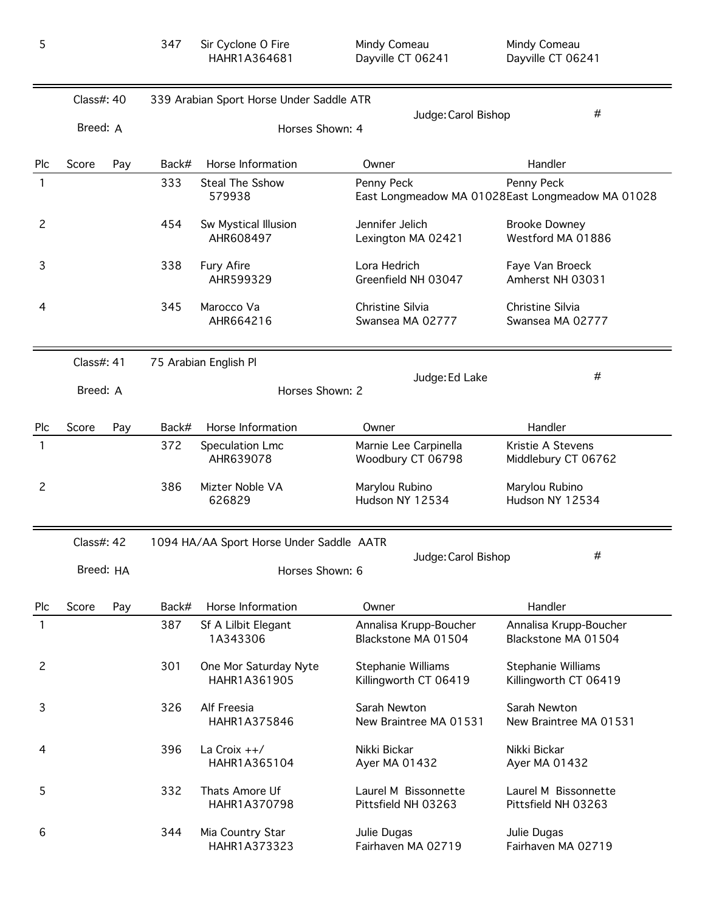| Plc | Score | Pay | Back# | Horse Information | Owner | Handler |
|---|---|---|---|---|---|---|
| 5 | | | 347 | Sir Cyclone O Fire HAHR1A364681 | Mindy Comeau Dayville CT 06241 | Mindy Comeau Dayville CT 06241 |

Class#: 40 — 339 Arabian Sport Horse Under Saddle ATR — Judge: Carol Bishop — #

Breed: A — Horses Shown: 4

| Plc | Score | Pay | Back# | Horse Information | Owner | Handler |
|---|---|---|---|---|---|---|
| 1 | | | 333 | Steal The Sshow 579938 | Penny Peck East Longmeadow MA 01028 | Penny Peck East Longmeadow MA 01028 |
| 2 | | | 454 | Sw Mystical Illusion AHR608497 | Jennifer Jelich Lexington MA 02421 | Brooke Downey Westford MA 01886 |
| 3 | | | 338 | Fury Afire AHR599329 | Lora Hedrich Greenfield NH 03047 | Faye Van Broeck Amherst NH 03031 |
| 4 | | | 345 | Marocco Va AHR664216 | Christine Silvia Swansea MA 02777 | Christine Silvia Swansea MA 02777 |

Class#: 41 — 75 Arabian English Pl — Judge: Ed Lake — #

Breed: A — Horses Shown: 2

| Plc | Score | Pay | Back# | Horse Information | Owner | Handler |
|---|---|---|---|---|---|---|
| 1 | | | 372 | Speculation Lmc AHR639078 | Marnie Lee Carpinella Woodbury CT 06798 | Kristie A Stevens Middlebury CT 06762 |
| 2 | | | 386 | Mizter Noble VA 626829 | Marylou Rubino Hudson NY 12534 | Marylou Rubino Hudson NY 12534 |

Class#: 42 — 1094 HA/AA Sport Horse Under Saddle AATR — Judge: Carol Bishop — #

Breed: HA — Horses Shown: 6

| Plc | Score | Pay | Back# | Horse Information | Owner | Handler |
|---|---|---|---|---|---|---|
| 1 | | | 387 | Sf A Lilbit Elegant 1A343306 | Annalisa Krupp-Boucher Blackstone MA 01504 | Annalisa Krupp-Boucher Blackstone MA 01504 |
| 2 | | | 301 | One Mor Saturday Nyte HAHR1A361905 | Stephanie Williams Killingworth CT 06419 | Stephanie Williams Killingworth CT 06419 |
| 3 | | | 326 | Alf Freesia HAHR1A375846 | Sarah Newton New Braintree MA 01531 | Sarah Newton New Braintree MA 01531 |
| 4 | | | 396 | La Croix ++/ HAHR1A365104 | Nikki Bickar Ayer MA 01432 | Nikki Bickar Ayer MA 01432 |
| 5 | | | 332 | Thats Amore Uf HAHR1A370798 | Laurel M Bissonnette Pittsfield NH 03263 | Laurel M Bissonnette Pittsfield NH 03263 |
| 6 | | | 344 | Mia Country Star HAHR1A373323 | Julie Dugas Fairhaven MA 02719 | Julie Dugas Fairhaven MA 02719 |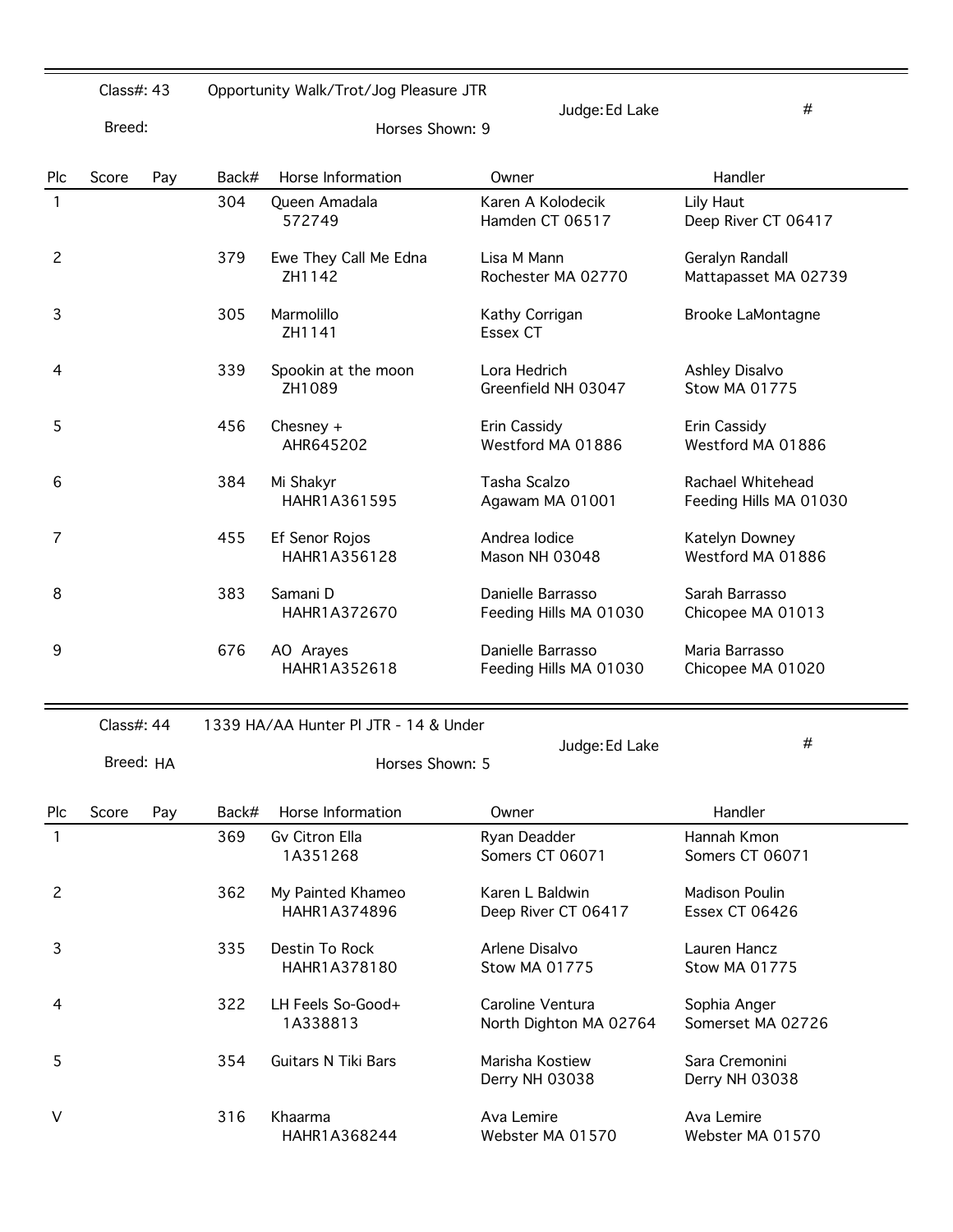Class#: 43 Opportunity Walk/Trot/Jog Pleasure JTR

Judge: Ed Lake #

Breed:

Horses Shown: 9

| Plc | Score | Pay | Back# | Horse Information | Owner | Handler |
|---|---|---|---|---|---|---|
| 1 | | | 304 | Queen Amadala 572749 | Karen A Kolodecik Hamden CT 06517 | Lily Haut Deep River CT 06417 |
| 2 | | | 379 | Ewe They Call Me Edna ZH1142 | Lisa M Mann Rochester MA 02770 | Geralyn Randall Mattapasset MA 02739 |
| 3 | | | 305 | Marmolillo ZH1141 | Kathy Corrigan Essex CT | Brooke LaMontagne |
| 4 | | | 339 | Spookin at the moon ZH1089 | Lora Hedrich Greenfield NH 03047 | Ashley Disalvo Stow MA 01775 |
| 5 | | | 456 | Chesney + AHR645202 | Erin Cassidy Westford MA 01886 | Erin Cassidy Westford MA 01886 |
| 6 | | | 384 | Mi Shakyr HAHR1A361595 | Tasha Scalzo Agawam MA 01001 | Rachael Whitehead Feeding Hills MA 01030 |
| 7 | | | 455 | Ef Senor Rojos HAHR1A356128 | Andrea Iodice Mason NH 03048 | Katelyn Downey Westford MA 01886 |
| 8 | | | 383 | Samani D HAHR1A372670 | Danielle Barrasso Feeding Hills MA 01030 | Sarah Barrasso Chicopee MA 01013 |
| 9 | | | 676 | AO Arayes HAHR1A352618 | Danielle Barrasso Feeding Hills MA 01030 | Maria Barrasso Chicopee MA 01020 |

Class#: 44 1339 HA/AA Hunter Pl JTR - 14 & Under

Judge: Ed Lake #

Breed: HA

Horses Shown: 5

| Plc | Score | Pay | Back# | Horse Information | Owner | Handler |
|---|---|---|---|---|---|---|
| 1 | | | 369 | Gv Citron Ella 1A351268 | Ryan Deadder Somers CT 06071 | Hannah Kmon Somers CT 06071 |
| 2 | | | 362 | My Painted Khameo HAHR1A374896 | Karen L Baldwin Deep River CT 06417 | Madison Poulin Essex CT 06426 |
| 3 | | | 335 | Destin To Rock HAHR1A378180 | Arlene Disalvo Stow MA 01775 | Lauren Hancz Stow MA 01775 |
| 4 | | | 322 | LH Feels So-Good+ 1A338813 | Caroline Ventura North Dighton MA 02764 | Sophia Anger Somerset MA 02726 |
| 5 | | | 354 | Guitars N Tiki Bars | Marisha Kostiew Derry NH 03038 | Sara Cremonini Derry NH 03038 |
| V | | | 316 | Khaarma HAHR1A368244 | Ava Lemire Webster MA 01570 | Ava Lemire Webster MA 01570 |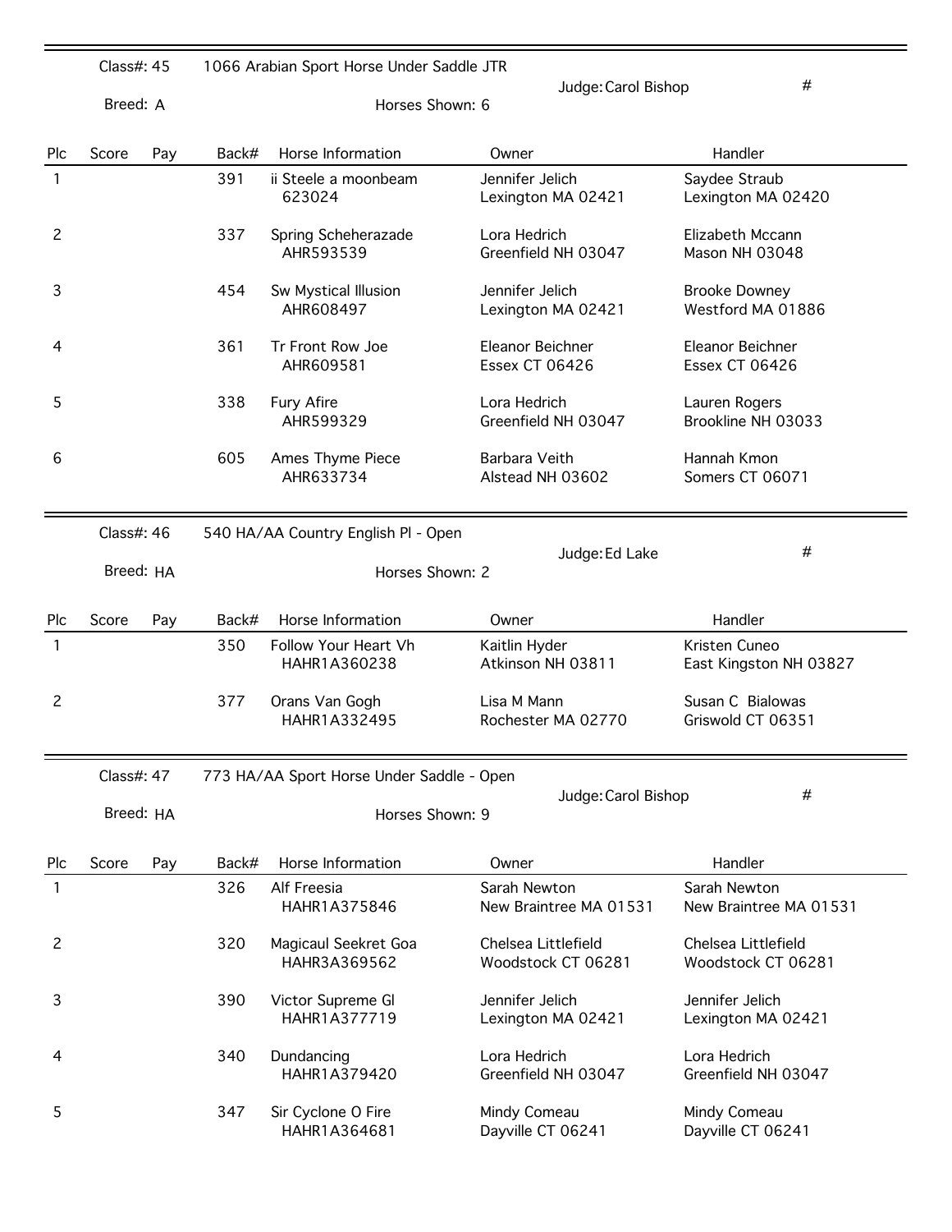Class#: 45 — 1066 Arabian Sport Horse Under Saddle JTR

Judge: Carol Bishop — #

Breed: A — Horses Shown: 6

| Plc | Score | Pay | Back# | Horse Information | Owner | Handler |
|---|---|---|---|---|---|---|
| 1 | | | 391 | ii Steele a moonbeam 623024 | Jennifer Jelich Lexington MA 02421 | Saydee Straub Lexington MA 02420 |
| 2 | | | 337 | Spring Scheherazade AHR593539 | Lora Hedrich Greenfield NH 03047 | Elizabeth Mccann Mason NH 03048 |
| 3 | | | 454 | Sw Mystical Illusion AHR608497 | Jennifer Jelich Lexington MA 02421 | Brooke Downey Westford MA 01886 |
| 4 | | | 361 | Tr Front Row Joe AHR609581 | Eleanor Beichner Essex CT 06426 | Eleanor Beichner Essex CT 06426 |
| 5 | | | 338 | Fury Afire AHR599329 | Lora Hedrich Greenfield NH 03047 | Lauren Rogers Brookline NH 03033 |
| 6 | | | 605 | Ames Thyme Piece AHR633734 | Barbara Veith Alstead NH 03602 | Hannah Kmon Somers CT 06071 |

Class#: 46 — 540 HA/AA Country English Pl - Open

Judge: Ed Lake — #

Breed: HA — Horses Shown: 2

| Plc | Score | Pay | Back# | Horse Information | Owner | Handler |
|---|---|---|---|---|---|---|
| 1 | | | 350 | Follow Your Heart Vh HAHR1A360238 | Kaitlin Hyder Atkinson NH 03811 | Kristen Cuneo East Kingston NH 03827 |
| 2 | | | 377 | Orans Van Gogh HAHR1A332495 | Lisa M Mann Rochester MA 02770 | Susan C Bialowas Griswold CT 06351 |

Class#: 47 — 773 HA/AA Sport Horse Under Saddle - Open

Judge: Carol Bishop — #

Breed: HA — Horses Shown: 9

| Plc | Score | Pay | Back# | Horse Information | Owner | Handler |
|---|---|---|---|---|---|---|
| 1 | | | 326 | Alf Freesia HAHR1A375846 | Sarah Newton New Braintree MA 01531 | Sarah Newton New Braintree MA 01531 |
| 2 | | | 320 | Magicaul Seekret Goa HAHR3A369562 | Chelsea Littlefield Woodstock CT 06281 | Chelsea Littlefield Woodstock CT 06281 |
| 3 | | | 390 | Victor Supreme Gl HAHR1A377719 | Jennifer Jelich Lexington MA 02421 | Jennifer Jelich Lexington MA 02421 |
| 4 | | | 340 | Dundancing HAHR1A379420 | Lora Hedrich Greenfield NH 03047 | Lora Hedrich Greenfield NH 03047 |
| 5 | | | 347 | Sir Cyclone O Fire HAHR1A364681 | Mindy Comeau Dayville CT 06241 | Mindy Comeau Dayville CT 06241 |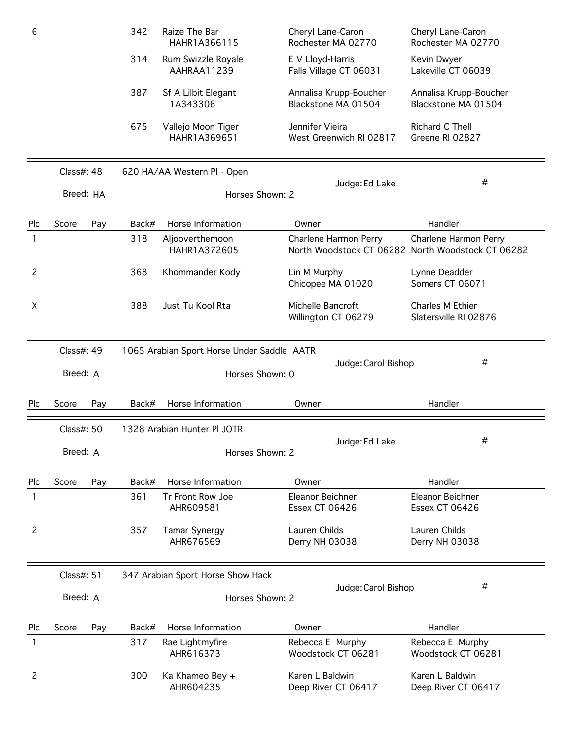| Plc | Score | Pay | Back# | Horse Information | Owner | Handler |
|---|---|---|---|---|---|---|
| 6 | | | 342 | Raize The Bar HAHR1A366115 | Cheryl Lane-Caron Rochester MA 02770 | Cheryl Lane-Caron Rochester MA 02770 |
| | | | 314 | Rum Swizzle Royale AAHRAA11239 | E V Lloyd-Harris Falls Village CT 06031 | Kevin Dwyer Lakeville CT 06039 |
| | | | 387 | Sf A Lilbit Elegant 1A343306 | Annalisa Krupp-Boucher Blackstone MA 01504 | Annalisa Krupp-Boucher Blackstone MA 01504 |
| | | | 675 | Vallejo Moon Tiger HAHR1A369651 | Jennifer Vieira West Greenwich RI 02817 | Richard C Thell Greene RI 02827 |

Class#: 48 620 HA/AA Western Pl - Open Judge: Ed Lake #

Breed: HA Horses Shown: 2

| Plc | Score | Pay | Back# | Horse Information | Owner | Handler |
|---|---|---|---|---|---|---|
| 1 | | | 318 | Aljooverthemoon HAHR1A372605 | Charlene Harmon Perry North Woodstock CT 06282 | Charlene Harmon Perry North Woodstock CT 06282 |
| 2 | | | 368 | Khommander Kody | Lin M Murphy Chicopee MA 01020 | Lynne Deadder Somers CT 06071 |
| X | | | 388 | Just Tu Kool Rta | Michelle Bancroft Willington CT 06279 | Charles M Ethier Slatersville RI 02876 |

Class#: 49 1065 Arabian Sport Horse Under Saddle AATR Judge: Carol Bishop #

Breed: A Horses Shown: 0

| Plc | Score | Pay | Back# | Horse Information | Owner | Handler |
|---|---|---|---|---|---|---|

Class#: 50 1328 Arabian Hunter Pl JOTR Judge: Ed Lake #

Breed: A Horses Shown: 2

| Plc | Score | Pay | Back# | Horse Information | Owner | Handler |
|---|---|---|---|---|---|---|
| 1 | | | 361 | Tr Front Row Joe AHR609581 | Eleanor Beichner Essex CT 06426 | Eleanor Beichner Essex CT 06426 |
| 2 | | | 357 | Tamar Synergy AHR676569 | Lauren Childs Derry NH 03038 | Lauren Childs Derry NH 03038 |

Class#: 51 347 Arabian Sport Horse Show Hack Judge: Carol Bishop #

Breed: A Horses Shown: 2

| Plc | Score | Pay | Back# | Horse Information | Owner | Handler |
|---|---|---|---|---|---|---|
| 1 | | | 317 | Rae Lightmyfire AHR616373 | Rebecca E Murphy Woodstock CT 06281 | Rebecca E Murphy Woodstock CT 06281 |
| 2 | | | 300 | Ka Khameo Bey + AHR604235 | Karen L Baldwin Deep River CT 06417 | Karen L Baldwin Deep River CT 06417 |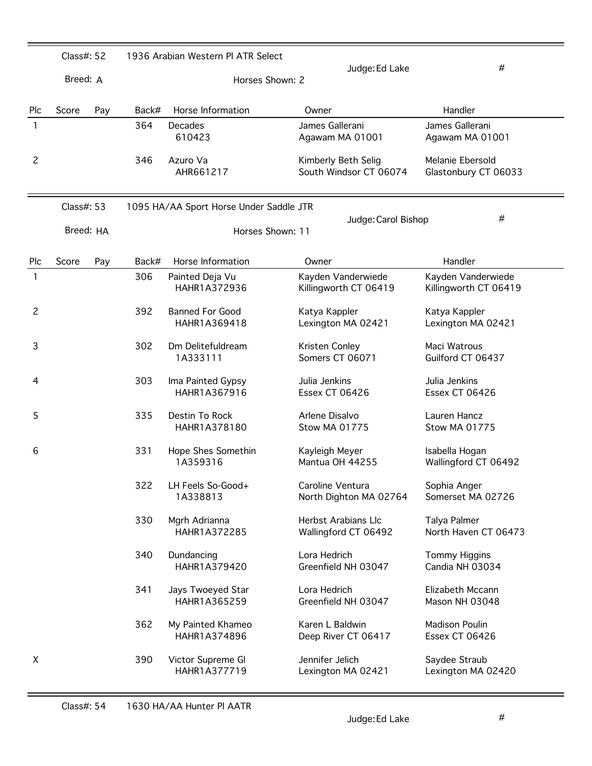Class#: 52 1936 Arabian Western Pl ATR Select

Breed: A

Judge: Ed Lake

Horses Shown: 2

#

| Plc | Score | Pay | Back# | Horse Information | Owner | Handler |
|---|---|---|---|---|---|---|
| 1 | | | 364 | Decades<br>610423 | James Gallerani<br>Agawam MA 01001 | James Gallerani<br>Agawam MA 01001 |
| 2 | | | 346 | Azuro Va<br>AHR661217 | Kimberly Beth Selig<br>South Windsor CT 06074 | Melanie Ebersold<br>Glastonbury CT 06033 |

Class#: 53 1095 HA/AA Sport Horse Under Saddle JTR

Breed: HA

Judge: Carol Bishop

Horses Shown: 11

#

| Plc | Score | Pay | Back# | Horse Information | Owner | Handler |
|---|---|---|---|---|---|---|
| 1 | | | 306 | Painted Deja Vu<br>HAHR1A372936 | Kayden Vanderwiede<br>Killingworth CT 06419 | Kayden Vanderwiede<br>Killingworth CT 06419 |
| 2 | | | 392 | Banned For Good<br>HAHR1A369418 | Katya Kappler<br>Lexington MA 02421 | Katya Kappler<br>Lexington MA 02421 |
| 3 | | | 302 | Dm Delitefuldream<br>1A333111 | Kristen Conley<br>Somers CT 06071 | Maci Watrous<br>Guilford CT 06437 |
| 4 | | | 303 | Ima Painted Gypsy<br>HAHR1A367916 | Julia Jenkins<br>Essex CT 06426 | Julia Jenkins<br>Essex CT 06426 |
| 5 | | | 335 | Destin To Rock<br>HAHR1A378180 | Arlene Disalvo<br>Stow MA 01775 | Lauren Hancz<br>Stow MA 01775 |
| 6 | | | 331 | Hope Shes Somethin<br>1A359316 | Kayleigh Meyer<br>Mantua OH 44255 | Isabella Hogan<br>Wallingford CT 06492 |
| | | | 322 | LH Feels So-Good+<br>1A338813 | Caroline Ventura<br>North Dighton MA 02764 | Sophia Anger<br>Somerset MA 02726 |
| | | | 330 | Mgrh Adrianna<br>HAHR1A372285 | Herbst Arabians Llc<br>Wallingford CT 06492 | Talya Palmer<br>North Haven CT 06473 |
| | | | 340 | Dundancing<br>HAHR1A379420 | Lora Hedrich<br>Greenfield NH 03047 | Tommy Higgins<br>Candia NH 03034 |
| | | | 341 | Jays Twoeyed Star<br>HAHR1A365259 | Lora Hedrich<br>Greenfield NH 03047 | Elizabeth Mccann<br>Mason NH 03048 |
| | | | 362 | My Painted Khameo<br>HAHR1A374896 | Karen L Baldwin<br>Deep River CT 06417 | Madison Poulin<br>Essex CT 06426 |
| X | | | 390 | Victor Supreme Gl<br>HAHR1A377719 | Jennifer Jelich<br>Lexington MA 02421 | Saydee Straub<br>Lexington MA 02420 |

Class#: 54 1630 HA/AA Hunter Pl AATR

Judge: Ed Lake

#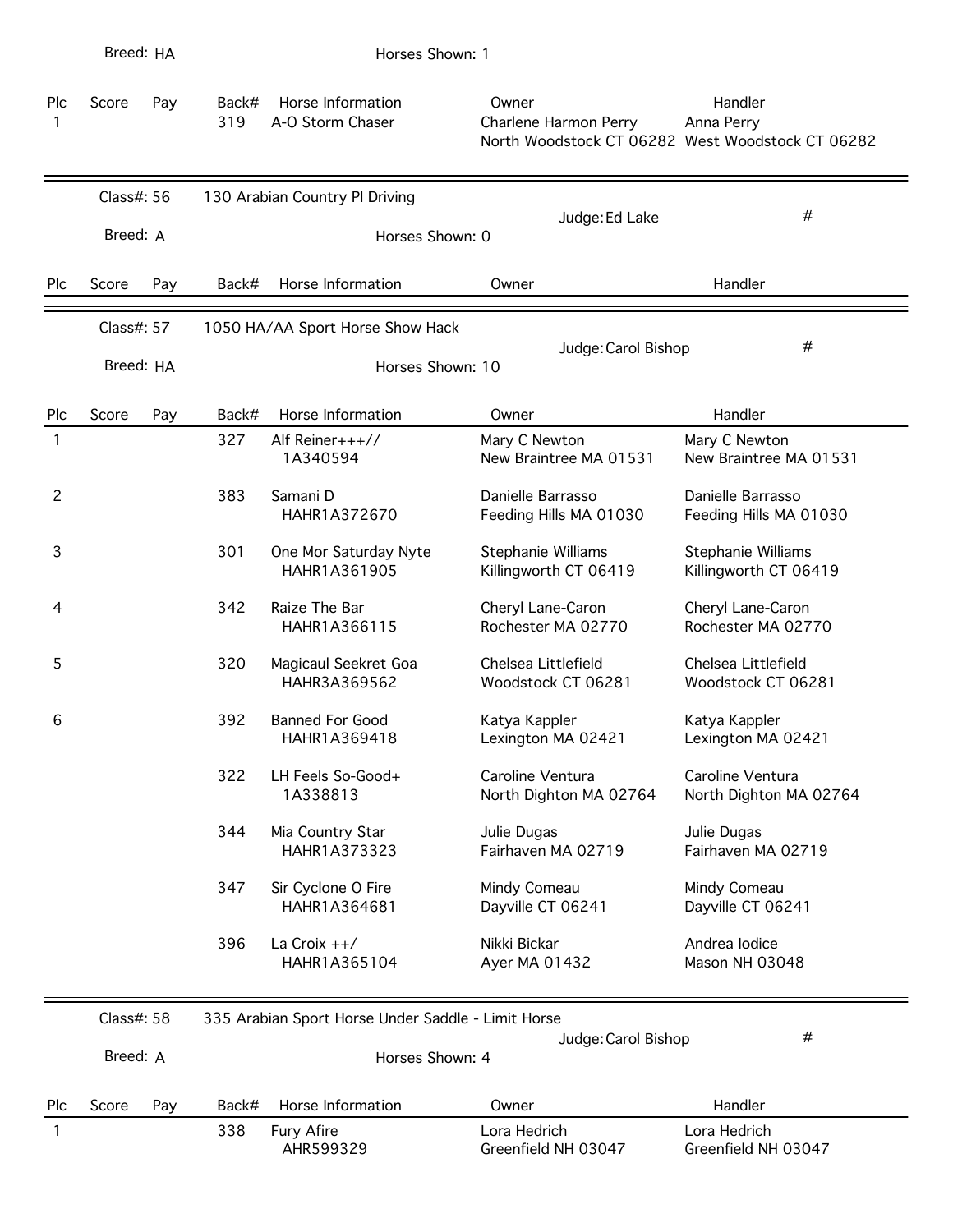Breed: HA | Horses Shown: 1

| Plc | Score | Pay | Back# | Horse Information | Owner | Handler |
|---|---|---|---|---|---|---|
| 1 | | | 319 | A-O Storm Chaser | Charlene Harmon Perry North Woodstock CT 06282 | Anna Perry West Woodstock CT 06282 |

---

Class#: 56 | 130 Arabian Country Pl Driving | Judge: Ed Lake | #

Breed: A | Horses Shown: 0

| Plc | Score | Pay | Back# | Horse Information | Owner | Handler |
|---|---|---|---|---|---|---|

---

Class#: 57 | 1050 HA/AA Sport Horse Show Hack | Judge: Carol Bishop | #

Breed: HA | Horses Shown: 10

| Plc | Score | Pay | Back# | Horse Information | Owner | Handler |
|---|---|---|---|---|---|---|
| 1 | | | 327 | Alf Reiner+++// 1A340594 | Mary C Newton New Braintree MA 01531 | Mary C Newton New Braintree MA 01531 |
| 2 | | | 383 | Samani D HAHR1A372670 | Danielle Barrasso Feeding Hills MA 01030 | Danielle Barrasso Feeding Hills MA 01030 |
| 3 | | | 301 | One Mor Saturday Nyte HAHR1A361905 | Stephanie Williams Killingworth CT 06419 | Stephanie Williams Killingworth CT 06419 |
| 4 | | | 342 | Raize The Bar HAHR1A366115 | Cheryl Lane-Caron Rochester MA 02770 | Cheryl Lane-Caron Rochester MA 02770 |
| 5 | | | 320 | Magicaul Seekret Goa HAHR3A369562 | Chelsea Littlefield Woodstock CT 06281 | Chelsea Littlefield Woodstock CT 06281 |
| 6 | | | 392 | Banned For Good HAHR1A369418 | Katya Kappler Lexington MA 02421 | Katya Kappler Lexington MA 02421 |
| | | | 322 | LH Feels So-Good+ 1A338813 | Caroline Ventura North Dighton MA 02764 | Caroline Ventura North Dighton MA 02764 |
| | | | 344 | Mia Country Star HAHR1A373323 | Julie Dugas Fairhaven MA 02719 | Julie Dugas Fairhaven MA 02719 |
| | | | 347 | Sir Cyclone O Fire HAHR1A364681 | Mindy Comeau Dayville CT 06241 | Mindy Comeau Dayville CT 06241 |
| | | | 396 | La Croix ++/ HAHR1A365104 | Nikki Bickar Ayer MA 01432 | Andrea Iodice Mason NH 03048 |

---

Class#: 58 | 335 Arabian Sport Horse Under Saddle - Limit Horse | Judge: Carol Bishop | #

Breed: A | Horses Shown: 4

| Plc | Score | Pay | Back# | Horse Information | Owner | Handler |
|---|---|---|---|---|---|---|
| 1 | | | 338 | Fury Afire AHR599329 | Lora Hedrich Greenfield NH 03047 | Lora Hedrich Greenfield NH 03047 |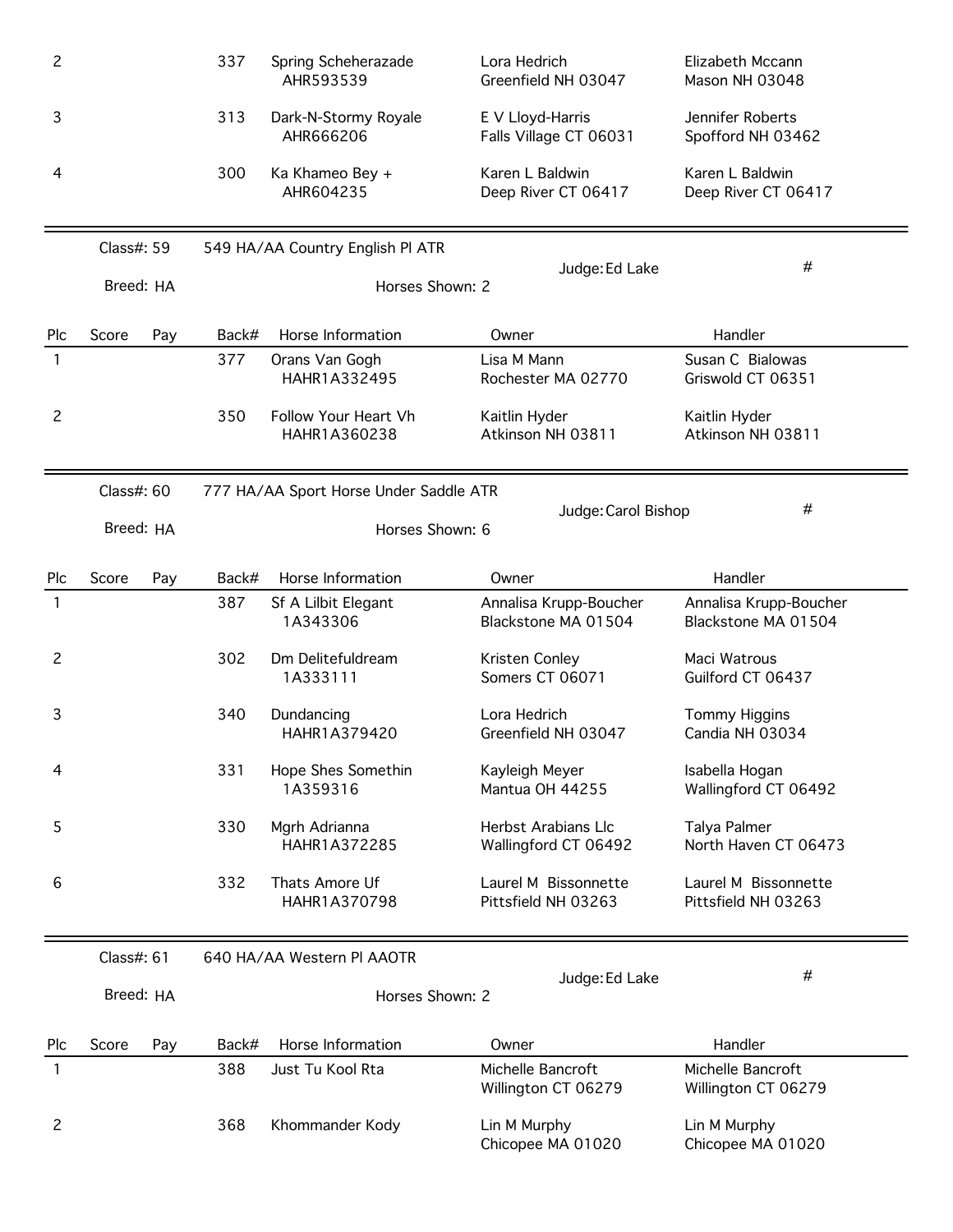| Plc | Score | Pay | Back# | Horse Information | Owner | Handler |
|---|---|---|---|---|---|---|
| 2 | | | 337 | Spring Scheherazade AHR593539 | Lora Hedrich Greenfield NH 03047 | Elizabeth Mccann Mason NH 03048 |
| 3 | | | 313 | Dark-N-Stormy Royale AHR666206 | E V Lloyd-Harris Falls Village CT 06031 | Jennifer Roberts Spofford NH 03462 |
| 4 | | | 300 | Ka Khameo Bey + AHR604235 | Karen L Baldwin Deep River CT 06417 | Karen L Baldwin Deep River CT 06417 |

Class#: 59 549 HA/AA Country English Pl ATR Judge: Ed Lake #

Breed: HA Horses Shown: 2

| Plc | Score | Pay | Back# | Horse Information | Owner | Handler |
|---|---|---|---|---|---|---|
| 1 | | | 377 | Orans Van Gogh HAHR1A332495 | Lisa M Mann Rochester MA 02770 | Susan C Bialowas Griswold CT 06351 |
| 2 | | | 350 | Follow Your Heart Vh HAHR1A360238 | Kaitlin Hyder Atkinson NH 03811 | Kaitlin Hyder Atkinson NH 03811 |

Class#: 60 777 HA/AA Sport Horse Under Saddle ATR Judge: Carol Bishop #

Breed: HA Horses Shown: 6

| Plc | Score | Pay | Back# | Horse Information | Owner | Handler |
|---|---|---|---|---|---|---|
| 1 | | | 387 | Sf A Lilbit Elegant 1A343306 | Annalisa Krupp-Boucher Blackstone MA 01504 | Annalisa Krupp-Boucher Blackstone MA 01504 |
| 2 | | | 302 | Dm Delitefuldream 1A333111 | Kristen Conley Somers CT 06071 | Maci Watrous Guilford CT 06437 |
| 3 | | | 340 | Dundancing HAHR1A379420 | Lora Hedrich Greenfield NH 03047 | Tommy Higgins Candia NH 03034 |
| 4 | | | 331 | Hope Shes Somethin 1A359316 | Kayleigh Meyer Mantua OH 44255 | Isabella Hogan Wallingford CT 06492 |
| 5 | | | 330 | Mgrh Adrianna HAHR1A372285 | Herbst Arabians Llc Wallingford CT 06492 | Talya Palmer North Haven CT 06473 |
| 6 | | | 332 | Thats Amore Uf HAHR1A370798 | Laurel M Bissonnette Pittsfield NH 03263 | Laurel M Bissonnette Pittsfield NH 03263 |

Class#: 61 640 HA/AA Western Pl AAOTR Judge: Ed Lake #

Breed: HA Horses Shown: 2

| Plc | Score | Pay | Back# | Horse Information | Owner | Handler |
|---|---|---|---|---|---|---|
| 1 | | | 388 | Just Tu Kool Rta | Michelle Bancroft Willington CT 06279 | Michelle Bancroft Willington CT 06279 |
| 2 | | | 368 | Khommander Kody | Lin M Murphy Chicopee MA 01020 | Lin M Murphy Chicopee MA 01020 |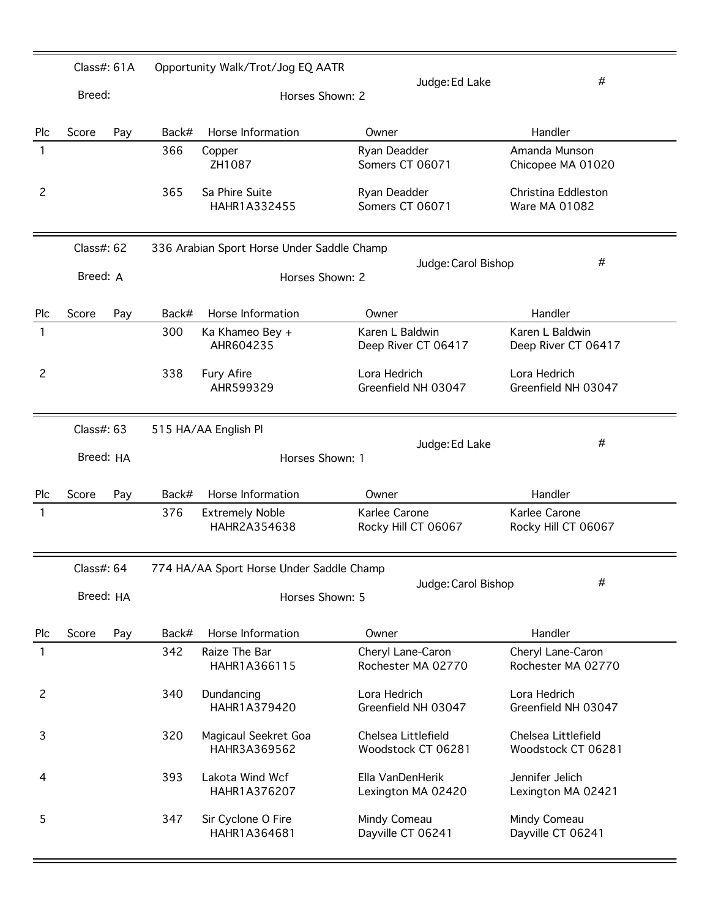Class#: 61A | Opportunity Walk/Trot/Jog EQ AATR | Judge: Ed Lake | #

Breed: | Horses Shown: 2

| Plc | Score | Pay | Back# | Horse Information | Owner | Handler |
|---|---|---|---|---|---|---|
| 1 | | | 366 | Copper<br>ZH1087 | Ryan Deadder<br>Somers CT 06071 | Amanda Munson<br>Chicopee MA 01020 |
| 2 | | | 365 | Sa Phire Suite<br>HAHR1A332455 | Ryan Deadder<br>Somers CT 06071 | Christina Eddleston<br>Ware MA 01082 |

Class#: 62 | 336 Arabian Sport Horse Under Saddle Champ | Judge: Carol Bishop | #

Breed: A | Horses Shown: 2

| Plc | Score | Pay | Back# | Horse Information | Owner | Handler |
|---|---|---|---|---|---|---|
| 1 | | | 300 | Ka Khameo Bey +<br>AHR604235 | Karen L Baldwin<br>Deep River CT 06417 | Karen L Baldwin<br>Deep River CT 06417 |
| 2 | | | 338 | Fury Afire<br>AHR599329 | Lora Hedrich<br>Greenfield NH 03047 | Lora Hedrich<br>Greenfield NH 03047 |

Class#: 63 | 515 HA/AA English Pl | Judge: Ed Lake | #

Breed: HA | Horses Shown: 1

| Plc | Score | Pay | Back# | Horse Information | Owner | Handler |
|---|---|---|---|---|---|---|
| 1 | | | 376 | Extremely Noble<br>HAHR2A354638 | Karlee Carone<br>Rocky Hill CT 06067 | Karlee Carone<br>Rocky Hill CT 06067 |

Class#: 64 | 774 HA/AA Sport Horse Under Saddle Champ | Judge: Carol Bishop | #

Breed: HA | Horses Shown: 5

| Plc | Score | Pay | Back# | Horse Information | Owner | Handler |
|---|---|---|---|---|---|---|
| 1 | | | 342 | Raize The Bar<br>HAHR1A366115 | Cheryl Lane-Caron<br>Rochester MA 02770 | Cheryl Lane-Caron<br>Rochester MA 02770 |
| 2 | | | 340 | Dundancing<br>HAHR1A379420 | Lora Hedrich<br>Greenfield NH 03047 | Lora Hedrich<br>Greenfield NH 03047 |
| 3 | | | 320 | Magicaul Seekret Goa<br>HAHR3A369562 | Chelsea Littlefield<br>Woodstock CT 06281 | Chelsea Littlefield<br>Woodstock CT 06281 |
| 4 | | | 393 | Lakota Wind Wcf<br>HAHR1A376207 | Ella VanDenHerik<br>Lexington MA 02420 | Jennifer Jelich<br>Lexington MA 02421 |
| 5 | | | 347 | Sir Cyclone O Fire<br>HAHR1A364681 | Mindy Comeau<br>Dayville CT 06241 | Mindy Comeau<br>Dayville CT 06241 |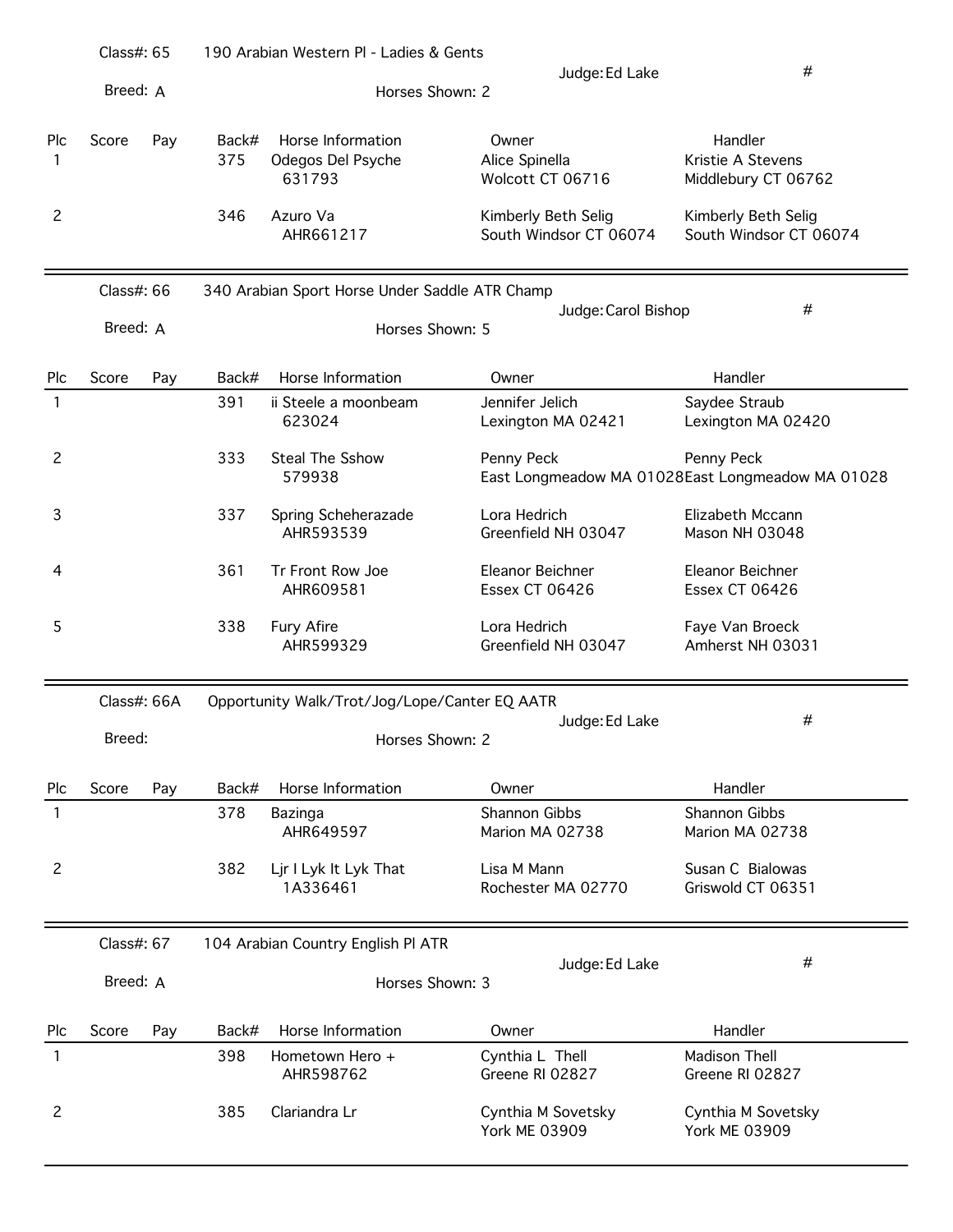Class#: 65 — 190 Arabian Western Pl - Ladies & Gents

Breed: A — Horses Shown: 2 — Judge: Ed Lake — #

| Plc | Score | Pay | Back# | Horse Information | Owner | Handler |
|---|---|---|---|---|---|---|
| 1 | | | 375 | Odegos Del Psyche 631793 | Alice Spinella Wolcott CT 06716 | Kristie A Stevens Middlebury CT 06762 |
| 2 | | | 346 | Azuro Va AHR661217 | Kimberly Beth Selig South Windsor CT 06074 | Kimberly Beth Selig South Windsor CT 06074 |

Class#: 66 — 340 Arabian Sport Horse Under Saddle ATR Champ

Breed: A — Horses Shown: 5 — Judge: Carol Bishop — #

| Plc | Score | Pay | Back# | Horse Information | Owner | Handler |
|---|---|---|---|---|---|---|
| 1 | | | 391 | ii Steele a moonbeam 623024 | Jennifer Jelich Lexington MA 02421 | Saydee Straub Lexington MA 02420 |
| 2 | | | 333 | Steal The Sshow 579938 | Penny Peck East Longmeadow MA 01028 | Penny Peck East Longmeadow MA 01028 |
| 3 | | | 337 | Spring Scheherazade AHR593539 | Lora Hedrich Greenfield NH 03047 | Elizabeth Mccann Mason NH 03048 |
| 4 | | | 361 | Tr Front Row Joe AHR609581 | Eleanor Beichner Essex CT 06426 | Eleanor Beichner Essex CT 06426 |
| 5 | | | 338 | Fury Afire AHR599329 | Lora Hedrich Greenfield NH 03047 | Faye Van Broeck Amherst NH 03031 |

Class#: 66A — Opportunity Walk/Trot/Jog/Lope/Canter EQ AATR

Breed: — Horses Shown: 2 — Judge: Ed Lake — #

| Plc | Score | Pay | Back# | Horse Information | Owner | Handler |
|---|---|---|---|---|---|---|
| 1 | | | 378 | Bazinga AHR649597 | Shannon Gibbs Marion MA 02738 | Shannon Gibbs Marion MA 02738 |
| 2 | | | 382 | Ljr I Lyk It Lyk That 1A336461 | Lisa M Mann Rochester MA 02770 | Susan C Bialowas Griswold CT 06351 |

Class#: 67 — 104 Arabian Country English Pl ATR

Breed: A — Horses Shown: 3 — Judge: Ed Lake — #

| Plc | Score | Pay | Back# | Horse Information | Owner | Handler |
|---|---|---|---|---|---|---|
| 1 | | | 398 | Hometown Hero + AHR598762 | Cynthia L Thell Greene RI 02827 | Madison Thell Greene RI 02827 |
| 2 | | | 385 | Clariandra Lr | Cynthia M Sovetsky York ME 03909 | Cynthia M Sovetsky York ME 03909 |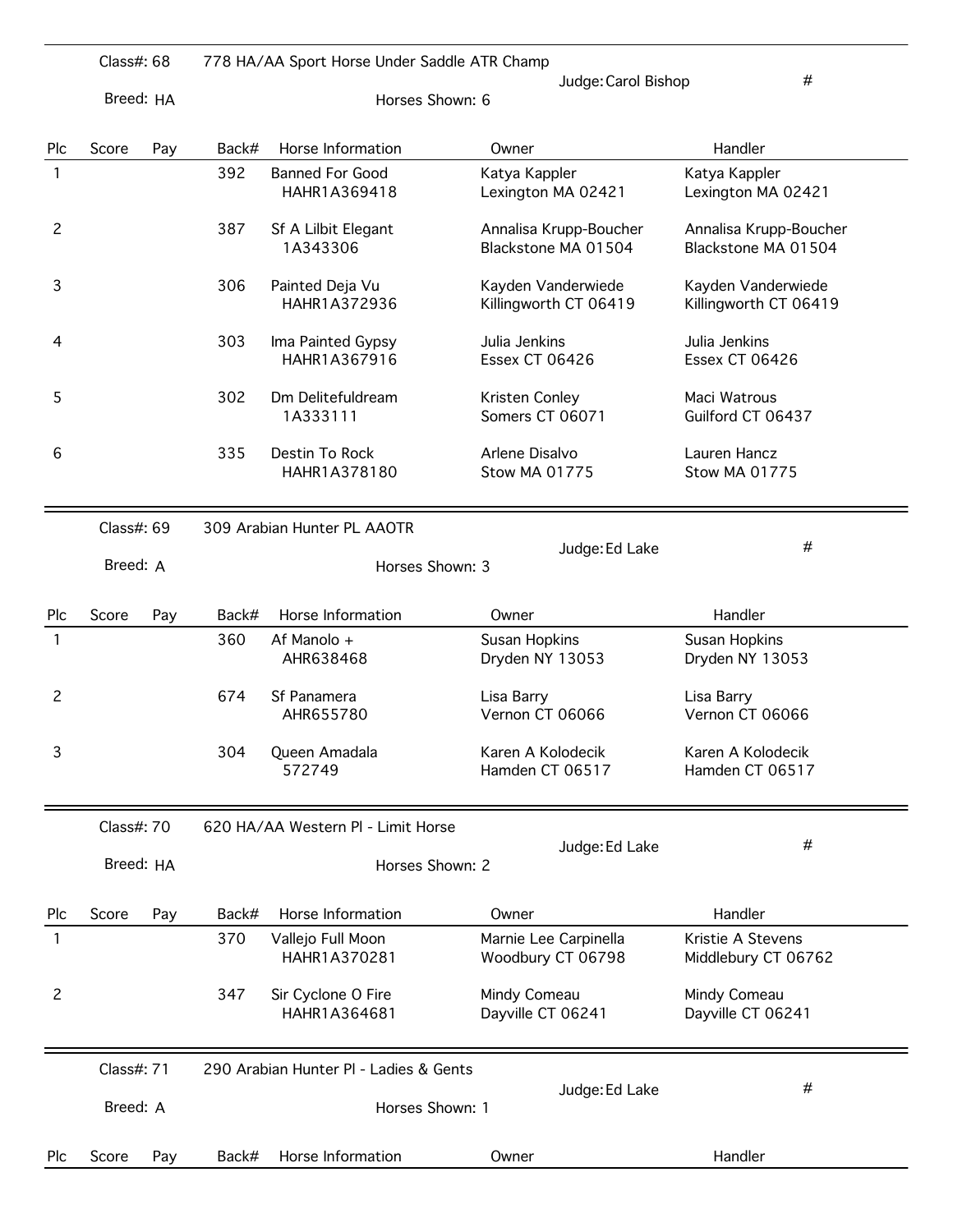Class#: 68 | 778 HA/AA Sport Horse Under Saddle ATR Champ | Judge: Carol Bishop | #

Breed: HA | Horses Shown: 6

| Plc | Score | Pay | Back# | Horse Information | Owner | Handler |
|---|---|---|---|---|---|---|
| 1 | | | 392 | Banned For Good<br>HAHR1A369418 | Katya Kappler<br>Lexington MA 02421 | Katya Kappler<br>Lexington MA 02421 |
| 2 | | | 387 | Sf A Lilbit Elegant<br>1A343306 | Annalisa Krupp-Boucher<br>Blackstone MA 01504 | Annalisa Krupp-Boucher<br>Blackstone MA 01504 |
| 3 | | | 306 | Painted Deja Vu<br>HAHR1A372936 | Kayden Vanderwiede<br>Killingworth CT 06419 | Kayden Vanderwiede<br>Killingworth CT 06419 |
| 4 | | | 303 | Ima Painted Gypsy<br>HAHR1A367916 | Julia Jenkins<br>Essex CT 06426 | Julia Jenkins<br>Essex CT 06426 |
| 5 | | | 302 | Dm Delitefuldream<br>1A333111 | Kristen Conley<br>Somers CT 06071 | Maci Watrous<br>Guilford CT 06437 |
| 6 | | | 335 | Destin To Rock<br>HAHR1A378180 | Arlene Disalvo<br>Stow MA 01775 | Lauren Hancz<br>Stow MA 01775 |

Class#: 69 | 309 Arabian Hunter PL AAOTR | Judge: Ed Lake | #

Breed: A | Horses Shown: 3

| Plc | Score | Pay | Back# | Horse Information | Owner | Handler |
|---|---|---|---|---|---|---|
| 1 | | | 360 | Af Manolo +<br>AHR638468 | Susan Hopkins<br>Dryden NY 13053 | Susan Hopkins<br>Dryden NY 13053 |
| 2 | | | 674 | Sf Panamera<br>AHR655780 | Lisa Barry<br>Vernon CT 06066 | Lisa Barry<br>Vernon CT 06066 |
| 3 | | | 304 | Queen Amadala<br>572749 | Karen A Kolodecik<br>Hamden CT 06517 | Karen A Kolodecik<br>Hamden CT 06517 |

Class#: 70 | 620 HA/AA Western Pl - Limit Horse | Judge: Ed Lake | #

Breed: HA | Horses Shown: 2

| Plc | Score | Pay | Back# | Horse Information | Owner | Handler |
|---|---|---|---|---|---|---|
| 1 | | | 370 | Vallejo Full Moon<br>HAHR1A370281 | Marnie Lee Carpinella<br>Woodbury CT 06798 | Kristie A Stevens<br>Middlebury CT 06762 |
| 2 | | | 347 | Sir Cyclone O Fire<br>HAHR1A364681 | Mindy Comeau<br>Dayville CT 06241 | Mindy Comeau<br>Dayville CT 06241 |

Class#: 71 | 290 Arabian Hunter Pl - Ladies & Gents | Judge: Ed Lake | #

Breed: A | Horses Shown: 1

| Plc | Score | Pay | Back# | Horse Information | Owner | Handler |
|---|---|---|---|---|---|---|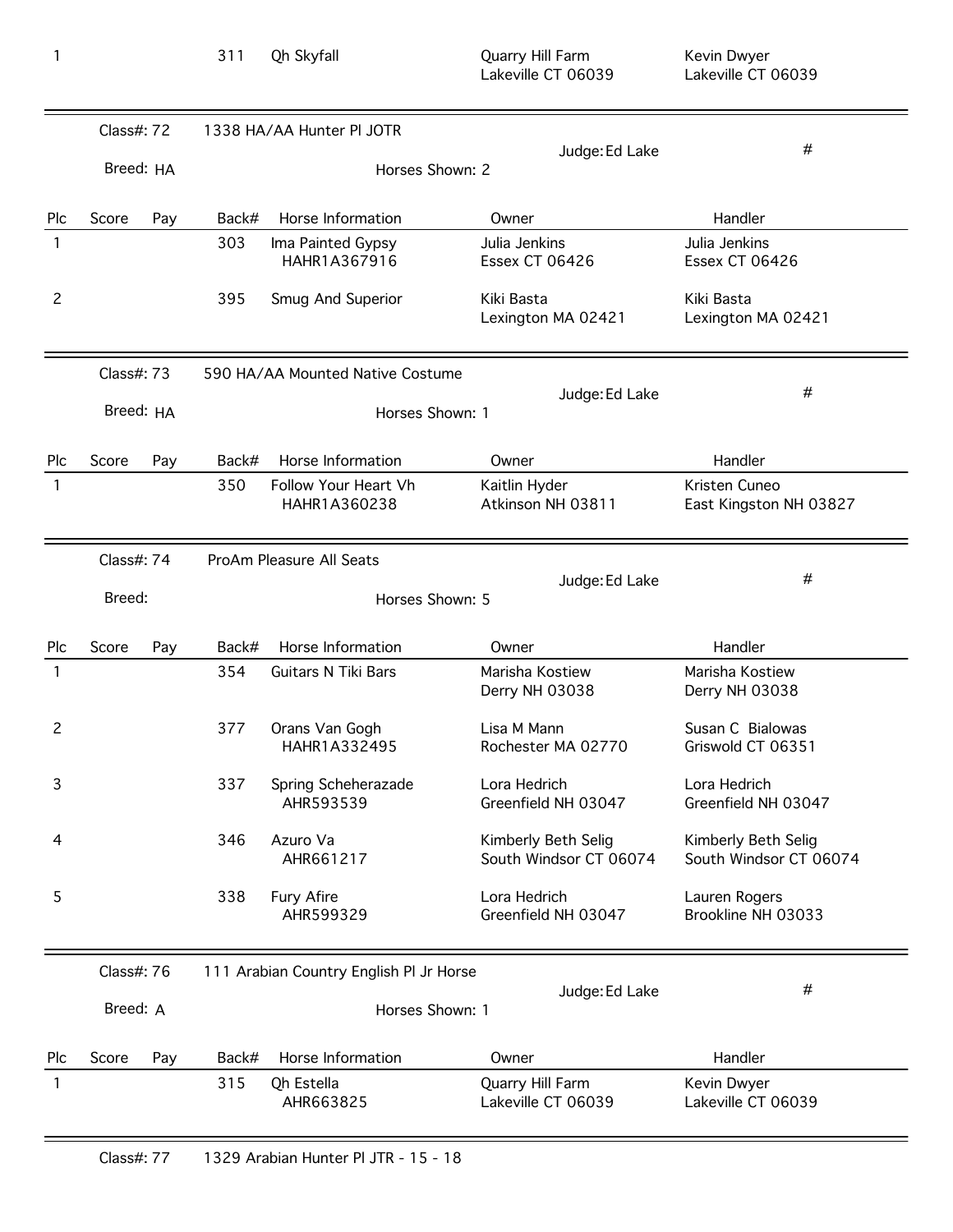| Plc | Score | Pay | Back# | Horse Information | Owner | Handler |
|---|---|---|---|---|---|---|
| 1 | | | 311 | Qh Skyfall | Quarry Hill Farm<br>Lakeville CT 06039 | Kevin Dwyer<br>Lakeville CT 06039 |

Class#: 72 — 1338 HA/AA Hunter Pl JOTR — Judge: Ed Lake — #

Breed: HA — Horses Shown: 2

| Plc | Score | Pay | Back# | Horse Information | Owner | Handler |
|---|---|---|---|---|---|---|
| 1 | | | 303 | Ima Painted Gypsy<br>HAHR1A367916 | Julia Jenkins<br>Essex CT 06426 | Julia Jenkins<br>Essex CT 06426 |
| 2 | | | 395 | Smug And Superior | Kiki Basta<br>Lexington MA 02421 | Kiki Basta<br>Lexington MA 02421 |

Class#: 73 — 590 HA/AA Mounted Native Costume — Judge: Ed Lake — #

Breed: HA — Horses Shown: 1

| Plc | Score | Pay | Back# | Horse Information | Owner | Handler |
|---|---|---|---|---|---|---|
| 1 | | | 350 | Follow Your Heart Vh<br>HAHR1A360238 | Kaitlin Hyder<br>Atkinson NH 03811 | Kristen Cuneo<br>East Kingston NH 03827 |

Class#: 74 — ProAm Pleasure All Seats — Judge: Ed Lake — #

Breed: — Horses Shown: 5

| Plc | Score | Pay | Back# | Horse Information | Owner | Handler |
|---|---|---|---|---|---|---|
| 1 | | | 354 | Guitars N Tiki Bars | Marisha Kostiew<br>Derry NH 03038 | Marisha Kostiew<br>Derry NH 03038 |
| 2 | | | 377 | Orans Van Gogh<br>HAHR1A332495 | Lisa M Mann<br>Rochester MA 02770 | Susan C Bialowas<br>Griswold CT 06351 |
| 3 | | | 337 | Spring Scheherazade<br>AHR593539 | Lora Hedrich<br>Greenfield NH 03047 | Lora Hedrich<br>Greenfield NH 03047 |
| 4 | | | 346 | Azuro Va<br>AHR661217 | Kimberly Beth Selig<br>South Windsor CT 06074 | Kimberly Beth Selig<br>South Windsor CT 06074 |
| 5 | | | 338 | Fury Afire<br>AHR599329 | Lora Hedrich<br>Greenfield NH 03047 | Lauren Rogers<br>Brookline NH 03033 |

Class#: 76 — 111 Arabian Country English Pl Jr Horse — Judge: Ed Lake — #

Breed: A — Horses Shown: 1

| Plc | Score | Pay | Back# | Horse Information | Owner | Handler |
|---|---|---|---|---|---|---|
| 1 | | | 315 | Qh Estella<br>AHR663825 | Quarry Hill Farm<br>Lakeville CT 06039 | Kevin Dwyer<br>Lakeville CT 06039 |

Class#: 77 — 1329 Arabian Hunter Pl JTR - 15 - 18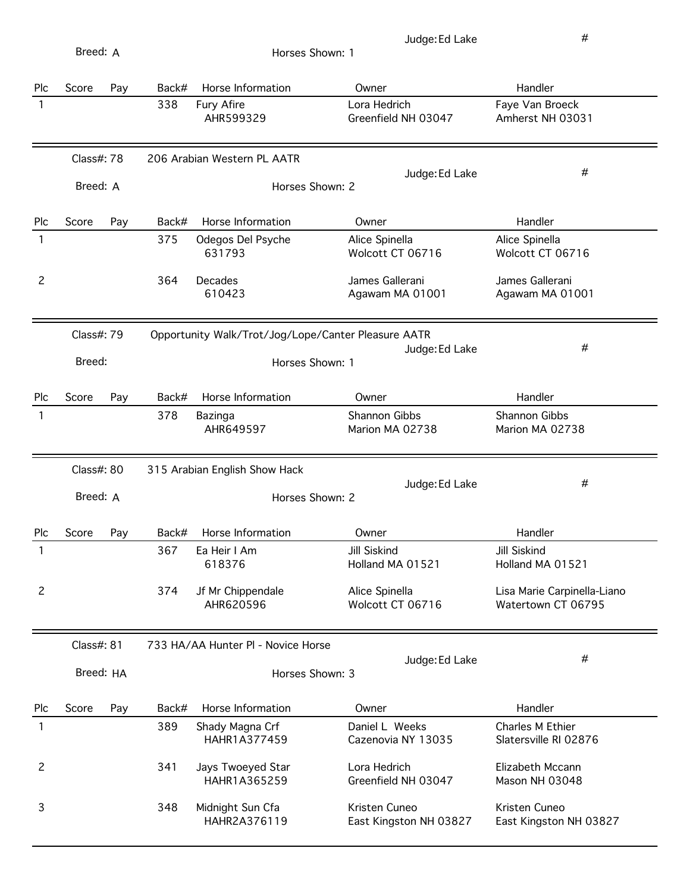Breed: A | Horses Shown: 1 | Judge: Ed Lake | #

| Plc | Score | Pay | Back# | Horse Information | Owner | Handler |
|---|---|---|---|---|---|---|
| 1 | | | 338 | Fury Afire<br>AHR599329 | Lora Hedrich<br>Greenfield NH 03047 | Faye Van Broeck<br>Amherst NH 03031 |

---

Class#: 78 | 206 Arabian Western PL AATR | Judge: Ed Lake | #

Breed: A | Horses Shown: 2

| Plc | Score | Pay | Back# | Horse Information | Owner | Handler |
|---|---|---|---|---|---|---|
| 1 | | | 375 | Odegos Del Psyche<br>631793 | Alice Spinella<br>Wolcott CT 06716 | Alice Spinella<br>Wolcott CT 06716 |
| 2 | | | 364 | Decades<br>610423 | James Gallerani<br>Agawam MA 01001 | James Gallerani<br>Agawam MA 01001 |

---

Class#: 79 | Opportunity Walk/Trot/Jog/Lope/Canter Pleasure AATR | Judge: Ed Lake | #

Breed: | Horses Shown: 1

| Plc | Score | Pay | Back# | Horse Information | Owner | Handler |
|---|---|---|---|---|---|---|
| 1 | | | 378 | Bazinga<br>AHR649597 | Shannon Gibbs<br>Marion MA 02738 | Shannon Gibbs<br>Marion MA 02738 |

---

Class#: 80 | 315 Arabian English Show Hack | Judge: Ed Lake | #

Breed: A | Horses Shown: 2

| Plc | Score | Pay | Back# | Horse Information | Owner | Handler |
|---|---|---|---|---|---|---|
| 1 | | | 367 | Ea Heir I Am<br>618376 | Jill Siskind<br>Holland MA 01521 | Jill Siskind<br>Holland MA 01521 |
| 2 | | | 374 | Jf Mr Chippendale<br>AHR620596 | Alice Spinella<br>Wolcott CT 06716 | Lisa Marie Carpinella-Liano<br>Watertown CT 06795 |

---

Class#: 81 | 733 HA/AA Hunter Pl - Novice Horse | Judge: Ed Lake | #

Breed: HA | Horses Shown: 3

| Plc | Score | Pay | Back# | Horse Information | Owner | Handler |
|---|---|---|---|---|---|---|
| 1 | | | 389 | Shady Magna Crf<br>HAHR1A377459 | Daniel L Weeks<br>Cazenovia NY 13035 | Charles M Ethier<br>Slatersville RI 02876 |
| 2 | | | 341 | Jays Twoeyed Star<br>HAHR1A365259 | Lora Hedrich<br>Greenfield NH 03047 | Elizabeth Mccann<br>Mason NH 03048 |
| 3 | | | 348 | Midnight Sun Cfa<br>HAHR2A376119 | Kristen Cuneo<br>East Kingston NH 03827 | Kristen Cuneo<br>East Kingston NH 03827 |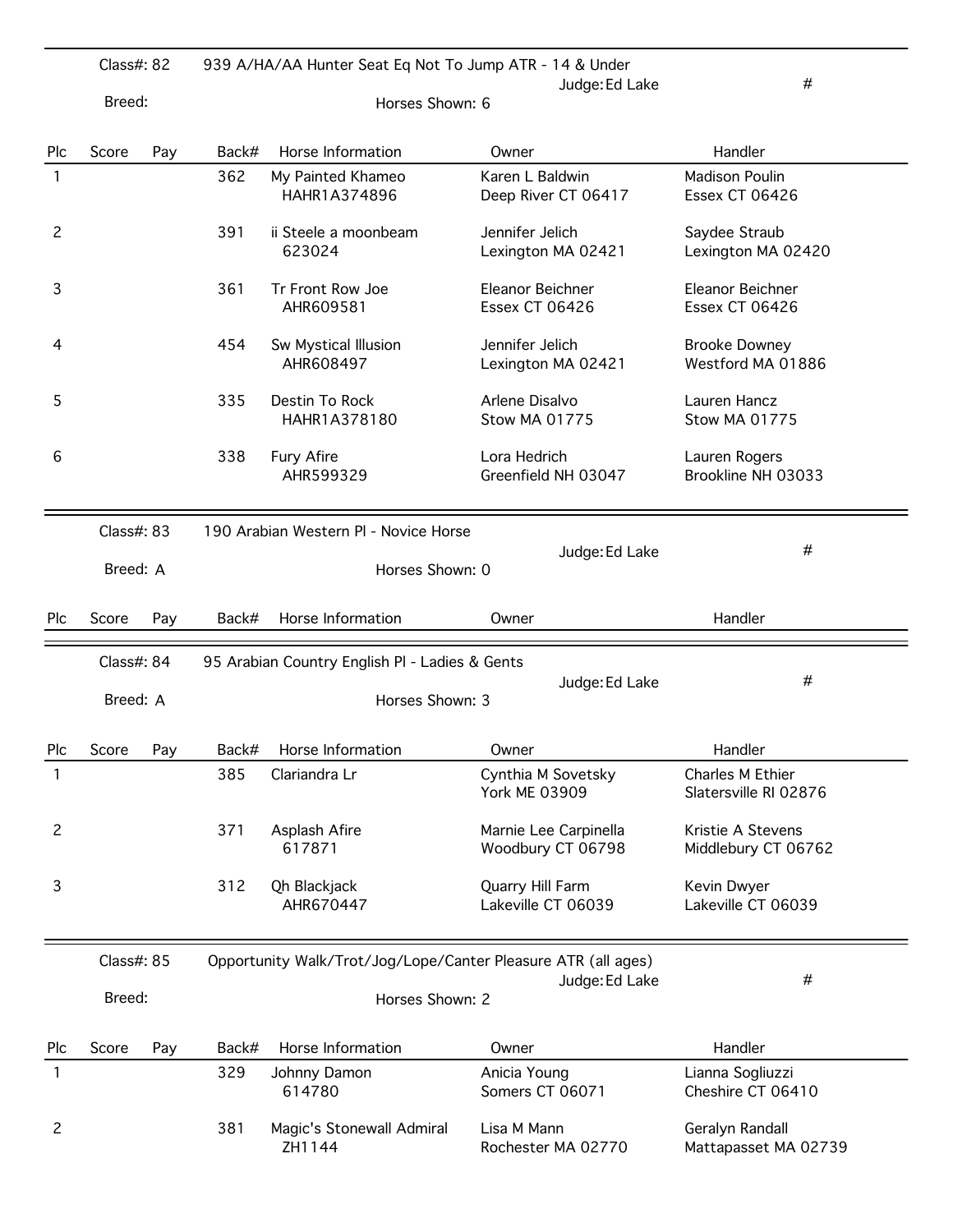Class#: 82 — 939 A/HA/AA Hunter Seat Eq Not To Jump ATR - 14 & Under

Judge: Ed Lake — #

Breed:

Horses Shown: 6

| Plc | Score | Pay | Back# | Horse Information | Owner | Handler |
|---|---|---|---|---|---|---|
| 1 | | | 362 | My Painted Khameo<br>HAHR1A374896 | Karen L Baldwin<br>Deep River CT 06417 | Madison Poulin<br>Essex CT 06426 |
| 2 | | | 391 | ii Steele a moonbeam<br>623024 | Jennifer Jelich<br>Lexington MA 02421 | Saydee Straub<br>Lexington MA 02420 |
| 3 | | | 361 | Tr Front Row Joe<br>AHR609581 | Eleanor Beichner<br>Essex CT 06426 | Eleanor Beichner<br>Essex CT 06426 |
| 4 | | | 454 | Sw Mystical Illusion<br>AHR608497 | Jennifer Jelich<br>Lexington MA 02421 | Brooke Downey<br>Westford MA 01886 |
| 5 | | | 335 | Destin To Rock<br>HAHR1A378180 | Arlene Disalvo<br>Stow MA 01775 | Lauren Hancz<br>Stow MA 01775 |
| 6 | | | 338 | Fury Afire<br>AHR599329 | Lora Hedrich<br>Greenfield NH 03047 | Lauren Rogers<br>Brookline NH 03033 |

Class#: 83 — 190 Arabian Western Pl - Novice Horse

Judge: Ed Lake — #

Breed: A

Horses Shown: 0

| Plc | Score | Pay | Back# | Horse Information | Owner | Handler |
|---|---|---|---|---|---|---|

Class#: 84 — 95 Arabian Country English Pl - Ladies & Gents

Judge: Ed Lake — #

Breed: A

Horses Shown: 3

| Plc | Score | Pay | Back# | Horse Information | Owner | Handler |
|---|---|---|---|---|---|---|
| 1 | | | 385 | Clariandra Lr | Cynthia M Sovetsky<br>York ME 03909 | Charles M Ethier<br>Slatersville RI 02876 |
| 2 | | | 371 | Asplash Afire<br>617871 | Marnie Lee Carpinella<br>Woodbury CT 06798 | Kristie A Stevens<br>Middlebury CT 06762 |
| 3 | | | 312 | Qh Blackjack<br>AHR670447 | Quarry Hill Farm<br>Lakeville CT 06039 | Kevin Dwyer<br>Lakeville CT 06039 |

Class#: 85 — Opportunity Walk/Trot/Jog/Lope/Canter Pleasure ATR (all ages)

Judge: Ed Lake — #

Breed:

Horses Shown: 2

| Plc | Score | Pay | Back# | Horse Information | Owner | Handler |
|---|---|---|---|---|---|---|
| 1 | | | 329 | Johnny Damon<br>614780 | Anicia Young<br>Somers CT 06071 | Lianna Sogliuzzi<br>Cheshire CT 06410 |
| 2 | | | 381 | Magic's Stonewall Admiral<br>ZH1144 | Lisa M Mann<br>Rochester MA 02770 | Geralyn Randall<br>Mattapasset MA 02739 |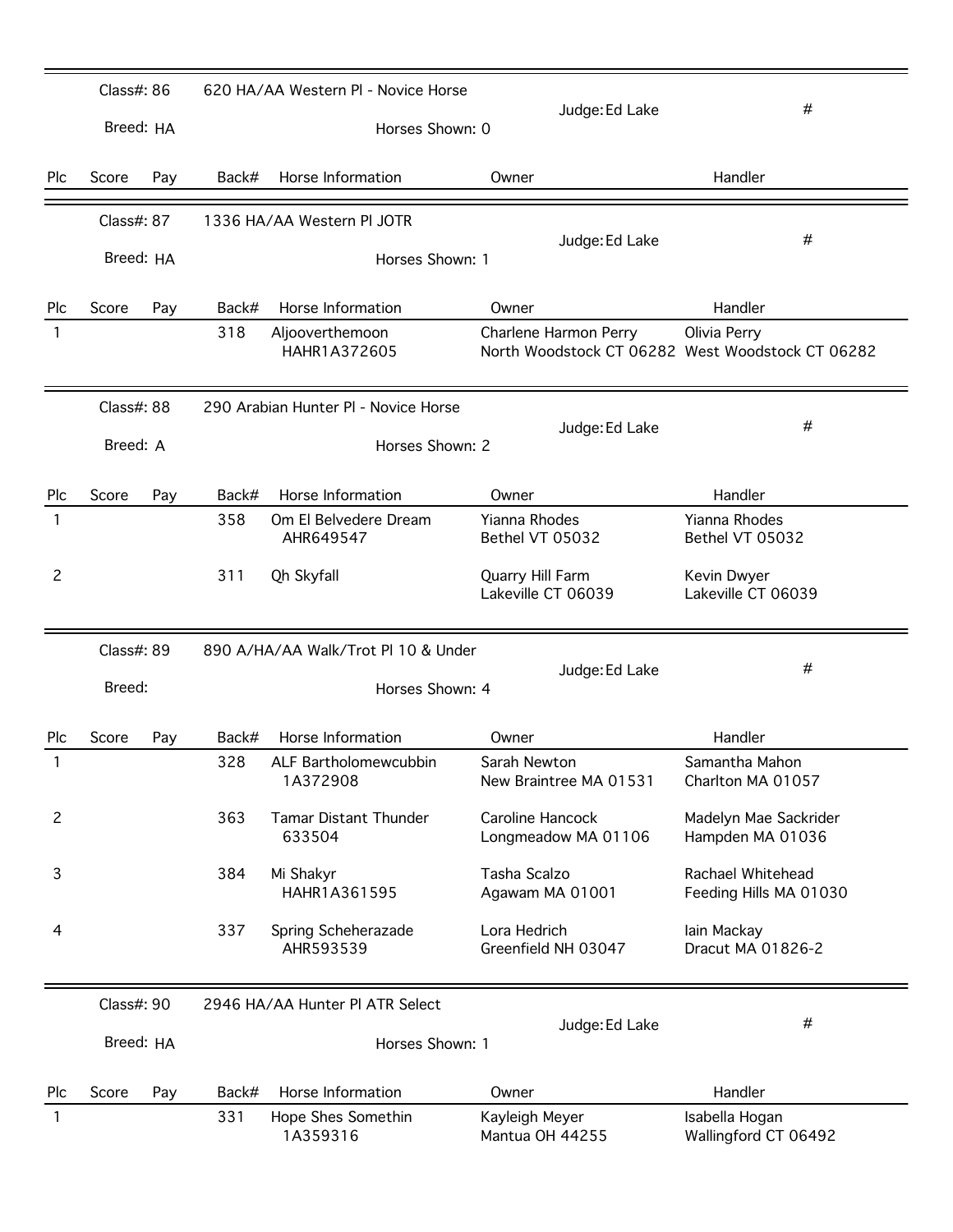Class#: 86 | 620 HA/AA Western Pl - Novice Horse | Judge: Ed Lake | #

Breed: HA | Horses Shown: 0

| Plc | Score | Pay | Back# | Horse Information | Owner | Handler |
|---|---|---|---|---|---|---|

Class#: 87 | 1336 HA/AA Western Pl JOTR | Judge: Ed Lake | #

Breed: HA | Horses Shown: 1

| Plc | Score | Pay | Back# | Horse Information | Owner | Handler |
|---|---|---|---|---|---|---|
| 1 | | | 318 | Aljooverthemoon<br>HAHR1A372605 | Charlene Harmon Perry<br>North Woodstock CT 06282 | Olivia Perry<br>West Woodstock CT 06282 |

Class#: 88 | 290 Arabian Hunter Pl - Novice Horse | Judge: Ed Lake | #

Breed: A | Horses Shown: 2

| Plc | Score | Pay | Back# | Horse Information | Owner | Handler |
|---|---|---|---|---|---|---|
| 1 | | | 358 | Om El Belvedere Dream<br>AHR649547 | Yianna Rhodes<br>Bethel VT 05032 | Yianna Rhodes<br>Bethel VT 05032 |
| 2 | | | 311 | Qh Skyfall | Quarry Hill Farm<br>Lakeville CT 06039 | Kevin Dwyer<br>Lakeville CT 06039 |

Class#: 89 | 890 A/HA/AA Walk/Trot Pl 10 & Under | Judge: Ed Lake | #

Breed: | Horses Shown: 4

| Plc | Score | Pay | Back# | Horse Information | Owner | Handler |
|---|---|---|---|---|---|---|
| 1 | | | 328 | ALF Bartholomewcubbin<br>1A372908 | Sarah Newton<br>New Braintree MA 01531 | Samantha Mahon<br>Charlton MA 01057 |
| 2 | | | 363 | Tamar Distant Thunder<br>633504 | Caroline Hancock<br>Longmeadow MA 01106 | Madelyn Mae Sackrider<br>Hampden MA 01036 |
| 3 | | | 384 | Mi Shakyr<br>HAHR1A361595 | Tasha Scalzo<br>Agawam MA 01001 | Rachael Whitehead<br>Feeding Hills MA 01030 |
| 4 | | | 337 | Spring Scheherazade<br>AHR593539 | Lora Hedrich<br>Greenfield NH 03047 | Iain Mackay<br>Dracut MA 01826-2 |

Class#: 90 | 2946 HA/AA Hunter Pl ATR Select | Judge: Ed Lake | #

Breed: HA | Horses Shown: 1

| Plc | Score | Pay | Back# | Horse Information | Owner | Handler |
|---|---|---|---|---|---|---|
| 1 | | | 331 | Hope Shes Somethin<br>1A359316 | Kayleigh Meyer<br>Mantua OH 44255 | Isabella Hogan<br>Wallingford CT 06492 |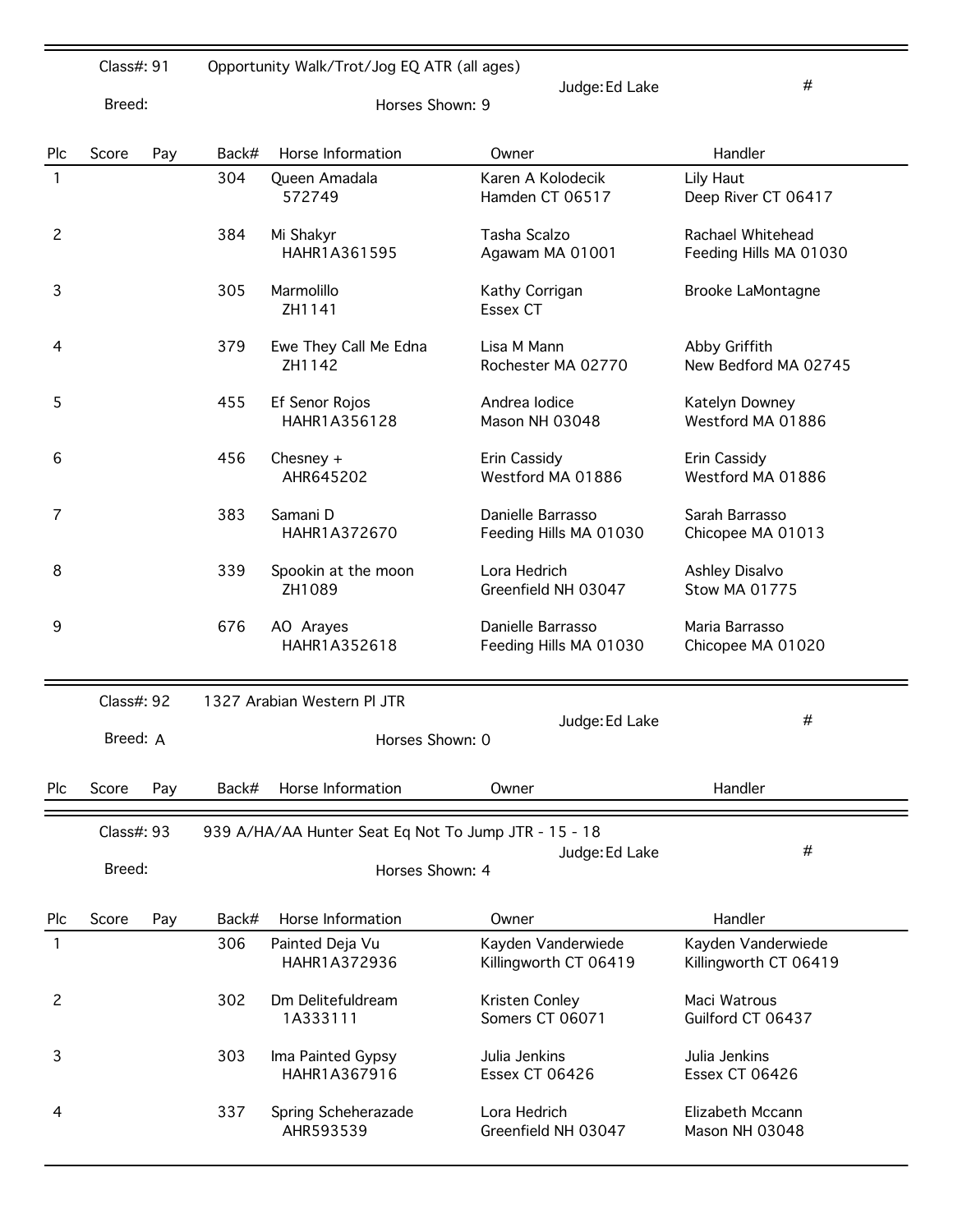Class#: 91 — Opportunity Walk/Trot/Jog EQ ATR (all ages)

Judge: Ed Lake — #

Breed:

Horses Shown: 9

| Plc | Score | Pay | Back# | Horse Information | Owner | Handler |
|---|---|---|---|---|---|---|
| 1 | | | 304 | Queen Amadala<br>572749 | Karen A Kolodecik<br>Hamden CT 06517 | Lily Haut<br>Deep River CT 06417 |
| 2 | | | 384 | Mi Shakyr<br>HAHR1A361595 | Tasha Scalzo<br>Agawam MA 01001 | Rachael Whitehead<br>Feeding Hills MA 01030 |
| 3 | | | 305 | Marmolillo<br>ZH1141 | Kathy Corrigan<br>Essex CT | Brooke LaMontagne |
| 4 | | | 379 | Ewe They Call Me Edna<br>ZH1142 | Lisa M Mann<br>Rochester MA 02770 | Abby Griffith<br>New Bedford MA 02745 |
| 5 | | | 455 | Ef Senor Rojos<br>HAHR1A356128 | Andrea Iodice<br>Mason NH 03048 | Katelyn Downey<br>Westford MA 01886 |
| 6 | | | 456 | Chesney +<br>AHR645202 | Erin Cassidy<br>Westford MA 01886 | Erin Cassidy<br>Westford MA 01886 |
| 7 | | | 383 | Samani D<br>HAHR1A372670 | Danielle Barrasso<br>Feeding Hills MA 01030 | Sarah Barrasso<br>Chicopee MA 01013 |
| 8 | | | 339 | Spookin at the moon<br>ZH1089 | Lora Hedrich<br>Greenfield NH 03047 | Ashley Disalvo<br>Stow MA 01775 |
| 9 | | | 676 | AO Arayes<br>HAHR1A352618 | Danielle Barrasso<br>Feeding Hills MA 01030 | Maria Barrasso<br>Chicopee MA 01020 |

Class#: 92 — 1327 Arabian Western Pl JTR

Judge: Ed Lake — #

Breed: A

Horses Shown: 0

| Plc | Score | Pay | Back# | Horse Information | Owner | Handler |
|---|---|---|---|---|---|---|

Class#: 93 — 939 A/HA/AA Hunter Seat Eq Not To Jump JTR - 15 - 18

Judge: Ed Lake — #

Breed:

Horses Shown: 4

| Plc | Score | Pay | Back# | Horse Information | Owner | Handler |
|---|---|---|---|---|---|---|
| 1 | | | 306 | Painted Deja Vu<br>HAHR1A372936 | Kayden Vanderwiede<br>Killingworth CT 06419 | Kayden Vanderwiede<br>Killingworth CT 06419 |
| 2 | | | 302 | Dm Delitefuldream<br>1A333111 | Kristen Conley<br>Somers CT 06071 | Maci Watrous<br>Guilford CT 06437 |
| 3 | | | 303 | Ima Painted Gypsy<br>HAHR1A367916 | Julia Jenkins<br>Essex CT 06426 | Julia Jenkins<br>Essex CT 06426 |
| 4 | | | 337 | Spring Scheherazade<br>AHR593539 | Lora Hedrich<br>Greenfield NH 03047 | Elizabeth Mccann<br>Mason NH 03048 |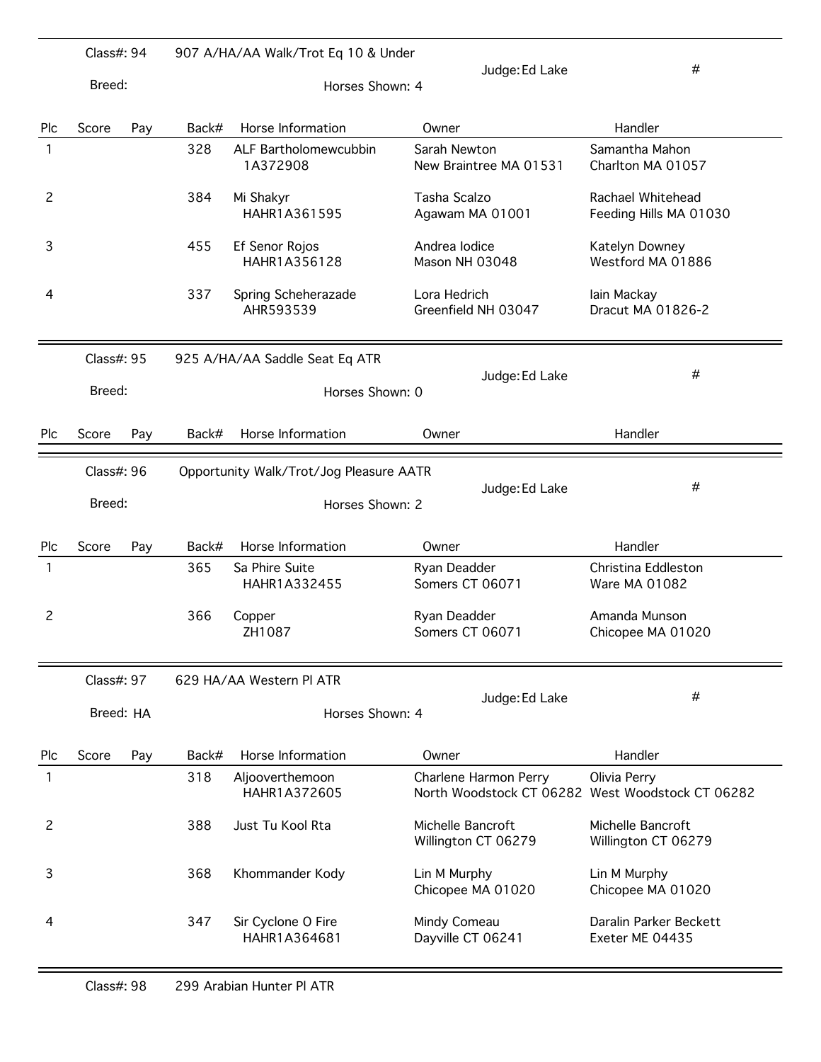Class#: 94 | 907 A/HA/AA Walk/Trot Eq 10 & Under | Judge: Ed Lake | #

Breed: | Horses Shown: 4

| Plc | Score | Pay | Back# | Horse Information | Owner | Handler |
|---|---|---|---|---|---|---|
| 1 | | | 328 | ALF Bartholomewcubbin<br>1A372908 | Sarah Newton<br>New Braintree MA 01531 | Samantha Mahon<br>Charlton MA 01057 |
| 2 | | | 384 | Mi Shakyr<br>HAHR1A361595 | Tasha Scalzo<br>Agawam MA 01001 | Rachael Whitehead<br>Feeding Hills MA 01030 |
| 3 | | | 455 | Ef Senor Rojos<br>HAHR1A356128 | Andrea Iodice<br>Mason NH 03048 | Katelyn Downey<br>Westford MA 01886 |
| 4 | | | 337 | Spring Scheherazade<br>AHR593539 | Lora Hedrich<br>Greenfield NH 03047 | Iain Mackay<br>Dracut MA 01826-2 |

Class#: 95 | 925 A/HA/AA Saddle Seat Eq ATR | Judge: Ed Lake | #

Breed: | Horses Shown: 0

| Plc | Score | Pay | Back# | Horse Information | Owner | Handler |
|---|---|---|---|---|---|---|

Class#: 96 | Opportunity Walk/Trot/Jog Pleasure AATR | Judge: Ed Lake | #

Breed: | Horses Shown: 2

| Plc | Score | Pay | Back# | Horse Information | Owner | Handler |
|---|---|---|---|---|---|---|
| 1 | | | 365 | Sa Phire Suite<br>HAHR1A332455 | Ryan Deadder<br>Somers CT 06071 | Christina Eddleston<br>Ware MA 01082 |
| 2 | | | 366 | Copper<br>ZH1087 | Ryan Deadder<br>Somers CT 06071 | Amanda Munson<br>Chicopee MA 01020 |

Class#: 97 | 629 HA/AA Western Pl ATR | Judge: Ed Lake | #

Breed: HA | Horses Shown: 4

| Plc | Score | Pay | Back# | Horse Information | Owner | Handler |
|---|---|---|---|---|---|---|
| 1 | | | 318 | Aljooverthemoon<br>HAHR1A372605 | Charlene Harmon Perry<br>North Woodstock CT 06282 | Olivia Perry<br>West Woodstock CT 06282 |
| 2 | | | 388 | Just Tu Kool Rta | Michelle Bancroft<br>Willington CT 06279 | Michelle Bancroft<br>Willington CT 06279 |
| 3 | | | 368 | Khommander Kody | Lin M Murphy<br>Chicopee MA 01020 | Lin M Murphy<br>Chicopee MA 01020 |
| 4 | | | 347 | Sir Cyclone O Fire<br>HAHR1A364681 | Mindy Comeau<br>Dayville CT 06241 | Daralin Parker Beckett<br>Exeter ME 04435 |

Class#: 98 | 299 Arabian Hunter Pl ATR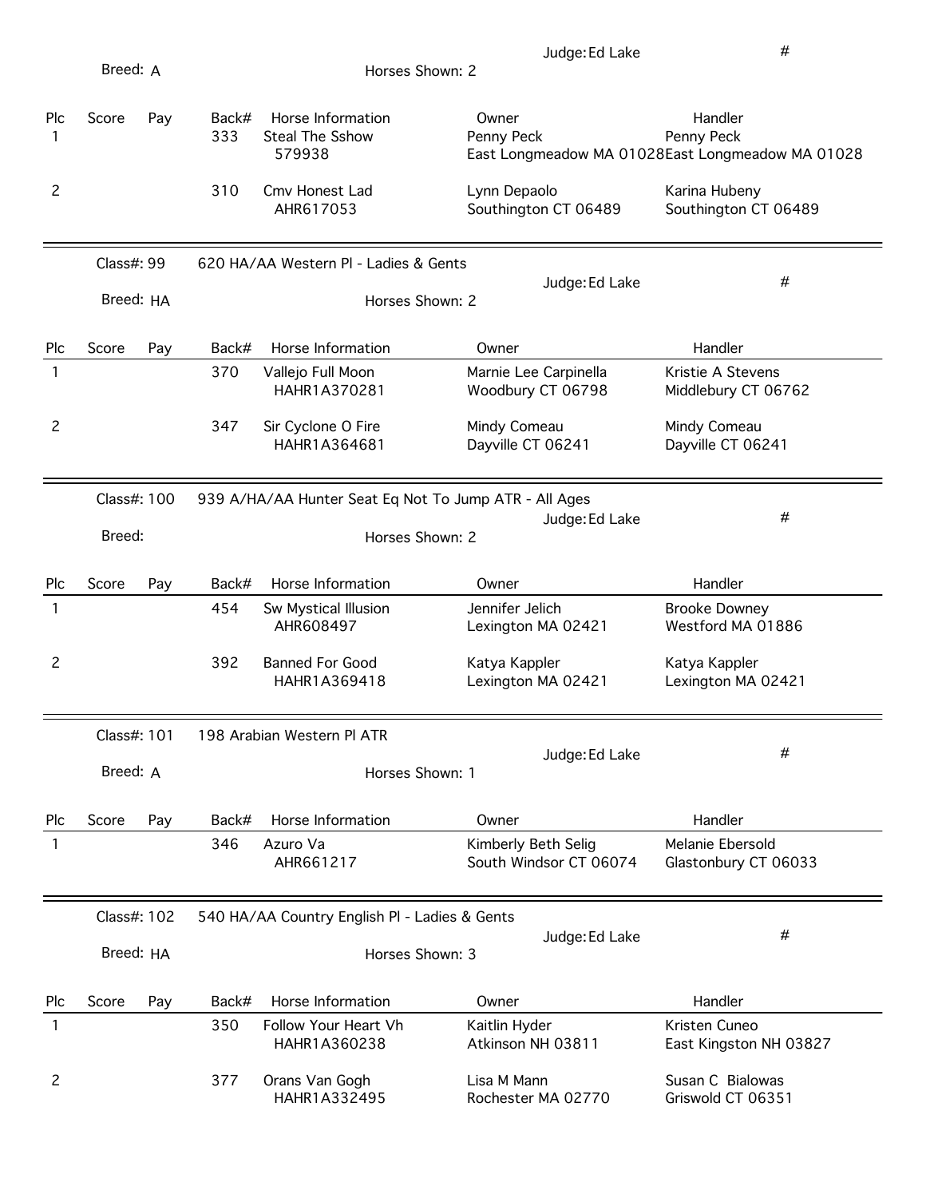Breed: A | Horses Shown: 2 | Judge: Ed Lake | #

| Plc | Score | Pay | Back# | Horse Information | Owner | Handler |
|---|---|---|---|---|---|---|
| 1 | | | 333 | Steal The Sshow<br>579938 | Penny Peck<br>East Longmeadow MA 01028 | Penny Peck<br>East Longmeadow MA 01028 |
| 2 | | | 310 | Cmv Honest Lad<br>AHR617053 | Lynn Depaolo<br>Southington CT 06489 | Karina Hubeny<br>Southington CT 06489 |

---

Class#: 99 | 620 HA/AA Western Pl - Ladies & Gents | Judge: Ed Lake | #

Breed: HA | Horses Shown: 2

| Plc | Score | Pay | Back# | Horse Information | Owner | Handler |
|---|---|---|---|---|---|---|
| 1 | | | 370 | Vallejo Full Moon<br>HAHR1A370281 | Marnie Lee Carpinella<br>Woodbury CT 06798 | Kristie A Stevens<br>Middlebury CT 06762 |
| 2 | | | 347 | Sir Cyclone O Fire<br>HAHR1A364681 | Mindy Comeau<br>Dayville CT 06241 | Mindy Comeau<br>Dayville CT 06241 |

---

Class#: 100 | 939 A/HA/AA Hunter Seat Eq Not To Jump ATR - All Ages | Judge: Ed Lake | #

Breed: | Horses Shown: 2

| Plc | Score | Pay | Back# | Horse Information | Owner | Handler |
|---|---|---|---|---|---|---|
| 1 | | | 454 | Sw Mystical Illusion<br>AHR608497 | Jennifer Jelich<br>Lexington MA 02421 | Brooke Downey<br>Westford MA 01886 |
| 2 | | | 392 | Banned For Good<br>HAHR1A369418 | Katya Kappler<br>Lexington MA 02421 | Katya Kappler<br>Lexington MA 02421 |

---

Class#: 101 | 198 Arabian Western Pl ATR | Judge: Ed Lake | #

Breed: A | Horses Shown: 1

| Plc | Score | Pay | Back# | Horse Information | Owner | Handler |
|---|---|---|---|---|---|---|
| 1 | | | 346 | Azuro Va<br>AHR661217 | Kimberly Beth Selig<br>South Windsor CT 06074 | Melanie Ebersold<br>Glastonbury CT 06033 |

---

Class#: 102 | 540 HA/AA Country English Pl - Ladies & Gents | Judge: Ed Lake | #

Breed: HA | Horses Shown: 3

| Plc | Score | Pay | Back# | Horse Information | Owner | Handler |
|---|---|---|---|---|---|---|
| 1 | | | 350 | Follow Your Heart Vh<br>HAHR1A360238 | Kaitlin Hyder<br>Atkinson NH 03811 | Kristen Cuneo<br>East Kingston NH 03827 |
| 2 | | | 377 | Orans Van Gogh<br>HAHR1A332495 | Lisa M Mann<br>Rochester MA 02770 | Susan C Bialowas<br>Griswold CT 06351 |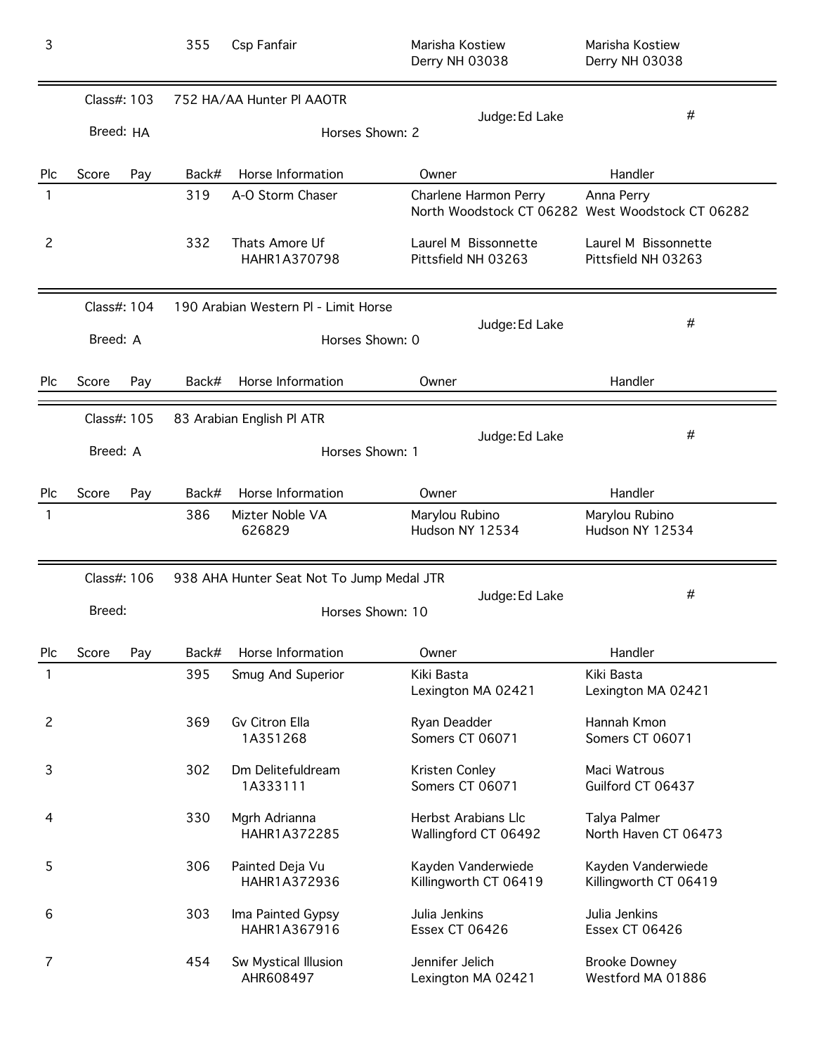| Plc | Score | Pay | Back# | Horse Information | Owner | Handler |
|---|---|---|---|---|---|---|
| 3 | | | 355 | Csp Fanfair | Marisha Kostiew<br>Derry NH 03038 | Marisha Kostiew<br>Derry NH 03038 |

Class#: 103 — 752 HA/AA Hunter Pl AAOTR — Judge: Ed Lake — #

Breed: HA — Horses Shown: 2

| Plc | Score | Pay | Back# | Horse Information | Owner | Handler |
|---|---|---|---|---|---|---|
| 1 | | | 319 | A-O Storm Chaser | Charlene Harmon Perry<br>North Woodstock CT 06282 | Anna Perry<br>West Woodstock CT 06282 |
| 2 | | | 332 | Thats Amore Uf<br>HAHR1A370798 | Laurel M Bissonnette<br>Pittsfield NH 03263 | Laurel M Bissonnette<br>Pittsfield NH 03263 |

Class#: 104 — 190 Arabian Western Pl - Limit Horse — Judge: Ed Lake — #

Breed: A — Horses Shown: 0

| Plc | Score | Pay | Back# | Horse Information | Owner | Handler |
|---|---|---|---|---|---|---|

Class#: 105 — 83 Arabian English Pl ATR — Judge: Ed Lake — #

Breed: A — Horses Shown: 1

| Plc | Score | Pay | Back# | Horse Information | Owner | Handler |
|---|---|---|---|---|---|---|
| 1 | | | 386 | Mizter Noble VA<br>626829 | Marylou Rubino<br>Hudson NY 12534 | Marylou Rubino<br>Hudson NY 12534 |

Class#: 106 — 938 AHA Hunter Seat Not To Jump Medal JTR — Judge: Ed Lake — #

Breed: — Horses Shown: 10

| Plc | Score | Pay | Back# | Horse Information | Owner | Handler |
|---|---|---|---|---|---|---|
| 1 | | | 395 | Smug And Superior | Kiki Basta<br>Lexington MA 02421 | Kiki Basta<br>Lexington MA 02421 |
| 2 | | | 369 | Gv Citron Ella<br>1A351268 | Ryan Deadder<br>Somers CT 06071 | Hannah Kmon<br>Somers CT 06071 |
| 3 | | | 302 | Dm Delitefuldream<br>1A333111 | Kristen Conley<br>Somers CT 06071 | Maci Watrous<br>Guilford CT 06437 |
| 4 | | | 330 | Mgrh Adrianna<br>HAHR1A372285 | Herbst Arabians Llc<br>Wallingford CT 06492 | Talya Palmer<br>North Haven CT 06473 |
| 5 | | | 306 | Painted Deja Vu<br>HAHR1A372936 | Kayden Vanderwiede<br>Killingworth CT 06419 | Kayden Vanderwiede<br>Killingworth CT 06419 |
| 6 | | | 303 | Ima Painted Gypsy<br>HAHR1A367916 | Julia Jenkins<br>Essex CT 06426 | Julia Jenkins<br>Essex CT 06426 |
| 7 | | | 454 | Sw Mystical Illusion<br>AHR608497 | Jennifer Jelich<br>Lexington MA 02421 | Brooke Downey<br>Westford MA 01886 |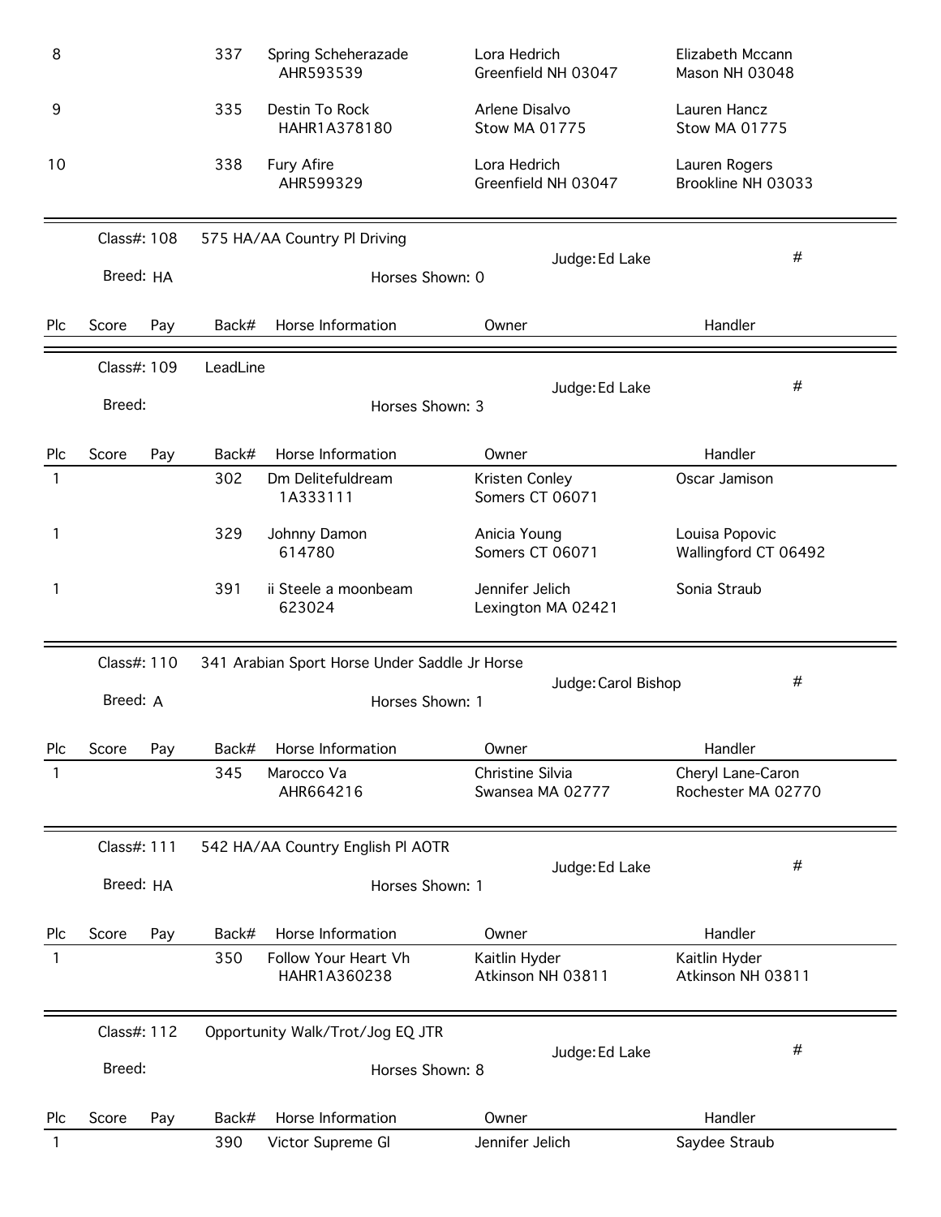| Plc | Score | Pay | Back# | Horse Information | Owner | Handler |
|---|---|---|---|---|---|---|
| 8 | | | 337 | Spring Scheherazade AHR593539 | Lora Hedrich Greenfield NH 03047 | Elizabeth Mccann Mason NH 03048 |
| 9 | | | 335 | Destin To Rock HAHR1A378180 | Arlene Disalvo Stow MA 01775 | Lauren Hancz Stow MA 01775 |
| 10 | | | 338 | Fury Afire AHR599329 | Lora Hedrich Greenfield NH 03047 | Lauren Rogers Brookline NH 03033 |

Class#: 108 — 575 HA/AA Country Pl Driving — Judge: Ed Lake — #

Breed: HA — Horses Shown: 0

| Plc | Score | Pay | Back# | Horse Information | Owner | Handler |
|---|---|---|---|---|---|---|

Class#: 109 — LeadLine — Judge: Ed Lake — #

Breed: — Horses Shown: 3

| Plc | Score | Pay | Back# | Horse Information | Owner | Handler |
|---|---|---|---|---|---|---|
| 1 | | | 302 | Dm Delitefuldream 1A333111 | Kristen Conley Somers CT 06071 | Oscar Jamison |
| 1 | | | 329 | Johnny Damon 614780 | Anicia Young Somers CT 06071 | Louisa Popovic Wallingford CT 06492 |
| 1 | | | 391 | ii Steele a moonbeam 623024 | Jennifer Jelich Lexington MA 02421 | Sonia Straub |

Class#: 110 — 341 Arabian Sport Horse Under Saddle Jr Horse — Judge: Carol Bishop — #

Breed: A — Horses Shown: 1

| Plc | Score | Pay | Back# | Horse Information | Owner | Handler |
|---|---|---|---|---|---|---|
| 1 | | | 345 | Marocco Va AHR664216 | Christine Silvia Swansea MA 02777 | Cheryl Lane-Caron Rochester MA 02770 |

Class#: 111 — 542 HA/AA Country English Pl AOTR — Judge: Ed Lake — #

Breed: HA — Horses Shown: 1

| Plc | Score | Pay | Back# | Horse Information | Owner | Handler |
|---|---|---|---|---|---|---|
| 1 | | | 350 | Follow Your Heart Vh HAHR1A360238 | Kaitlin Hyder Atkinson NH 03811 | Kaitlin Hyder Atkinson NH 03811 |

Class#: 112 — Opportunity Walk/Trot/Jog EQ JTR — Judge: Ed Lake — #

Breed: — Horses Shown: 8

| Plc | Score | Pay | Back# | Horse Information | Owner | Handler |
|---|---|---|---|---|---|---|
| 1 | | | 390 | Victor Supreme Gl | Jennifer Jelich | Saydee Straub |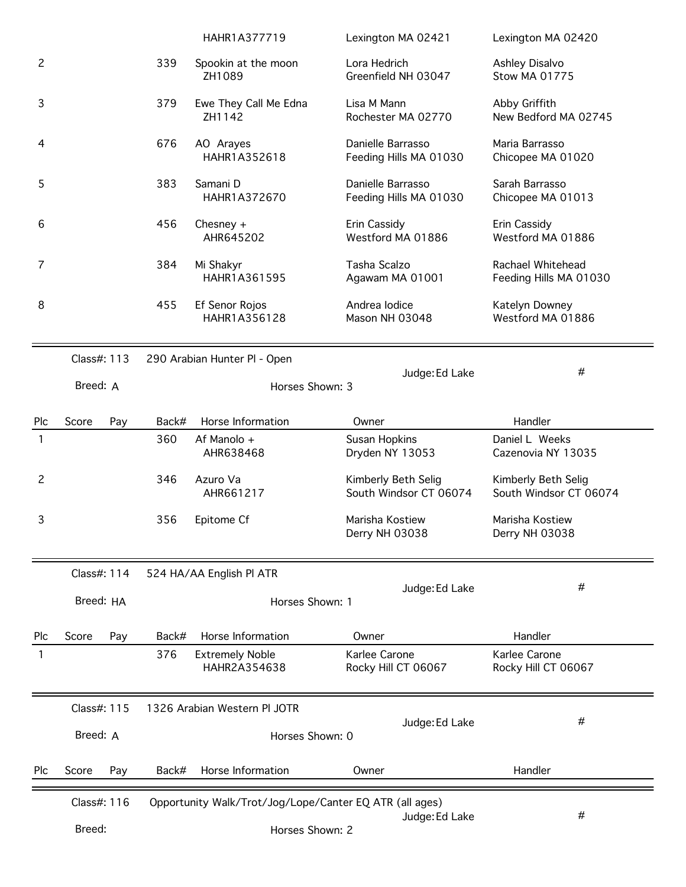| Plc | Score | Pay | Back# | Horse Information | Owner | Handler |
|---|---|---|---|---|---|---|
| | | | | HAHR1A377719 | Lexington MA 02421 | Lexington MA 02420 |
| 2 | | | 339 | Spookin at the moon<br>ZH1089 | Lora Hedrich<br>Greenfield NH 03047 | Ashley Disalvo<br>Stow MA 01775 |
| 3 | | | 379 | Ewe They Call Me Edna<br>ZH1142 | Lisa M Mann<br>Rochester MA 02770 | Abby Griffith<br>New Bedford MA 02745 |
| 4 | | | 676 | AO Arayes<br>HAHR1A352618 | Danielle Barrasso<br>Feeding Hills MA 01030 | Maria Barrasso<br>Chicopee MA 01020 |
| 5 | | | 383 | Samani D<br>HAHR1A372670 | Danielle Barrasso<br>Feeding Hills MA 01030 | Sarah Barrasso<br>Chicopee MA 01013 |
| 6 | | | 456 | Chesney +<br>AHR645202 | Erin Cassidy<br>Westford MA 01886 | Erin Cassidy<br>Westford MA 01886 |
| 7 | | | 384 | Mi Shakyr<br>HAHR1A361595 | Tasha Scalzo<br>Agawam MA 01001 | Rachael Whitehead<br>Feeding Hills MA 01030 |
| 8 | | | 455 | Ef Senor Rojos<br>HAHR1A356128 | Andrea Iodice<br>Mason NH 03048 | Katelyn Downey<br>Westford MA 01886 |

Class#: 113 290 Arabian Hunter Pl - Open
Breed: A
Judge: Ed Lake
Horses Shown: 3
#

| Plc | Score | Pay | Back# | Horse Information | Owner | Handler |
|---|---|---|---|---|---|---|
| 1 | | | 360 | Af Manolo +<br>AHR638468 | Susan Hopkins<br>Dryden NY 13053 | Daniel L Weeks<br>Cazenovia NY 13035 |
| 2 | | | 346 | Azuro Va<br>AHR661217 | Kimberly Beth Selig<br>South Windsor CT 06074 | Kimberly Beth Selig<br>South Windsor CT 06074 |
| 3 | | | 356 | Epitome Cf | Marisha Kostiew<br>Derry NH 03038 | Marisha Kostiew<br>Derry NH 03038 |

Class#: 114 524 HA/AA English Pl ATR
Breed: HA
Judge: Ed Lake
Horses Shown: 1
#

| Plc | Score | Pay | Back# | Horse Information | Owner | Handler |
|---|---|---|---|---|---|---|
| 1 | | | 376 | Extremely Noble<br>HAHR2A354638 | Karlee Carone<br>Rocky Hill CT 06067 | Karlee Carone<br>Rocky Hill CT 06067 |

Class#: 115 1326 Arabian Western Pl JOTR
Breed: A
Judge: Ed Lake
Horses Shown: 0
#

| Plc | Score | Pay | Back# | Horse Information | Owner | Handler |
|---|---|---|---|---|---|---|

Class#: 116 Opportunity Walk/Trot/Jog/Lope/Canter EQ ATR (all ages)
Breed:
Judge: Ed Lake
Horses Shown: 2
#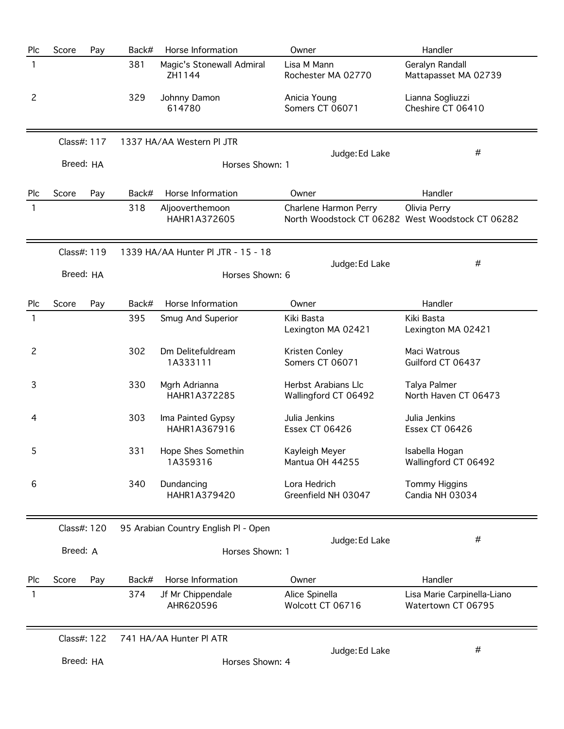| Plc | Score | Pay | Back# | Horse Information | Owner | Handler |
|---|---|---|---|---|---|---|
| 1 | | | 381 | Magic's Stonewall Admiral ZH1144 | Lisa M Mann Rochester MA 02770 | Geralyn Randall Mattapasset MA 02739 |
| 2 | | | 329 | Johnny Damon 614780 | Anicia Young Somers CT 06071 | Lianna Sogliuzzi Cheshire CT 06410 |

---

Class#: 117 1337 HA/AA Western Pl JTR  
Judge: Ed Lake #  
Breed: HA Horses Shown: 1

| Plc | Score | Pay | Back# | Horse Information | Owner | Handler |
|---|---|---|---|---|---|---|
| 1 | | | 318 | Aljooverthemoon HAHR1A372605 | Charlene Harmon Perry North Woodstock CT 06282 | Olivia Perry West Woodstock CT 06282 |

---

Class#: 119 1339 HA/AA Hunter Pl JTR - 15 - 18  
Judge: Ed Lake #  
Breed: HA Horses Shown: 6

| Plc | Score | Pay | Back# | Horse Information | Owner | Handler |
|---|---|---|---|---|---|---|
| 1 | | | 395 | Smug And Superior | Kiki Basta Lexington MA 02421 | Kiki Basta Lexington MA 02421 |
| 2 | | | 302 | Dm Delitefuldream 1A333111 | Kristen Conley Somers CT 06071 | Maci Watrous Guilford CT 06437 |
| 3 | | | 330 | Mgrh Adrianna HAHR1A372285 | Herbst Arabians Llc Wallingford CT 06492 | Talya Palmer North Haven CT 06473 |
| 4 | | | 303 | Ima Painted Gypsy HAHR1A367916 | Julia Jenkins Essex CT 06426 | Julia Jenkins Essex CT 06426 |
| 5 | | | 331 | Hope Shes Somethin 1A359316 | Kayleigh Meyer Mantua OH 44255 | Isabella Hogan Wallingford CT 06492 |
| 6 | | | 340 | Dundancing HAHR1A379420 | Lora Hedrich Greenfield NH 03047 | Tommy Higgins Candia NH 03034 |

---

Class#: 120 95 Arabian Country English Pl - Open  
Judge: Ed Lake #  
Breed: A Horses Shown: 1

| Plc | Score | Pay | Back# | Horse Information | Owner | Handler |
|---|---|---|---|---|---|---|
| 1 | | | 374 | Jf Mr Chippendale AHR620596 | Alice Spinella Wolcott CT 06716 | Lisa Marie Carpinella-Liano Watertown CT 06795 |

---

Class#: 122 741 HA/AA Hunter Pl ATR  
Judge: Ed Lake #  
Breed: HA Horses Shown: 4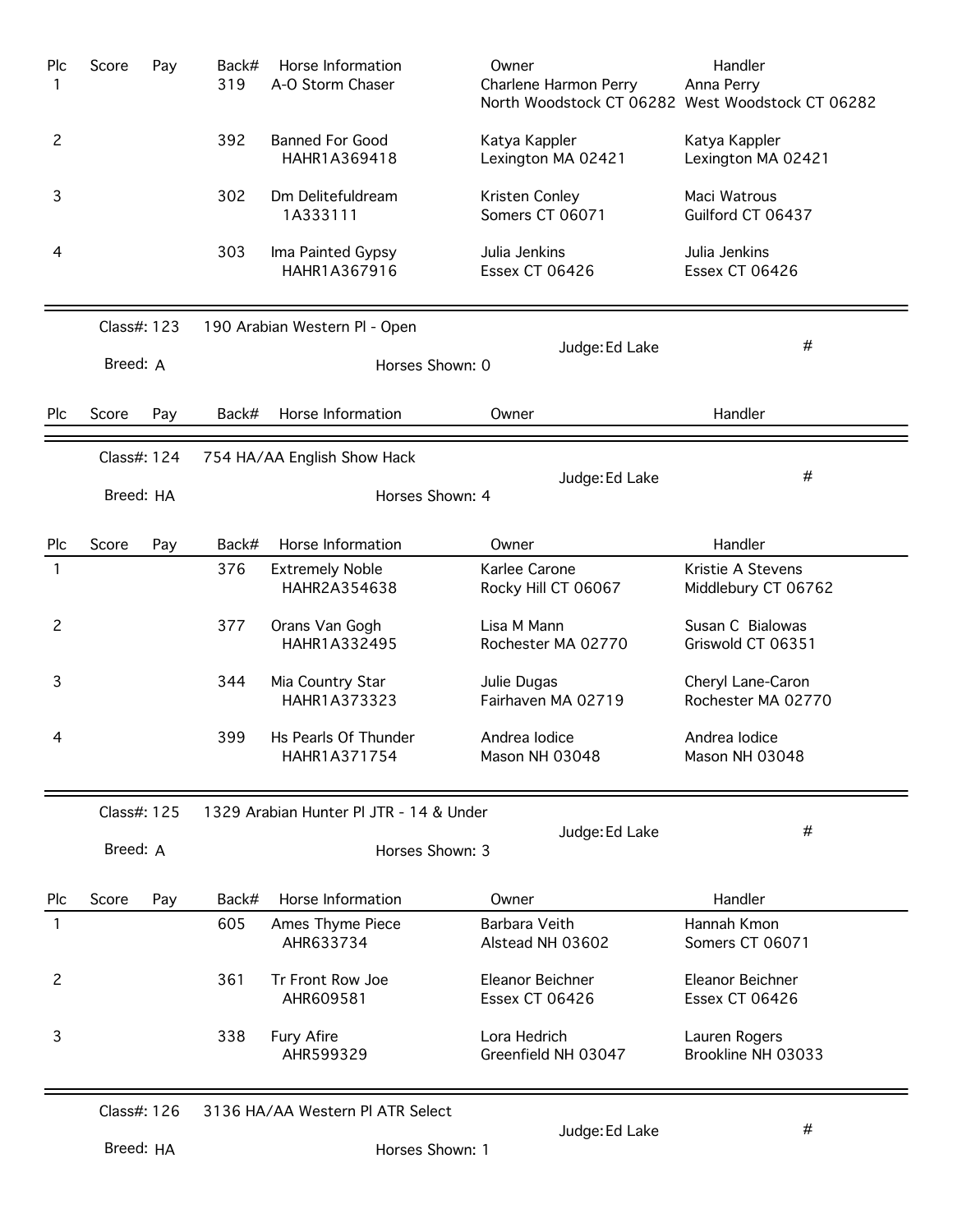| Plc | Score | Pay | Back# | Horse Information | Owner | Handler |
|---|---|---|---|---|---|---|
| 1 | | | 319 | A-O Storm Chaser | Charlene Harmon Perry<br>North Woodstock CT 06282 | Anna Perry<br>West Woodstock CT 06282 |
| 2 | | | 392 | Banned For Good<br>HAHR1A369418 | Katya Kappler<br>Lexington MA 02421 | Katya Kappler<br>Lexington MA 02421 |
| 3 | | | 302 | Dm Delitefuldream<br>1A333111 | Kristen Conley<br>Somers CT 06071 | Maci Watrous<br>Guilford CT 06437 |
| 4 | | | 303 | Ima Painted Gypsy<br>HAHR1A367916 | Julia Jenkins<br>Essex CT 06426 | Julia Jenkins<br>Essex CT 06426 |

Class#: 123 — 190 Arabian Western Pl - Open — Judge: Ed Lake — #

Breed: A — Horses Shown: 0

| Plc | Score | Pay | Back# | Horse Information | Owner | Handler |
|---|---|---|---|---|---|---|

Class#: 124 — 754 HA/AA English Show Hack — Judge: Ed Lake — #

Breed: HA — Horses Shown: 4

| Plc | Score | Pay | Back# | Horse Information | Owner | Handler |
|---|---|---|---|---|---|---|
| 1 | | | 376 | Extremely Noble<br>HAHR2A354638 | Karlee Carone<br>Rocky Hill CT 06067 | Kristie A Stevens<br>Middlebury CT 06762 |
| 2 | | | 377 | Orans Van Gogh<br>HAHR1A332495 | Lisa M Mann<br>Rochester MA 02770 | Susan C Bialowas<br>Griswold CT 06351 |
| 3 | | | 344 | Mia Country Star<br>HAHR1A373323 | Julie Dugas<br>Fairhaven MA 02719 | Cheryl Lane-Caron<br>Rochester MA 02770 |
| 4 | | | 399 | Hs Pearls Of Thunder<br>HAHR1A371754 | Andrea Iodice<br>Mason NH 03048 | Andrea Iodice<br>Mason NH 03048 |

Class#: 125 — 1329 Arabian Hunter Pl JTR - 14 & Under — Judge: Ed Lake — #

Breed: A — Horses Shown: 3

| Plc | Score | Pay | Back# | Horse Information | Owner | Handler |
|---|---|---|---|---|---|---|
| 1 | | | 605 | Ames Thyme Piece<br>AHR633734 | Barbara Veith<br>Alstead NH 03602 | Hannah Kmon<br>Somers CT 06071 |
| 2 | | | 361 | Tr Front Row Joe<br>AHR609581 | Eleanor Beichner<br>Essex CT 06426 | Eleanor Beichner<br>Essex CT 06426 |
| 3 | | | 338 | Fury Afire<br>AHR599329 | Lora Hedrich<br>Greenfield NH 03047 | Lauren Rogers<br>Brookline NH 03033 |

Class#: 126 — 3136 HA/AA Western Pl ATR Select — Judge: Ed Lake — #

Breed: HA — Horses Shown: 1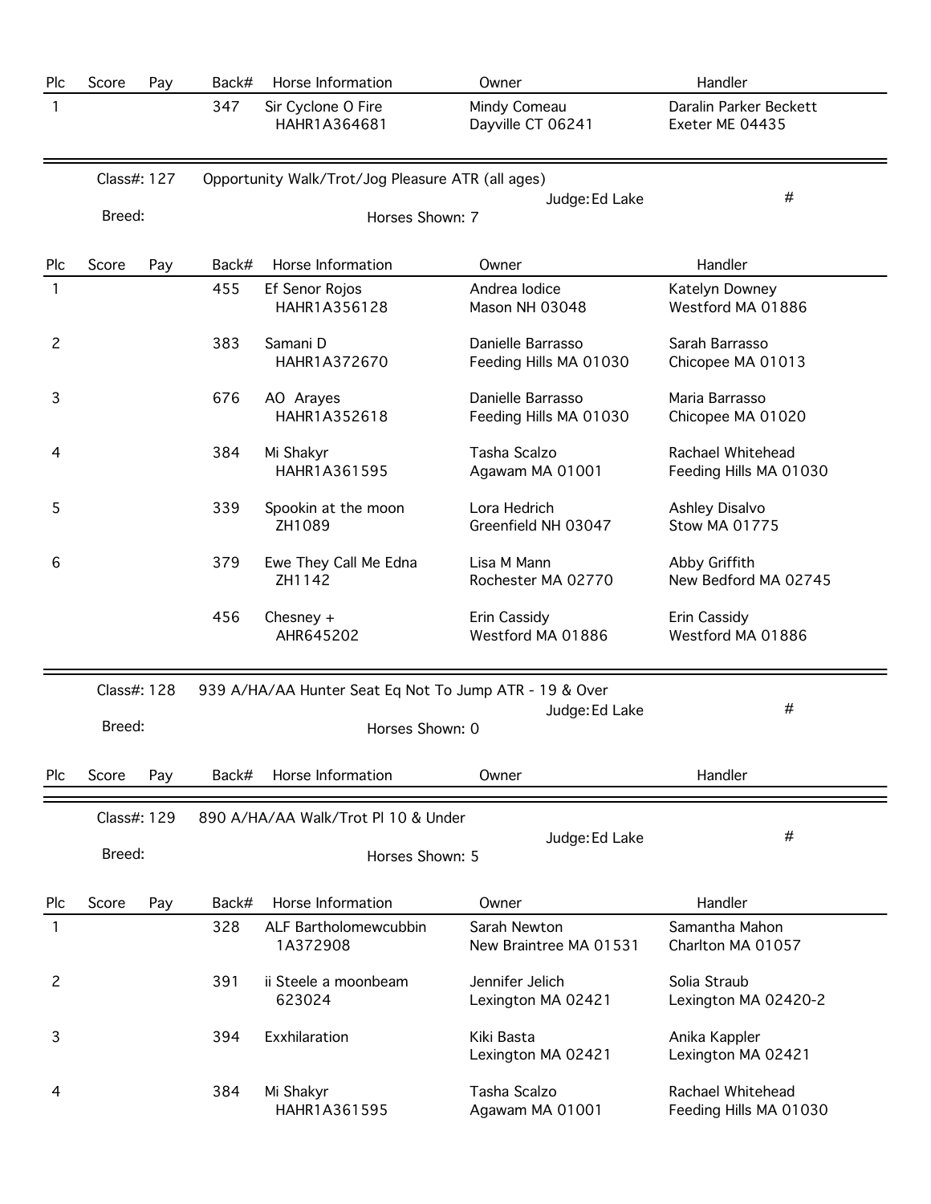| Plc | Score | Pay | Back# | Horse Information | Owner | Handler |
|---|---|---|---|---|---|---|
| 1 | | | 347 | Sir Cyclone O Fire<br>HAHR1A364681 | Mindy Comeau<br>Dayville CT 06241 | Daralin Parker Beckett<br>Exeter ME 04435 |

Class#: 127 Opportunity Walk/Trot/Jog Pleasure ATR (all ages)

Judge: Ed Lake #

Breed: Horses Shown: 7

| Plc | Score | Pay | Back# | Horse Information | Owner | Handler |
|---|---|---|---|---|---|---|
| 1 | | | 455 | Ef Senor Rojos<br>HAHR1A356128 | Andrea Iodice<br>Mason NH 03048 | Katelyn Downey<br>Westford MA 01886 |
| 2 | | | 383 | Samani D<br>HAHR1A372670 | Danielle Barrasso<br>Feeding Hills MA 01030 | Sarah Barrasso<br>Chicopee MA 01013 |
| 3 | | | 676 | AO Arayes<br>HAHR1A352618 | Danielle Barrasso<br>Feeding Hills MA 01030 | Maria Barrasso<br>Chicopee MA 01020 |
| 4 | | | 384 | Mi Shakyr<br>HAHR1A361595 | Tasha Scalzo<br>Agawam MA 01001 | Rachael Whitehead<br>Feeding Hills MA 01030 |
| 5 | | | 339 | Spookin at the moon<br>ZH1089 | Lora Hedrich<br>Greenfield NH 03047 | Ashley Disalvo<br>Stow MA 01775 |
| 6 | | | 379 | Ewe They Call Me Edna<br>ZH1142 | Lisa M Mann<br>Rochester MA 02770 | Abby Griffith<br>New Bedford MA 02745 |
| | | | 456 | Chesney +<br>AHR645202 | Erin Cassidy<br>Westford MA 01886 | Erin Cassidy<br>Westford MA 01886 |

Class#: 128 939 A/HA/AA Hunter Seat Eq Not To Jump ATR - 19 & Over

Judge: Ed Lake #

Breed: Horses Shown: 0

| Plc | Score | Pay | Back# | Horse Information | Owner | Handler |
|---|---|---|---|---|---|---|

Class#: 129 890 A/HA/AA Walk/Trot Pl 10 & Under

Judge: Ed Lake #

Breed: Horses Shown: 5

| Plc | Score | Pay | Back# | Horse Information | Owner | Handler |
|---|---|---|---|---|---|---|
| 1 | | | 328 | ALF Bartholomewcubbin<br>1A372908 | Sarah Newton<br>New Braintree MA 01531 | Samantha Mahon<br>Charlton MA 01057 |
| 2 | | | 391 | ii Steele a moonbeam<br>623024 | Jennifer Jelich<br>Lexington MA 02421 | Solia Straub<br>Lexington MA 02420-2 |
| 3 | | | 394 | Exxhilaration | Kiki Basta<br>Lexington MA 02421 | Anika Kappler<br>Lexington MA 02421 |
| 4 | | | 384 | Mi Shakyr<br>HAHR1A361595 | Tasha Scalzo<br>Agawam MA 01001 | Rachael Whitehead<br>Feeding Hills MA 01030 |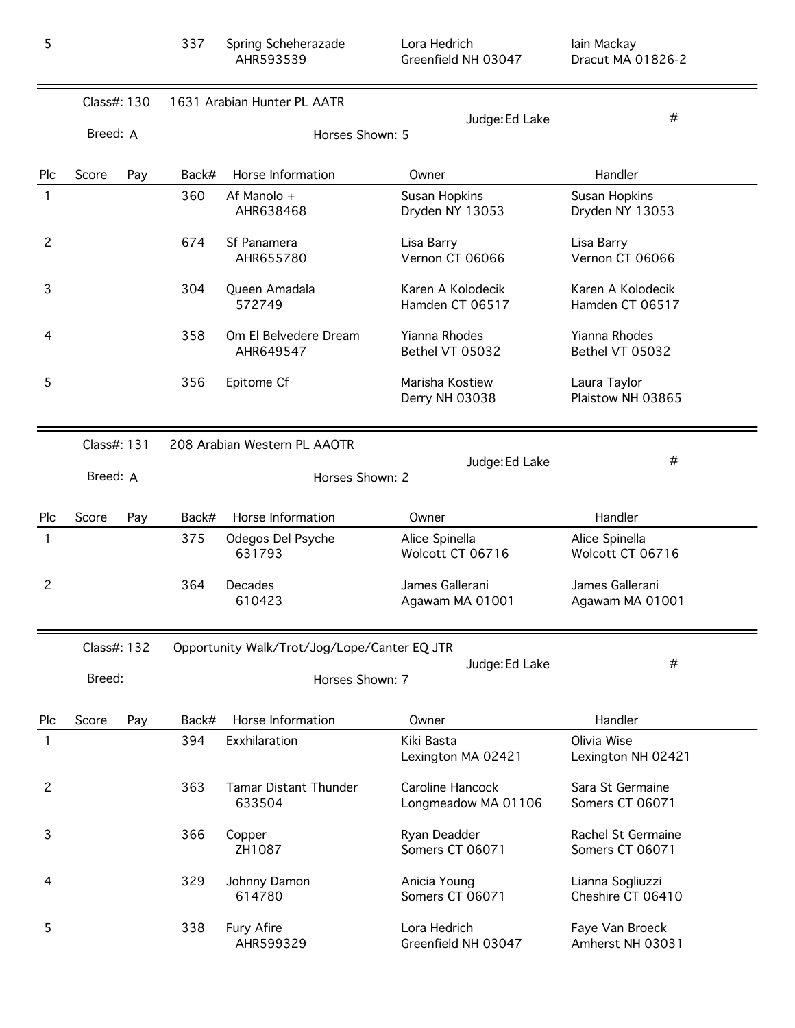| Plc | Score | Pay | Back# | Horse Information | Owner | Handler |
|---|---|---|---|---|---|---|
| 5 | | | 337 | Spring Scheherazade AHR593539 | Lora Hedrich Greenfield NH 03047 | Iain Mackay Dracut MA 01826-2 |

Class#: 130 — 1631 Arabian Hunter PL AATR — Judge: Ed Lake — #

Breed: A — Horses Shown: 5

| Plc | Score | Pay | Back# | Horse Information | Owner | Handler |
|---|---|---|---|---|---|---|
| 1 | | | 360 | Af Manolo + AHR638468 | Susan Hopkins Dryden NY 13053 | Susan Hopkins Dryden NY 13053 |
| 2 | | | 674 | Sf Panamera AHR655780 | Lisa Barry Vernon CT 06066 | Lisa Barry Vernon CT 06066 |
| 3 | | | 304 | Queen Amadala 572749 | Karen A Kolodecik Hamden CT 06517 | Karen A Kolodecik Hamden CT 06517 |
| 4 | | | 358 | Om El Belvedere Dream AHR649547 | Yianna Rhodes Bethel VT 05032 | Yianna Rhodes Bethel VT 05032 |
| 5 | | | 356 | Epitome Cf | Marisha Kostiew Derry NH 03038 | Laura Taylor Plaistow NH 03865 |

Class#: 131 — 208 Arabian Western PL AAOTR — Judge: Ed Lake — #

Breed: A — Horses Shown: 2

| Plc | Score | Pay | Back# | Horse Information | Owner | Handler |
|---|---|---|---|---|---|---|
| 1 | | | 375 | Odegos Del Psyche 631793 | Alice Spinella Wolcott CT 06716 | Alice Spinella Wolcott CT 06716 |
| 2 | | | 364 | Decades 610423 | James Gallerani Agawam MA 01001 | James Gallerani Agawam MA 01001 |

Class#: 132 — Opportunity Walk/Trot/Jog/Lope/Canter EQ JTR — Judge: Ed Lake — #

Breed: — Horses Shown: 7

| Plc | Score | Pay | Back# | Horse Information | Owner | Handler |
|---|---|---|---|---|---|---|
| 1 | | | 394 | Exxhilaration | Kiki Basta Lexington MA 02421 | Olivia Wise Lexington NH 02421 |
| 2 | | | 363 | Tamar Distant Thunder 633504 | Caroline Hancock Longmeadow MA 01106 | Sara St Germaine Somers CT 06071 |
| 3 | | | 366 | Copper ZH1087 | Ryan Deadder Somers CT 06071 | Rachel St Germaine Somers CT 06071 |
| 4 | | | 329 | Johnny Damon 614780 | Anicia Young Somers CT 06071 | Lianna Sogliuzzi Cheshire CT 06410 |
| 5 | | | 338 | Fury Afire AHR599329 | Lora Hedrich Greenfield NH 03047 | Faye Van Broeck Amherst NH 03031 |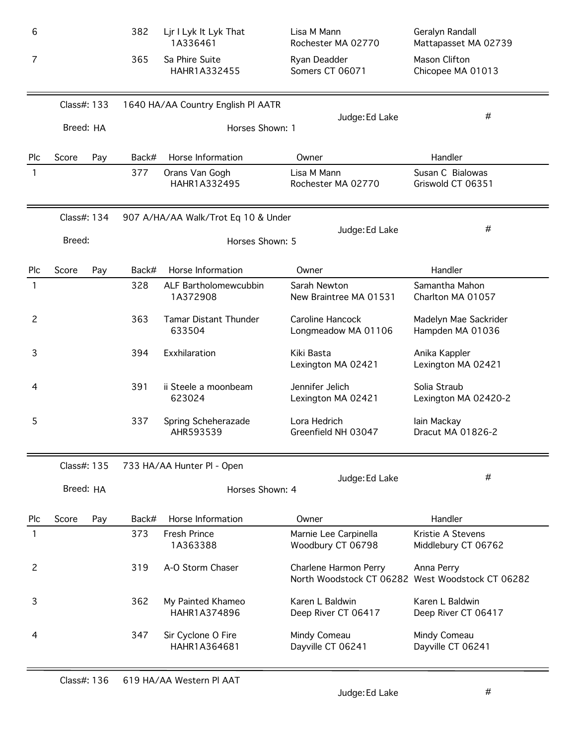| Plc | Score | Pay | Back# | Horse Information | Owner | Handler |
|---|---|---|---|---|---|---|
| 6 | | | 382 | Ljr I Lyk It Lyk That<br>1A336461 | Lisa M Mann<br>Rochester MA 02770 | Geralyn Randall<br>Mattapasset MA 02739 |
| 7 | | | 365 | Sa Phire Suite<br>HAHR1A332455 | Ryan Deadder<br>Somers CT 06071 | Mason Clifton<br>Chicopee MA 01013 |

Class#: 133 1640 HA/AA Country English Pl AATR

Breed: HA Horses Shown: 1 Judge: Ed Lake #

| Plc | Score | Pay | Back# | Horse Information | Owner | Handler |
|---|---|---|---|---|---|---|
| 1 | | | 377 | Orans Van Gogh<br>HAHR1A332495 | Lisa M Mann<br>Rochester MA 02770 | Susan C Bialowas<br>Griswold CT 06351 |

Class#: 134 907 A/HA/AA Walk/Trot Eq 10 & Under

Breed: Horses Shown: 5 Judge: Ed Lake #

| Plc | Score | Pay | Back# | Horse Information | Owner | Handler |
|---|---|---|---|---|---|---|
| 1 | | | 328 | ALF Bartholomewcubbin<br>1A372908 | Sarah Newton<br>New Braintree MA 01531 | Samantha Mahon<br>Charlton MA 01057 |
| 2 | | | 363 | Tamar Distant Thunder<br>633504 | Caroline Hancock<br>Longmeadow MA 01106 | Madelyn Mae Sackrider<br>Hampden MA 01036 |
| 3 | | | 394 | Exxhilaration | Kiki Basta<br>Lexington MA 02421 | Anika Kappler<br>Lexington MA 02421 |
| 4 | | | 391 | ii Steele a moonbeam<br>623024 | Jennifer Jelich<br>Lexington MA 02421 | Solia Straub<br>Lexington MA 02420-2 |
| 5 | | | 337 | Spring Scheherazade<br>AHR593539 | Lora Hedrich<br>Greenfield NH 03047 | Iain Mackay<br>Dracut MA 01826-2 |

Class#: 135 733 HA/AA Hunter Pl - Open

Breed: HA Horses Shown: 4 Judge: Ed Lake #

| Plc | Score | Pay | Back# | Horse Information | Owner | Handler |
|---|---|---|---|---|---|---|
| 1 | | | 373 | Fresh Prince<br>1A363388 | Marnie Lee Carpinella<br>Woodbury CT 06798 | Kristie A Stevens<br>Middlebury CT 06762 |
| 2 | | | 319 | A-O Storm Chaser | Charlene Harmon Perry<br>North Woodstock CT 06282 | Anna Perry<br>West Woodstock CT 06282 |
| 3 | | | 362 | My Painted Khameo<br>HAHR1A374896 | Karen L Baldwin<br>Deep River CT 06417 | Karen L Baldwin<br>Deep River CT 06417 |
| 4 | | | 347 | Sir Cyclone O Fire<br>HAHR1A364681 | Mindy Comeau<br>Dayville CT 06241 | Mindy Comeau<br>Dayville CT 06241 |

Class#: 136 619 HA/AA Western Pl AAT

Judge: Ed Lake #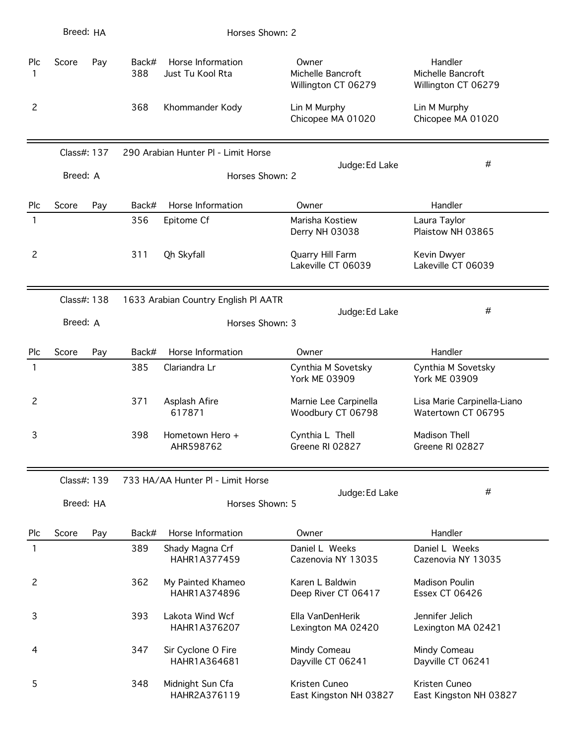Breed: HA

Horses Shown: 2

| Plc | Score | Pay | Back# | Horse Information | Owner | Handler |
|---|---|---|---|---|---|---|
| 1 | | | 388 | Just Tu Kool Rta | Michelle Bancroft<br>Willington CT 06279 | Michelle Bancroft<br>Willington CT 06279 |
| 2 | | | 368 | Khommander Kody | Lin M Murphy<br>Chicopee MA 01020 | Lin M Murphy<br>Chicopee MA 01020 |

---

Class#: 137 290 Arabian Hunter Pl - Limit Horse

Judge: Ed Lake #

Breed: A

Horses Shown: 2

| Plc | Score | Pay | Back# | Horse Information | Owner | Handler |
|---|---|---|---|---|---|---|
| 1 | | | 356 | Epitome Cf | Marisha Kostiew<br>Derry NH 03038 | Laura Taylor<br>Plaistow NH 03865 |
| 2 | | | 311 | Qh Skyfall | Quarry Hill Farm<br>Lakeville CT 06039 | Kevin Dwyer<br>Lakeville CT 06039 |

---

Class#: 138 1633 Arabian Country English Pl AATR

Judge: Ed Lake #

Breed: A

Horses Shown: 3

| Plc | Score | Pay | Back# | Horse Information | Owner | Handler |
|---|---|---|---|---|---|---|
| 1 | | | 385 | Clariandra Lr | Cynthia M Sovetsky<br>York ME 03909 | Cynthia M Sovetsky<br>York ME 03909 |
| 2 | | | 371 | Asplash Afire<br>617871 | Marnie Lee Carpinella<br>Woodbury CT 06798 | Lisa Marie Carpinella-Liano<br>Watertown CT 06795 |
| 3 | | | 398 | Hometown Hero +<br>AHR598762 | Cynthia L Thell<br>Greene RI 02827 | Madison Thell<br>Greene RI 02827 |

---

Class#: 139 733 HA/AA Hunter Pl - Limit Horse

Judge: Ed Lake #

Breed: HA

Horses Shown: 5

| Plc | Score | Pay | Back# | Horse Information | Owner | Handler |
|---|---|---|---|---|---|---|
| 1 | | | 389 | Shady Magna Crf<br>HAHR1A377459 | Daniel L Weeks<br>Cazenovia NY 13035 | Daniel L Weeks<br>Cazenovia NY 13035 |
| 2 | | | 362 | My Painted Khameo<br>HAHR1A374896 | Karen L Baldwin<br>Deep River CT 06417 | Madison Poulin<br>Essex CT 06426 |
| 3 | | | 393 | Lakota Wind Wcf<br>HAHR1A376207 | Ella VanDenHerik<br>Lexington MA 02420 | Jennifer Jelich<br>Lexington MA 02421 |
| 4 | | | 347 | Sir Cyclone O Fire<br>HAHR1A364681 | Mindy Comeau<br>Dayville CT 06241 | Mindy Comeau<br>Dayville CT 06241 |
| 5 | | | 348 | Midnight Sun Cfa<br>HAHR2A376119 | Kristen Cuneo<br>East Kingston NH 03827 | Kristen Cuneo<br>East Kingston NH 03827 |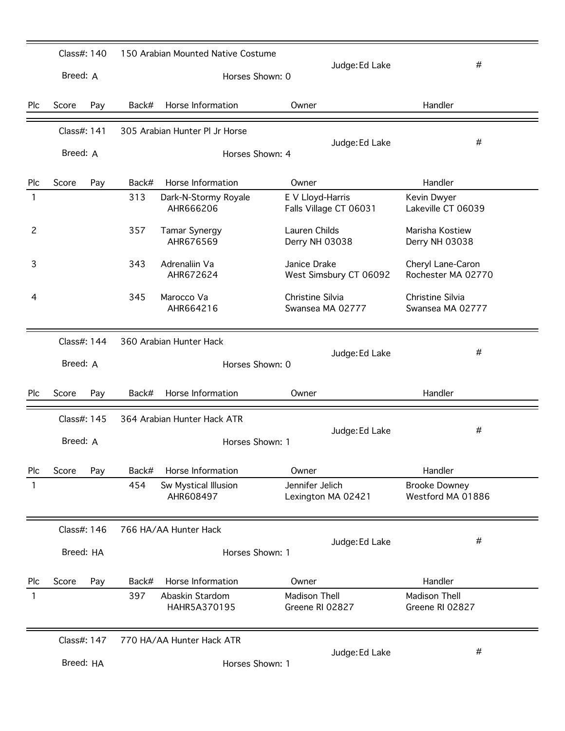Class#: 140 &nbsp; 150 Arabian Mounted Native Costume &nbsp; Judge: Ed Lake &nbsp; #

Breed: A &nbsp; Horses Shown: 0

| Plc | Score | Pay | Back# | Horse Information | Owner | Handler |
|---|---|---|---|---|---|---|

Class#: 141 &nbsp; 305 Arabian Hunter Pl Jr Horse &nbsp; Judge: Ed Lake &nbsp; #

Breed: A &nbsp; Horses Shown: 4

| Plc | Score | Pay | Back# | Horse Information | Owner | Handler |
|---|---|---|---|---|---|---|
| 1 | | | 313 | Dark-N-Stormy Royale AHR666206 | E V Lloyd-Harris Falls Village CT 06031 | Kevin Dwyer Lakeville CT 06039 |
| 2 | | | 357 | Tamar Synergy AHR676569 | Lauren Childs Derry NH 03038 | Marisha Kostiew Derry NH 03038 |
| 3 | | | 343 | Adrenaliin Va AHR672624 | Janice Drake West Simsbury CT 06092 | Cheryl Lane-Caron Rochester MA 02770 |
| 4 | | | 345 | Marocco Va AHR664216 | Christine Silvia Swansea MA 02777 | Christine Silvia Swansea MA 02777 |

Class#: 144 &nbsp; 360 Arabian Hunter Hack &nbsp; Judge: Ed Lake &nbsp; #

Breed: A &nbsp; Horses Shown: 0

| Plc | Score | Pay | Back# | Horse Information | Owner | Handler |
|---|---|---|---|---|---|---|

Class#: 145 &nbsp; 364 Arabian Hunter Hack ATR &nbsp; Judge: Ed Lake &nbsp; #

Breed: A &nbsp; Horses Shown: 1

| Plc | Score | Pay | Back# | Horse Information | Owner | Handler |
|---|---|---|---|---|---|---|
| 1 | | | 454 | Sw Mystical Illusion AHR608497 | Jennifer Jelich Lexington MA 02421 | Brooke Downey Westford MA 01886 |

Class#: 146 &nbsp; 766 HA/AA Hunter Hack &nbsp; Judge: Ed Lake &nbsp; #

Breed: HA &nbsp; Horses Shown: 1

| Plc | Score | Pay | Back# | Horse Information | Owner | Handler |
|---|---|---|---|---|---|---|
| 1 | | | 397 | Abaskin Stardom HAHR5A370195 | Madison Thell Greene RI 02827 | Madison Thell Greene RI 02827 |

Class#: 147 &nbsp; 770 HA/AA Hunter Hack ATR &nbsp; Judge: Ed Lake &nbsp; #

Breed: HA &nbsp; Horses Shown: 1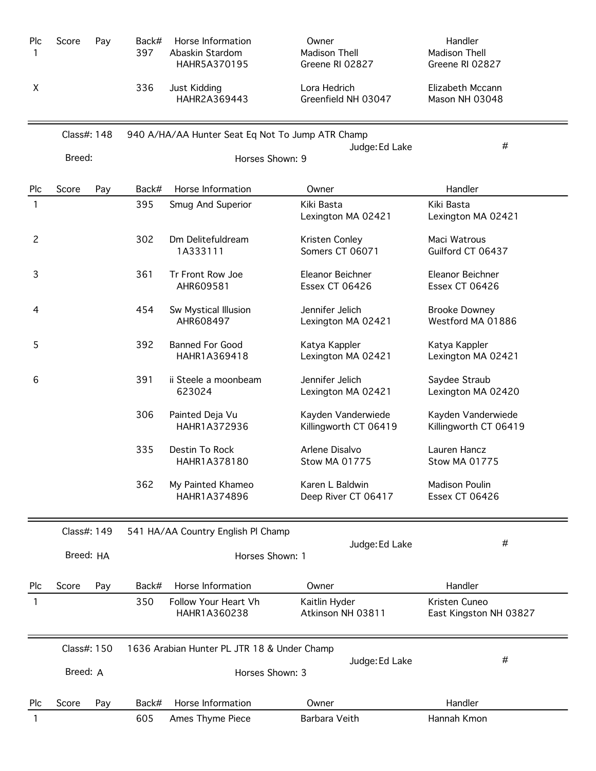| Plc | Score | Pay | Back# | Horse Information | Owner | Handler |
|---|---|---|---|---|---|---|
| 1 | | | 397 | Abaskin Stardom<br>HAHR5A370195 | Madison Thell<br>Greene RI 02827 | Madison Thell<br>Greene RI 02827 |
| X | | | 336 | Just Kidding<br>HAHR2A369443 | Lora Hedrich<br>Greenfield NH 03047 | Elizabeth Mccann<br>Mason NH 03048 |

Class#: 148 940 A/HA/AA Hunter Seat Eq Not To Jump ATR Champ

Judge: Ed Lake #

Breed:

Horses Shown: 9

| Plc | Score | Pay | Back# | Horse Information | Owner | Handler |
|---|---|---|---|---|---|---|
| 1 | | | 395 | Smug And Superior | Kiki Basta<br>Lexington MA 02421 | Kiki Basta<br>Lexington MA 02421 |
| 2 | | | 302 | Dm Delitefuldream<br>1A333111 | Kristen Conley<br>Somers CT 06071 | Maci Watrous<br>Guilford CT 06437 |
| 3 | | | 361 | Tr Front Row Joe<br>AHR609581 | Eleanor Beichner<br>Essex CT 06426 | Eleanor Beichner<br>Essex CT 06426 |
| 4 | | | 454 | Sw Mystical Illusion<br>AHR608497 | Jennifer Jelich<br>Lexington MA 02421 | Brooke Downey<br>Westford MA 01886 |
| 5 | | | 392 | Banned For Good<br>HAHR1A369418 | Katya Kappler<br>Lexington MA 02421 | Katya Kappler<br>Lexington MA 02421 |
| 6 | | | 391 | ii Steele a moonbeam<br>623024 | Jennifer Jelich<br>Lexington MA 02421 | Saydee Straub<br>Lexington MA 02420 |
| | | | 306 | Painted Deja Vu<br>HAHR1A372936 | Kayden Vanderwiede<br>Killingworth CT 06419 | Kayden Vanderwiede<br>Killingworth CT 06419 |
| | | | 335 | Destin To Rock<br>HAHR1A378180 | Arlene Disalvo<br>Stow MA 01775 | Lauren Hancz<br>Stow MA 01775 |
| | | | 362 | My Painted Khameo<br>HAHR1A374896 | Karen L Baldwin<br>Deep River CT 06417 | Madison Poulin<br>Essex CT 06426 |

Class#: 149 541 HA/AA Country English Pl Champ

Judge: Ed Lake #

Breed: HA

Horses Shown: 1

| Plc | Score | Pay | Back# | Horse Information | Owner | Handler |
|---|---|---|---|---|---|---|
| 1 | | | 350 | Follow Your Heart Vh<br>HAHR1A360238 | Kaitlin Hyder<br>Atkinson NH 03811 | Kristen Cuneo<br>East Kingston NH 03827 |

Class#: 150 1636 Arabian Hunter PL JTR 18 & Under Champ

Judge: Ed Lake #

Breed: A

Horses Shown: 3

| Plc | Score | Pay | Back# | Horse Information | Owner | Handler |
|---|---|---|---|---|---|---|
| 1 | | | 605 | Ames Thyme Piece | Barbara Veith | Hannah Kmon |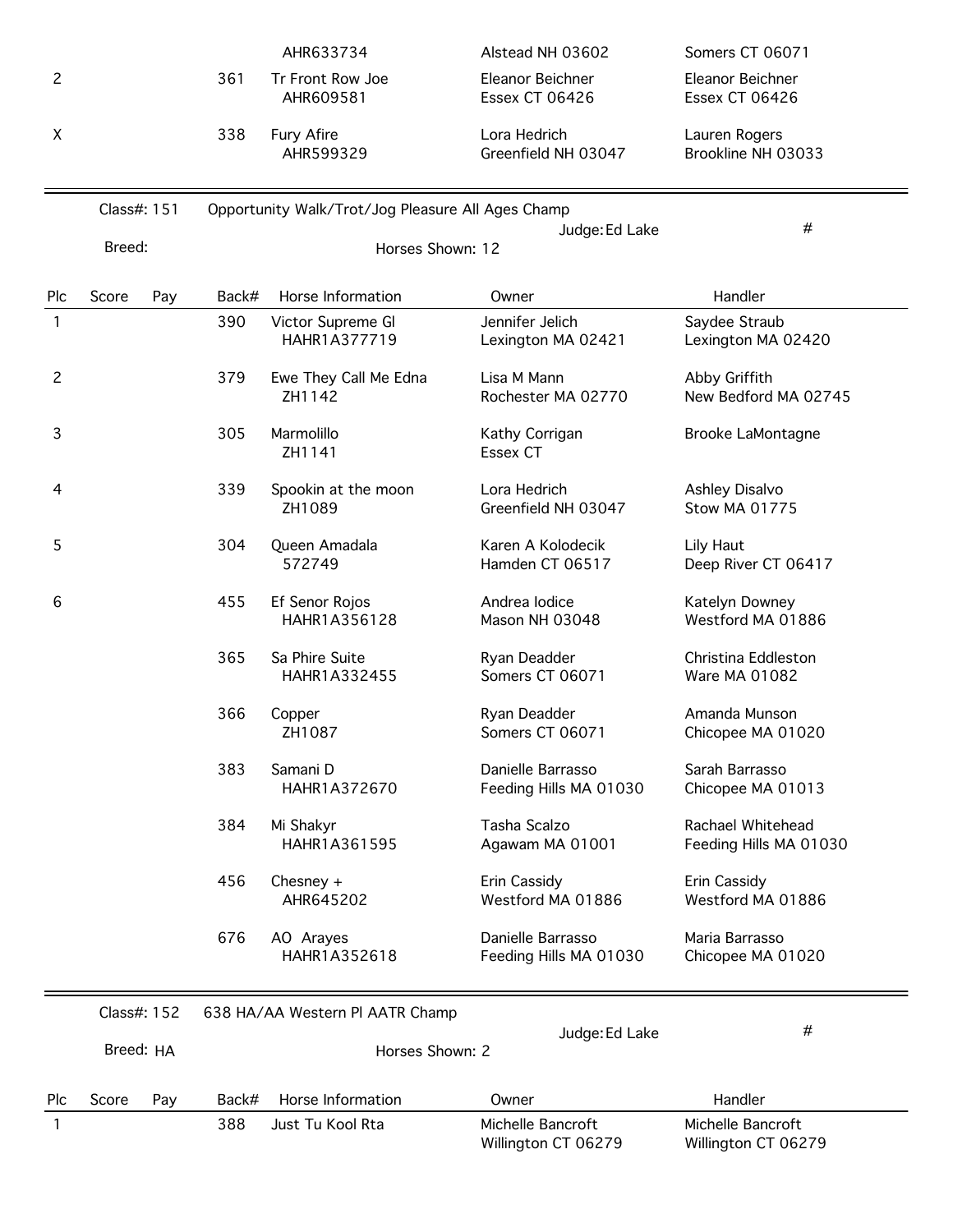| Plc | Score | Pay | Back# | Horse Information | Owner | Handler |
|---|---|---|---|---|---|---|
| | | | | AHR633734 | Alstead NH 03602 | Somers CT 06071 |
| 2 | | | 361 | Tr Front Row Joe AHR609581 | Eleanor Beichner Essex CT 06426 | Eleanor Beichner Essex CT 06426 |
| X | | | 338 | Fury Afire AHR599329 | Lora Hedrich Greenfield NH 03047 | Lauren Rogers Brookline NH 03033 |

Class#: 151 Opportunity Walk/Trot/Jog Pleasure All Ages Champ

Judge: Ed Lake #

Breed:

Horses Shown: 12

| Plc | Score | Pay | Back# | Horse Information | Owner | Handler |
|---|---|---|---|---|---|---|
| 1 | | | 390 | Victor Supreme Gl HAHR1A377719 | Jennifer Jelich Lexington MA 02421 | Saydee Straub Lexington MA 02420 |
| 2 | | | 379 | Ewe They Call Me Edna ZH1142 | Lisa M Mann Rochester MA 02770 | Abby Griffith New Bedford MA 02745 |
| 3 | | | 305 | Marmolillo ZH1141 | Kathy Corrigan Essex CT | Brooke LaMontagne |
| 4 | | | 339 | Spookin at the moon ZH1089 | Lora Hedrich Greenfield NH 03047 | Ashley Disalvo Stow MA 01775 |
| 5 | | | 304 | Queen Amadala 572749 | Karen A Kolodecik Hamden CT 06517 | Lily Haut Deep River CT 06417 |
| 6 | | | 455 | Ef Senor Rojos HAHR1A356128 | Andrea Iodice Mason NH 03048 | Katelyn Downey Westford MA 01886 |
| | | | 365 | Sa Phire Suite HAHR1A332455 | Ryan Deadder Somers CT 06071 | Christina Eddleston Ware MA 01082 |
| | | | 366 | Copper ZH1087 | Ryan Deadder Somers CT 06071 | Amanda Munson Chicopee MA 01020 |
| | | | 383 | Samani D HAHR1A372670 | Danielle Barrasso Feeding Hills MA 01030 | Sarah Barrasso Chicopee MA 01013 |
| | | | 384 | Mi Shakyr HAHR1A361595 | Tasha Scalzo Agawam MA 01001 | Rachael Whitehead Feeding Hills MA 01030 |
| | | | 456 | Chesney + AHR645202 | Erin Cassidy Westford MA 01886 | Erin Cassidy Westford MA 01886 |
| | | | 676 | AO Arayes HAHR1A352618 | Danielle Barrasso Feeding Hills MA 01030 | Maria Barrasso Chicopee MA 01020 |

Class#: 152 638 HA/AA Western Pl AATR Champ

Judge: Ed Lake #

Breed: HA

Horses Shown: 2

| Plc | Score | Pay | Back# | Horse Information | Owner | Handler |
|---|---|---|---|---|---|---|
| 1 | | | 388 | Just Tu Kool Rta | Michelle Bancroft Willington CT 06279 | Michelle Bancroft Willington CT 06279 |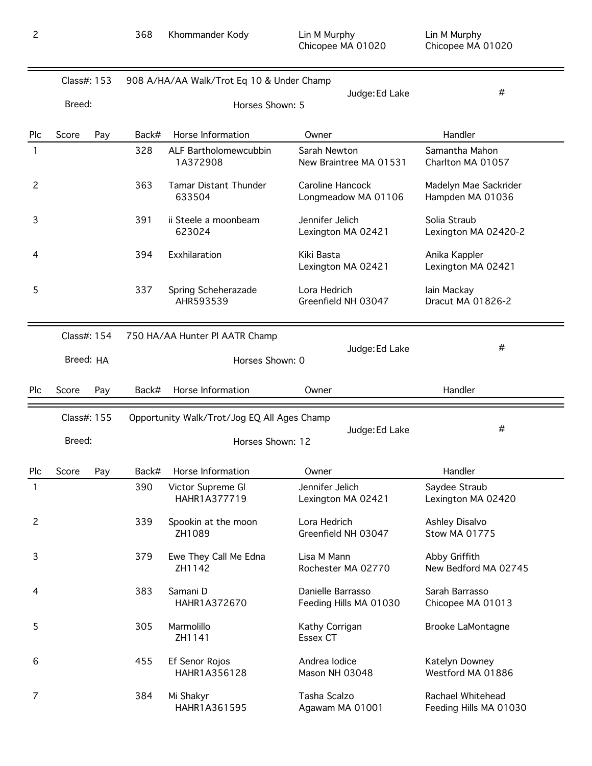| Plc | Score | Pay | Back# | Horse Information | Owner | Handler |
|---|---|---|---|---|---|---|
| 2 | | | 368 | Khommander Kody | Lin M Murphy<br>Chicopee MA 01020 | Lin M Murphy<br>Chicopee MA 01020 |

Class#: 153 — 908 A/HA/AA Walk/Trot Eq 10 & Under Champ — Judge: Ed Lake — #

Breed:

Horses Shown: 5

| Plc | Score | Pay | Back# | Horse Information | Owner | Handler |
|---|---|---|---|---|---|---|
| 1 | | | 328 | ALF Bartholomewcubbin<br>1A372908 | Sarah Newton<br>New Braintree MA 01531 | Samantha Mahon<br>Charlton MA 01057 |
| 2 | | | 363 | Tamar Distant Thunder<br>633504 | Caroline Hancock<br>Longmeadow MA 01106 | Madelyn Mae Sackrider<br>Hampden MA 01036 |
| 3 | | | 391 | ii Steele a moonbeam<br>623024 | Jennifer Jelich<br>Lexington MA 02421 | Solia Straub<br>Lexington MA 02420-2 |
| 4 | | | 394 | Exxhilaration | Kiki Basta<br>Lexington MA 02421 | Anika Kappler<br>Lexington MA 02421 |
| 5 | | | 337 | Spring Scheherazade<br>AHR593539 | Lora Hedrich<br>Greenfield NH 03047 | Iain Mackay<br>Dracut MA 01826-2 |

Class#: 154 — 750 HA/AA Hunter Pl AATR Champ — Judge: Ed Lake — #

Breed: HA

Horses Shown: 0

| Plc | Score | Pay | Back# | Horse Information | Owner | Handler |
|---|---|---|---|---|---|---|

Class#: 155 — Opportunity Walk/Trot/Jog EQ All Ages Champ — Judge: Ed Lake — #

Breed:

Horses Shown: 12

| Plc | Score | Pay | Back# | Horse Information | Owner | Handler |
|---|---|---|---|---|---|---|
| 1 | | | 390 | Victor Supreme Gl<br>HAHR1A377719 | Jennifer Jelich<br>Lexington MA 02421 | Saydee Straub<br>Lexington MA 02420 |
| 2 | | | 339 | Spookin at the moon<br>ZH1089 | Lora Hedrich<br>Greenfield NH 03047 | Ashley Disalvo<br>Stow MA 01775 |
| 3 | | | 379 | Ewe They Call Me Edna<br>ZH1142 | Lisa M Mann<br>Rochester MA 02770 | Abby Griffith<br>New Bedford MA 02745 |
| 4 | | | 383 | Samani D<br>HAHR1A372670 | Danielle Barrasso<br>Feeding Hills MA 01030 | Sarah Barrasso<br>Chicopee MA 01013 |
| 5 | | | 305 | Marmolillo<br>ZH1141 | Kathy Corrigan<br>Essex CT | Brooke LaMontagne |
| 6 | | | 455 | Ef Senor Rojos<br>HAHR1A356128 | Andrea Iodice<br>Mason NH 03048 | Katelyn Downey<br>Westford MA 01886 |
| 7 | | | 384 | Mi Shakyr<br>HAHR1A361595 | Tasha Scalzo<br>Agawam MA 01001 | Rachael Whitehead<br>Feeding Hills MA 01030 |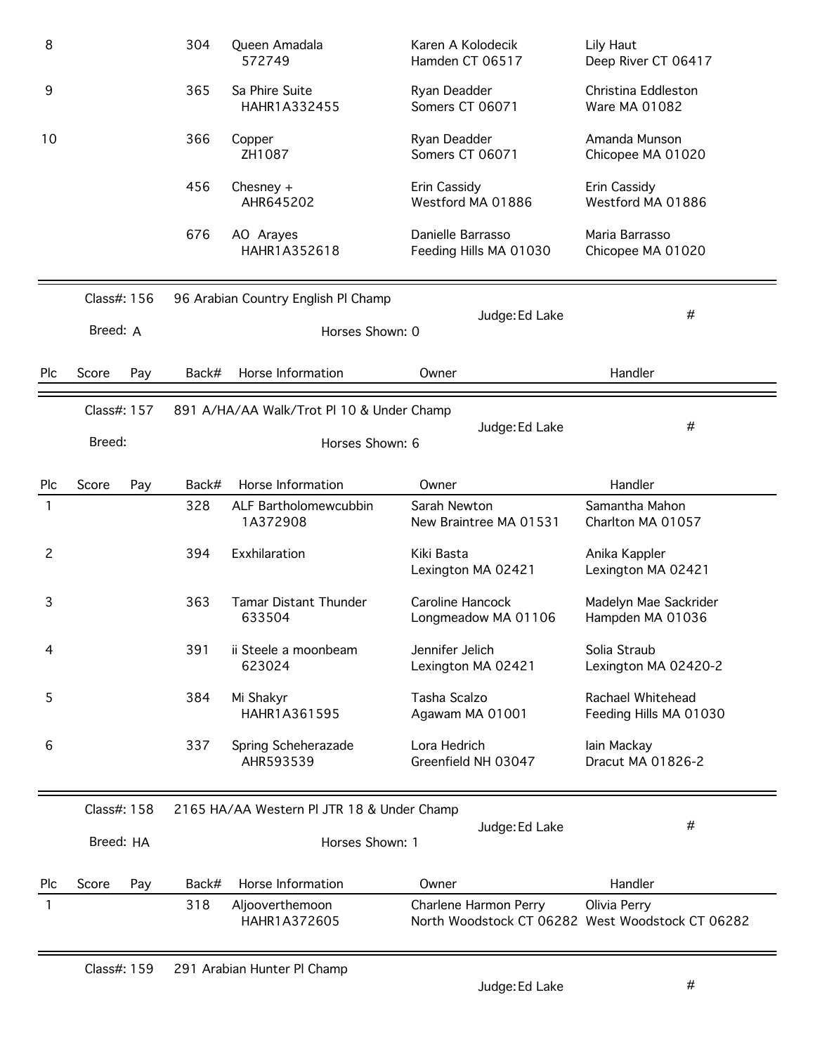| Plc | Score | Pay | Back# | Horse Information | Owner | Handler |
|---|---|---|---|---|---|---|
| 8 | | | 304 | Queen Amadala<br>572749 | Karen A Kolodecik<br>Hamden CT 06517 | Lily Haut<br>Deep River CT 06417 |
| 9 | | | 365 | Sa Phire Suite<br>HAHR1A332455 | Ryan Deadder<br>Somers CT 06071 | Christina Eddleston<br>Ware MA 01082 |
| 10 | | | 366 | Copper<br>ZH1087 | Ryan Deadder<br>Somers CT 06071 | Amanda Munson<br>Chicopee MA 01020 |
| | | | 456 | Chesney +<br>AHR645202 | Erin Cassidy<br>Westford MA 01886 | Erin Cassidy<br>Westford MA 01886 |
| | | | 676 | AO Arayes<br>HAHR1A352618 | Danielle Barrasso<br>Feeding Hills MA 01030 | Maria Barrasso<br>Chicopee MA 01020 |

Class#: 156 — 96 Arabian Country English Pl Champ — Judge: Ed Lake — #

Breed: A — Horses Shown: 0

| Plc | Score | Pay | Back# | Horse Information | Owner | Handler |
|---|---|---|---|---|---|---|

Class#: 157 — 891 A/HA/AA Walk/Trot Pl 10 & Under Champ — Judge: Ed Lake — #

Breed: — Horses Shown: 6

| Plc | Score | Pay | Back# | Horse Information | Owner | Handler |
|---|---|---|---|---|---|---|
| 1 | | | 328 | ALF Bartholomewcubbin<br>1A372908 | Sarah Newton<br>New Braintree MA 01531 | Samantha Mahon<br>Charlton MA 01057 |
| 2 | | | 394 | Exxhilaration | Kiki Basta<br>Lexington MA 02421 | Anika Kappler<br>Lexington MA 02421 |
| 3 | | | 363 | Tamar Distant Thunder<br>633504 | Caroline Hancock<br>Longmeadow MA 01106 | Madelyn Mae Sackrider<br>Hampden MA 01036 |
| 4 | | | 391 | ii Steele a moonbeam<br>623024 | Jennifer Jelich<br>Lexington MA 02421 | Solia Straub<br>Lexington MA 02420-2 |
| 5 | | | 384 | Mi Shakyr<br>HAHR1A361595 | Tasha Scalzo<br>Agawam MA 01001 | Rachael Whitehead<br>Feeding Hills MA 01030 |
| 6 | | | 337 | Spring Scheherazade<br>AHR593539 | Lora Hedrich<br>Greenfield NH 03047 | Iain Mackay<br>Dracut MA 01826-2 |

Class#: 158 — 2165 HA/AA Western Pl JTR 18 & Under Champ — Judge: Ed Lake — #

Breed: HA — Horses Shown: 1

| Plc | Score | Pay | Back# | Horse Information | Owner | Handler |
|---|---|---|---|---|---|---|
| 1 | | | 318 | Aljooverthemoon<br>HAHR1A372605 | Charlene Harmon Perry<br>North Woodstock CT 06282 | Olivia Perry<br>West Woodstock CT 06282 |

Class#: 159 — 291 Arabian Hunter Pl Champ — Judge: Ed Lake — #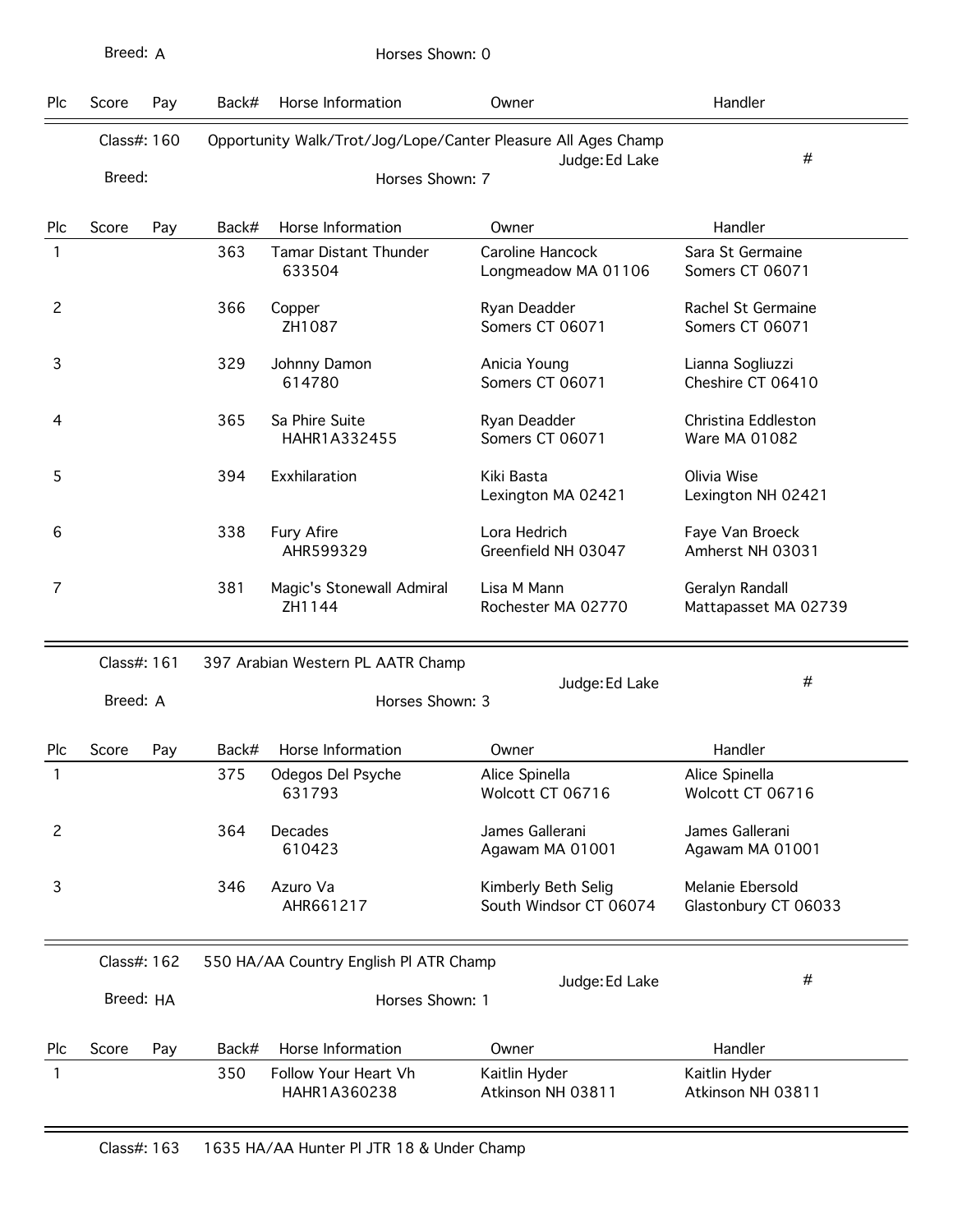Breed: A | Horses Shown: 0

| Plc | Score | Pay | Back# | Horse Information | Owner | Handler |
|---|---|---|---|---|---|---|

**Class#: 160** Opportunity Walk/Trot/Jog/Lope/Canter Pleasure All Ages Champ

Judge: Ed Lake | #

Breed: | Horses Shown: 7

| Plc | Score | Pay | Back# | Horse Information | Owner | Handler |
|---|---|---|---|---|---|---|
| 1 | | | 363 | Tamar Distant Thunder 633504 | Caroline Hancock Longmeadow MA 01106 | Sara St Germaine Somers CT 06071 |
| 2 | | | 366 | Copper ZH1087 | Ryan Deadder Somers CT 06071 | Rachel St Germaine Somers CT 06071 |
| 3 | | | 329 | Johnny Damon 614780 | Anicia Young Somers CT 06071 | Lianna Sogliuzzi Cheshire CT 06410 |
| 4 | | | 365 | Sa Phire Suite HAHR1A332455 | Ryan Deadder Somers CT 06071 | Christina Eddleston Ware MA 01082 |
| 5 | | | 394 | Exxhilaration | Kiki Basta Lexington MA 02421 | Olivia Wise Lexington NH 02421 |
| 6 | | | 338 | Fury Afire AHR599329 | Lora Hedrich Greenfield NH 03047 | Faye Van Broeck Amherst NH 03031 |
| 7 | | | 381 | Magic's Stonewall Admiral ZH1144 | Lisa M Mann Rochester MA 02770 | Geralyn Randall Mattapasset MA 02739 |

**Class#: 161** 397 Arabian Western PL AATR Champ

Judge: Ed Lake | #

Breed: A | Horses Shown: 3

| Plc | Score | Pay | Back# | Horse Information | Owner | Handler |
|---|---|---|---|---|---|---|
| 1 | | | 375 | Odegos Del Psyche 631793 | Alice Spinella Wolcott CT 06716 | Alice Spinella Wolcott CT 06716 |
| 2 | | | 364 | Decades 610423 | James Gallerani Agawam MA 01001 | James Gallerani Agawam MA 01001 |
| 3 | | | 346 | Azuro Va AHR661217 | Kimberly Beth Selig South Windsor CT 06074 | Melanie Ebersold Glastonbury CT 06033 |

**Class#: 162** 550 HA/AA Country English Pl ATR Champ

Judge: Ed Lake | #

Breed: HA | Horses Shown: 1

| Plc | Score | Pay | Back# | Horse Information | Owner | Handler |
|---|---|---|---|---|---|---|
| 1 | | | 350 | Follow Your Heart Vh HAHR1A360238 | Kaitlin Hyder Atkinson NH 03811 | Kaitlin Hyder Atkinson NH 03811 |

**Class#: 163** 1635 HA/AA Hunter Pl JTR 18 & Under Champ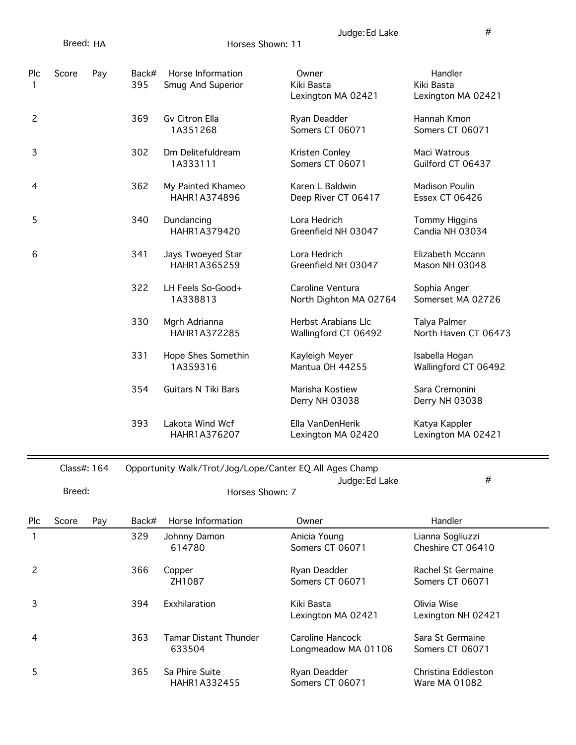Judge: Ed Lake #

Breed: HA Horses Shown: 11

| Plc | Score | Pay | Back# | Horse Information | Owner | Handler |
|---|---|---|---|---|---|---|
| 1 | | | 395 | Smug And Superior | Kiki Basta<br>Lexington MA 02421 | Kiki Basta<br>Lexington MA 02421 |
| 2 | | | 369 | Gv Citron Ella<br>1A351268 | Ryan Deadder<br>Somers CT 06071 | Hannah Kmon<br>Somers CT 06071 |
| 3 | | | 302 | Dm Delitefuldream<br>1A333111 | Kristen Conley<br>Somers CT 06071 | Maci Watrous<br>Guilford CT 06437 |
| 4 | | | 362 | My Painted Khameo<br>HAHR1A374896 | Karen L Baldwin<br>Deep River CT 06417 | Madison Poulin<br>Essex CT 06426 |
| 5 | | | 340 | Dundancing<br>HAHR1A379420 | Lora Hedrich<br>Greenfield NH 03047 | Tommy Higgins<br>Candia NH 03034 |
| 6 | | | 341 | Jays Twoeyed Star<br>HAHR1A365259 | Lora Hedrich<br>Greenfield NH 03047 | Elizabeth Mccann<br>Mason NH 03048 |
| | | | 322 | LH Feels So-Good+<br>1A338813 | Caroline Ventura<br>North Dighton MA 02764 | Sophia Anger<br>Somerset MA 02726 |
| | | | 330 | Mgrh Adrianna<br>HAHR1A372285 | Herbst Arabians Llc<br>Wallingford CT 06492 | Talya Palmer<br>North Haven CT 06473 |
| | | | 331 | Hope Shes Somethin<br>1A359316 | Kayleigh Meyer<br>Mantua OH 44255 | Isabella Hogan<br>Wallingford CT 06492 |
| | | | 354 | Guitars N Tiki Bars | Marisha Kostiew<br>Derry NH 03038 | Sara Cremonini<br>Derry NH 03038 |
| | | | 393 | Lakota Wind Wcf<br>HAHR1A376207 | Ella VanDenHerik<br>Lexington MA 02420 | Katya Kappler<br>Lexington MA 02421 |

---

Class#: 164 Opportunity Walk/Trot/Jog/Lope/Canter EQ All Ages Champ

Judge: Ed Lake #

Breed: Horses Shown: 7

| Plc | Score | Pay | Back# | Horse Information | Owner | Handler |
|---|---|---|---|---|---|---|
| 1 | | | 329 | Johnny Damon<br>614780 | Anicia Young<br>Somers CT 06071 | Lianna Sogliuzzi<br>Cheshire CT 06410 |
| 2 | | | 366 | Copper<br>ZH1087 | Ryan Deadder<br>Somers CT 06071 | Rachel St Germaine<br>Somers CT 06071 |
| 3 | | | 394 | Exxhilaration | Kiki Basta<br>Lexington MA 02421 | Olivia Wise<br>Lexington NH 02421 |
| 4 | | | 363 | Tamar Distant Thunder<br>633504 | Caroline Hancock<br>Longmeadow MA 01106 | Sara St Germaine<br>Somers CT 06071 |
| 5 | | | 365 | Sa Phire Suite<br>HAHR1A332455 | Ryan Deadder<br>Somers CT 06071 | Christina Eddleston<br>Ware MA 01082 |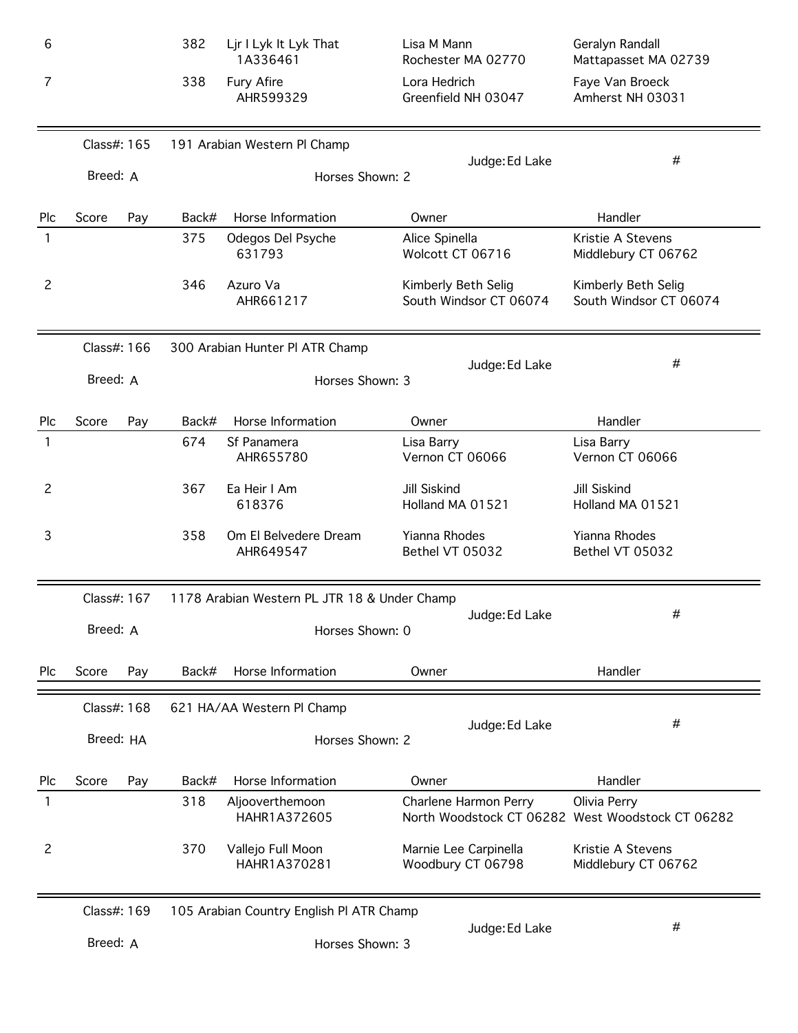| Plc | Score | Pay | Back# | Horse Information | Owner | Handler |
|---|---|---|---|---|---|---|
| 6 | | | 382 | Ljr I Lyk It Lyk That 1A336461 | Lisa M Mann Rochester MA 02770 | Geralyn Randall Mattapasset MA 02739 |
| 7 | | | 338 | Fury Afire AHR599329 | Lora Hedrich Greenfield NH 03047 | Faye Van Broeck Amherst NH 03031 |

Class#: 165 — 191 Arabian Western Pl Champ — Judge: Ed Lake — #

Breed: A — Horses Shown: 2

| Plc | Score | Pay | Back# | Horse Information | Owner | Handler |
|---|---|---|---|---|---|---|
| 1 | | | 375 | Odegos Del Psyche 631793 | Alice Spinella Wolcott CT 06716 | Kristie A Stevens Middlebury CT 06762 |
| 2 | | | 346 | Azuro Va AHR661217 | Kimberly Beth Selig South Windsor CT 06074 | Kimberly Beth Selig South Windsor CT 06074 |

Class#: 166 — 300 Arabian Hunter Pl ATR Champ — Judge: Ed Lake — #

Breed: A — Horses Shown: 3

| Plc | Score | Pay | Back# | Horse Information | Owner | Handler |
|---|---|---|---|---|---|---|
| 1 | | | 674 | Sf Panamera AHR655780 | Lisa Barry Vernon CT 06066 | Lisa Barry Vernon CT 06066 |
| 2 | | | 367 | Ea Heir I Am 618376 | Jill Siskind Holland MA 01521 | Jill Siskind Holland MA 01521 |
| 3 | | | 358 | Om El Belvedere Dream AHR649547 | Yianna Rhodes Bethel VT 05032 | Yianna Rhodes Bethel VT 05032 |

Class#: 167 — 1178 Arabian Western PL JTR 18 & Under Champ — Judge: Ed Lake — #

Breed: A — Horses Shown: 0

| Plc | Score | Pay | Back# | Horse Information | Owner | Handler |
|---|---|---|---|---|---|---|

Class#: 168 — 621 HA/AA Western Pl Champ — Judge: Ed Lake — #

Breed: HA — Horses Shown: 2

| Plc | Score | Pay | Back# | Horse Information | Owner | Handler |
|---|---|---|---|---|---|---|
| 1 | | | 318 | Aljooverthemoon HAHR1A372605 | Charlene Harmon Perry North Woodstock CT 06282 | Olivia Perry West Woodstock CT 06282 |
| 2 | | | 370 | Vallejo Full Moon HAHR1A370281 | Marnie Lee Carpinella Woodbury CT 06798 | Kristie A Stevens Middlebury CT 06762 |

Class#: 169 — 105 Arabian Country English Pl ATR Champ — Judge: Ed Lake — #

Breed: A — Horses Shown: 3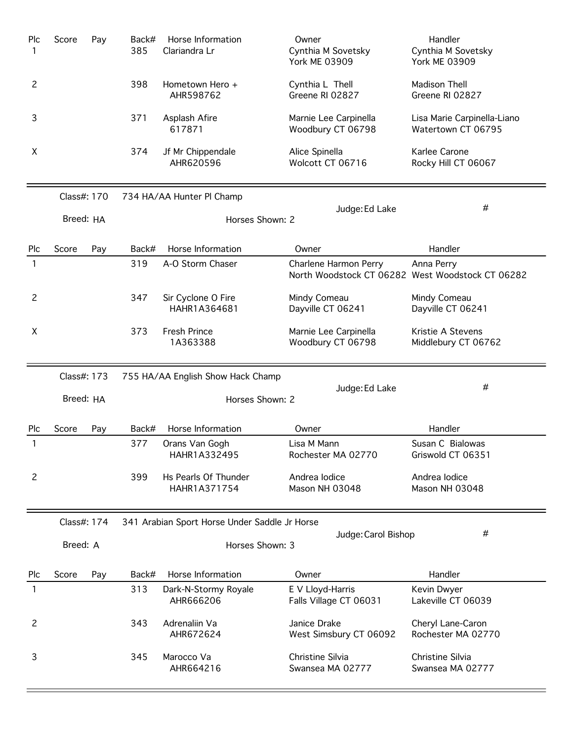| Plc | Score | Pay | Back# | Horse Information | Owner | Handler |
|---|---|---|---|---|---|---|
| 1 | | | 385 | Clariandra Lr | Cynthia M Sovetsky<br>York ME 03909 | Cynthia M Sovetsky<br>York ME 03909 |
| 2 | | | 398 | Hometown Hero +<br>AHR598762 | Cynthia L Thell<br>Greene RI 02827 | Madison Thell<br>Greene RI 02827 |
| 3 | | | 371 | Asplash Afire<br>617871 | Marnie Lee Carpinella<br>Woodbury CT 06798 | Lisa Marie Carpinella-Liano<br>Watertown CT 06795 |
| X | | | 374 | Jf Mr Chippendale<br>AHR620596 | Alice Spinella<br>Wolcott CT 06716 | Karlee Carone<br>Rocky Hill CT 06067 |

Class#: 170 734 HA/AA Hunter Pl Champ

Judge: Ed Lake #

Breed: HA Horses Shown: 2

| Plc | Score | Pay | Back# | Horse Information | Owner | Handler |
|---|---|---|---|---|---|---|
| 1 | | | 319 | A-O Storm Chaser | Charlene Harmon Perry<br>North Woodstock CT 06282 | Anna Perry<br>West Woodstock CT 06282 |
| 2 | | | 347 | Sir Cyclone O Fire<br>HAHR1A364681 | Mindy Comeau<br>Dayville CT 06241 | Mindy Comeau<br>Dayville CT 06241 |
| X | | | 373 | Fresh Prince<br>1A363388 | Marnie Lee Carpinella<br>Woodbury CT 06798 | Kristie A Stevens<br>Middlebury CT 06762 |

Class#: 173 755 HA/AA English Show Hack Champ

Judge: Ed Lake #

Breed: HA Horses Shown: 2

| Plc | Score | Pay | Back# | Horse Information | Owner | Handler |
|---|---|---|---|---|---|---|
| 1 | | | 377 | Orans Van Gogh<br>HAHR1A332495 | Lisa M Mann<br>Rochester MA 02770 | Susan C Bialowas<br>Griswold CT 06351 |
| 2 | | | 399 | Hs Pearls Of Thunder<br>HAHR1A371754 | Andrea Iodice<br>Mason NH 03048 | Andrea Iodice<br>Mason NH 03048 |

Class#: 174 341 Arabian Sport Horse Under Saddle Jr Horse

Judge: Carol Bishop #

Breed: A Horses Shown: 3

| Plc | Score | Pay | Back# | Horse Information | Owner | Handler |
|---|---|---|---|---|---|---|
| 1 | | | 313 | Dark-N-Stormy Royale<br>AHR666206 | E V Lloyd-Harris<br>Falls Village CT 06031 | Kevin Dwyer<br>Lakeville CT 06039 |
| 2 | | | 343 | Adrenaliin Va<br>AHR672624 | Janice Drake<br>West Simsbury CT 06092 | Cheryl Lane-Caron<br>Rochester MA 02770 |
| 3 | | | 345 | Marocco Va<br>AHR664216 | Christine Silvia<br>Swansea MA 02777 | Christine Silvia<br>Swansea MA 02777 |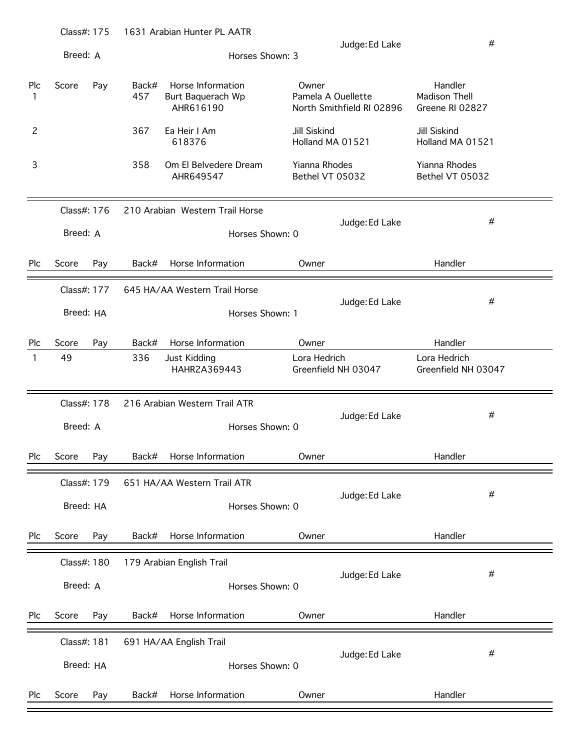Class#: 175 | 1631 Arabian Hunter PL AATR | Judge: Ed Lake | #

Breed: A | Horses Shown: 3

| Plc | Score | Pay | Back# | Horse Information | Owner | Handler |
|---|---|---|---|---|---|---|
| 1 | | | 457 | Burt Baquerach Wp<br>AHR616190 | Pamela A Ouellette<br>North Smithfield RI 02896 | Madison Thell<br>Greene RI 02827 |
| 2 | | | 367 | Ea Heir I Am<br>618376 | Jill Siskind<br>Holland MA 01521 | Jill Siskind<br>Holland MA 01521 |
| 3 | | | 358 | Om El Belvedere Dream<br>AHR649547 | Yianna Rhodes<br>Bethel VT 05032 | Yianna Rhodes<br>Bethel VT 05032 |

---

Class#: 176 | 210 Arabian Western Trail Horse | Judge: Ed Lake | #

Breed: A | Horses Shown: 0

| Plc | Score | Pay | Back# | Horse Information | Owner | Handler |
|---|---|---|---|---|---|---|

---

Class#: 177 | 645 HA/AA Western Trail Horse | Judge: Ed Lake | #

Breed: HA | Horses Shown: 1

| Plc | Score | Pay | Back# | Horse Information | Owner | Handler |
|---|---|---|---|---|---|---|
| 1 | 49 | | 336 | Just Kidding<br>HAHR2A369443 | Lora Hedrich<br>Greenfield NH 03047 | Lora Hedrich<br>Greenfield NH 03047 |

---

Class#: 178 | 216 Arabian Western Trail ATR | Judge: Ed Lake | #

Breed: A | Horses Shown: 0

| Plc | Score | Pay | Back# | Horse Information | Owner | Handler |
|---|---|---|---|---|---|---|

---

Class#: 179 | 651 HA/AA Western Trail ATR | Judge: Ed Lake | #

Breed: HA | Horses Shown: 0

| Plc | Score | Pay | Back# | Horse Information | Owner | Handler |
|---|---|---|---|---|---|---|

---

Class#: 180 | 179 Arabian English Trail | Judge: Ed Lake | #

Breed: A | Horses Shown: 0

| Plc | Score | Pay | Back# | Horse Information | Owner | Handler |
|---|---|---|---|---|---|---|

---

Class#: 181 | 691 HA/AA English Trail | Judge: Ed Lake | #

Breed: HA | Horses Shown: 0

| Plc | Score | Pay | Back# | Horse Information | Owner | Handler |
|---|---|---|---|---|---|---|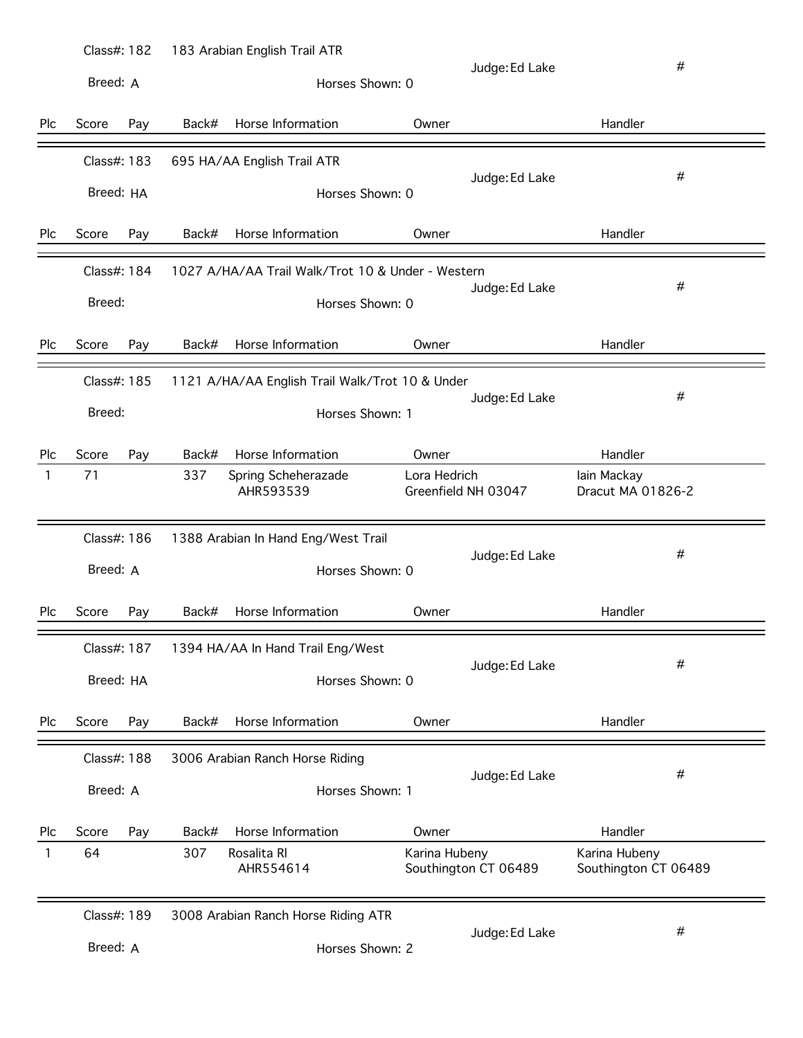Class#: 182 183 Arabian English Trail ATR

Breed: A | Horses Shown: 0 | Judge: Ed Lake | #

| Plc | Score | Pay | Back# | Horse Information | Owner | Handler |
|---|---|---|---|---|---|---|

Class#: 183 695 HA/AA English Trail ATR

Breed: HA | Horses Shown: 0 | Judge: Ed Lake | #

| Plc | Score | Pay | Back# | Horse Information | Owner | Handler |
|---|---|---|---|---|---|---|

Class#: 184 1027 A/HA/AA Trail Walk/Trot 10 & Under - Western

Breed: | Horses Shown: 0 | Judge: Ed Lake | #

| Plc | Score | Pay | Back# | Horse Information | Owner | Handler |
|---|---|---|---|---|---|---|

Class#: 185 1121 A/HA/AA English Trail Walk/Trot 10 & Under

Breed: | Horses Shown: 1 | Judge: Ed Lake | #

| Plc | Score | Pay | Back# | Horse Information | Owner | Handler |
|---|---|---|---|---|---|---|
| 1 | 71 | | 337 | Spring Scheherazade AHR593539 | Lora Hedrich Greenfield NH 03047 | Iain Mackay Dracut MA 01826-2 |

Class#: 186 1388 Arabian In Hand Eng/West Trail

Breed: A | Horses Shown: 0 | Judge: Ed Lake | #

| Plc | Score | Pay | Back# | Horse Information | Owner | Handler |
|---|---|---|---|---|---|---|

Class#: 187 1394 HA/AA In Hand Trail Eng/West

Breed: HA | Horses Shown: 0 | Judge: Ed Lake | #

| Plc | Score | Pay | Back# | Horse Information | Owner | Handler |
|---|---|---|---|---|---|---|

Class#: 188 3006 Arabian Ranch Horse Riding

Breed: A | Horses Shown: 1 | Judge: Ed Lake | #

| Plc | Score | Pay | Back# | Horse Information | Owner | Handler |
|---|---|---|---|---|---|---|
| 1 | 64 | | 307 | Rosalita Rl AHR554614 | Karina Hubeny Southington CT 06489 | Karina Hubeny Southington CT 06489 |

Class#: 189 3008 Arabian Ranch Horse Riding ATR

Breed: A | Horses Shown: 2 | Judge: Ed Lake | #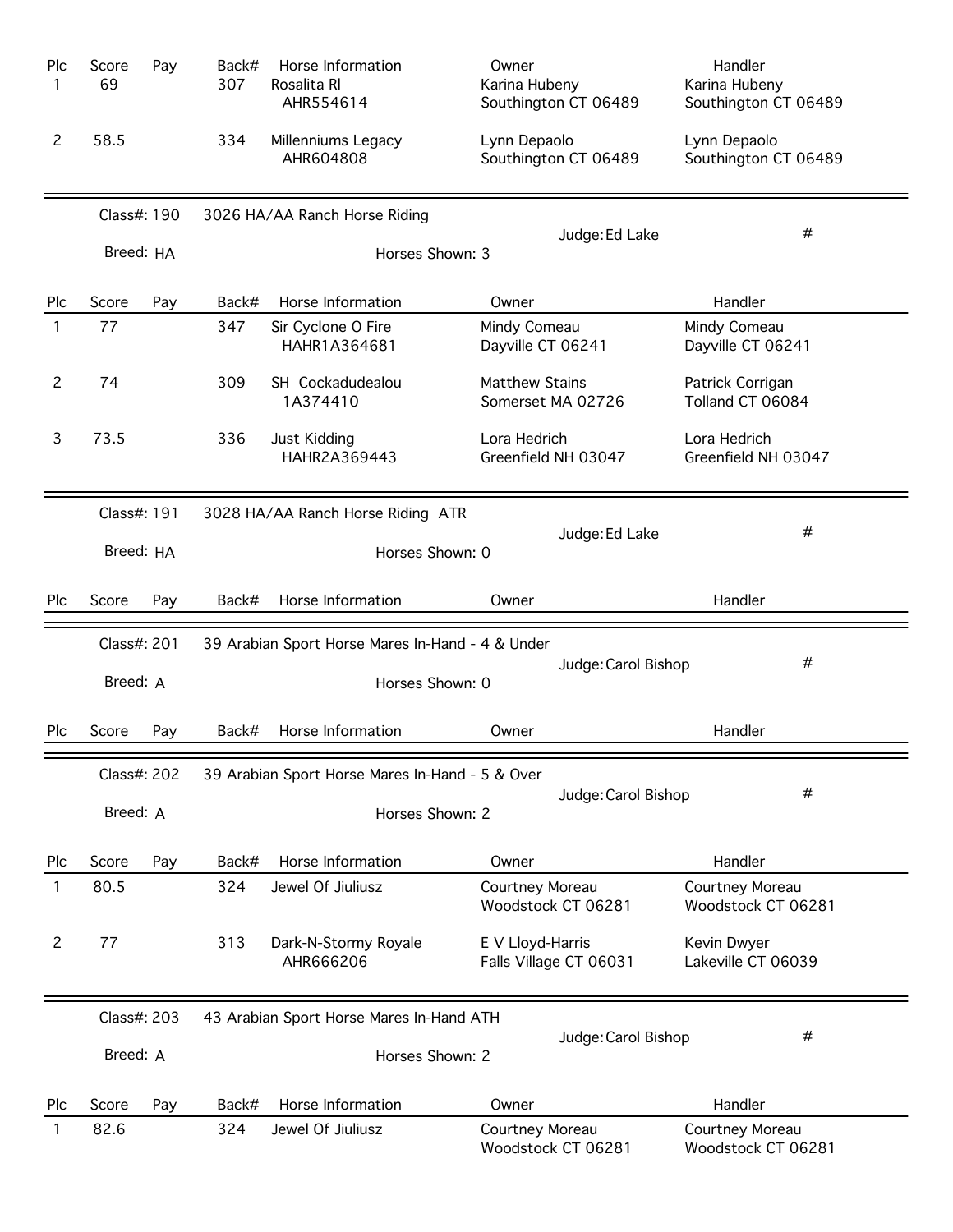| Plc | Score | Pay | Back# | Horse Information | Owner | Handler |
|---|---|---|---|---|---|---|
| 1 | 69 | | 307 | Rosalita Rl<br>AHR554614 | Karina Hubeny<br>Southington CT 06489 | Karina Hubeny<br>Southington CT 06489 |
| 2 | 58.5 | | 334 | Millenniums Legacy<br>AHR604808 | Lynn Depaolo<br>Southington CT 06489 | Lynn Depaolo<br>Southington CT 06489 |

Class#: 190 — 3026 HA/AA Ranch Horse Riding — Judge: Ed Lake — #

Breed: HA — Horses Shown: 3

| Plc | Score | Pay | Back# | Horse Information | Owner | Handler |
|---|---|---|---|---|---|---|
| 1 | 77 | | 347 | Sir Cyclone O Fire<br>HAHR1A364681 | Mindy Comeau<br>Dayville CT 06241 | Mindy Comeau<br>Dayville CT 06241 |
| 2 | 74 | | 309 | SH Cockadudealou<br>1A374410 | Matthew Stains<br>Somerset MA 02726 | Patrick Corrigan<br>Tolland CT 06084 |
| 3 | 73.5 | | 336 | Just Kidding<br>HAHR2A369443 | Lora Hedrich<br>Greenfield NH 03047 | Lora Hedrich<br>Greenfield NH 03047 |

Class#: 191 — 3028 HA/AA Ranch Horse Riding ATR — Judge: Ed Lake — #

Breed: HA — Horses Shown: 0

| Plc | Score | Pay | Back# | Horse Information | Owner | Handler |
|---|---|---|---|---|---|---|

Class#: 201 — 39 Arabian Sport Horse Mares In-Hand - 4 & Under — Judge: Carol Bishop — #

Breed: A — Horses Shown: 0

| Plc | Score | Pay | Back# | Horse Information | Owner | Handler |
|---|---|---|---|---|---|---|

Class#: 202 — 39 Arabian Sport Horse Mares In-Hand - 5 & Over — Judge: Carol Bishop — #

Breed: A — Horses Shown: 2

| Plc | Score | Pay | Back# | Horse Information | Owner | Handler |
|---|---|---|---|---|---|---|
| 1 | 80.5 | | 324 | Jewel Of Jiuliusz | Courtney Moreau<br>Woodstock CT 06281 | Courtney Moreau<br>Woodstock CT 06281 |
| 2 | 77 | | 313 | Dark-N-Stormy Royale<br>AHR666206 | E V Lloyd-Harris<br>Falls Village CT 06031 | Kevin Dwyer<br>Lakeville CT 06039 |

Class#: 203 — 43 Arabian Sport Horse Mares In-Hand ATH — Judge: Carol Bishop — #

Breed: A — Horses Shown: 2

| Plc | Score | Pay | Back# | Horse Information | Owner | Handler |
|---|---|---|---|---|---|---|
| 1 | 82.6 | | 324 | Jewel Of Jiuliusz | Courtney Moreau<br>Woodstock CT 06281 | Courtney Moreau<br>Woodstock CT 06281 |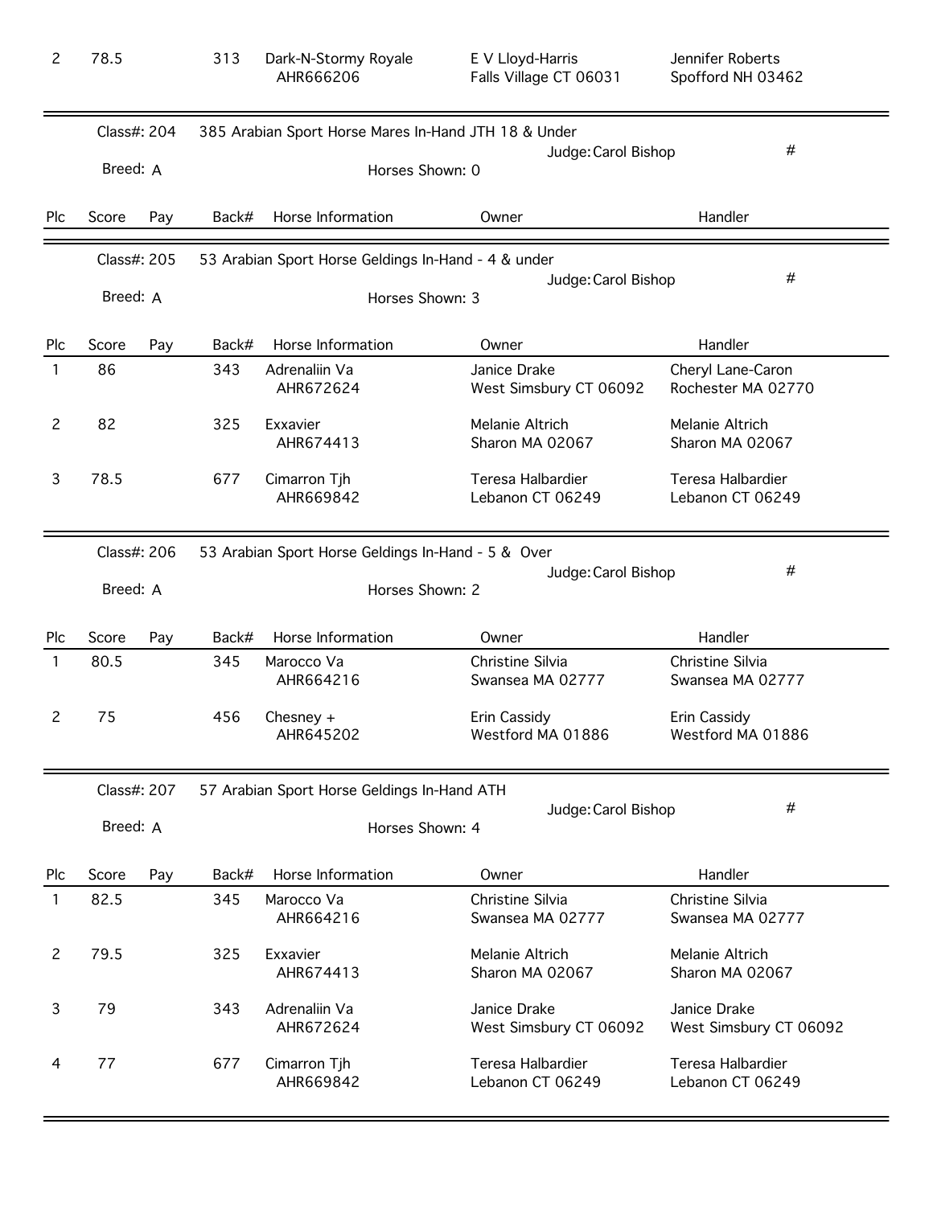| Plc | Score | Pay | Back# | Horse Information | Owner | Handler |
|---|---|---|---|---|---|---|
| 2 | 78.5 | | 313 | Dark-N-Stormy Royale AHR666206 | E V Lloyd-Harris Falls Village CT 06031 | Jennifer Roberts Spofford NH 03462 |

Class#: 204 — 385 Arabian Sport Horse Mares In-Hand JTH 18 & Under

Breed: A — Judge: Carol Bishop — Horses Shown: 0 — #

| Plc | Score | Pay | Back# | Horse Information | Owner | Handler |
|---|---|---|---|---|---|---|

Class#: 205 — 53 Arabian Sport Horse Geldings In-Hand - 4 & under

Breed: A — Judge: Carol Bishop — Horses Shown: 3 — #

| Plc | Score | Pay | Back# | Horse Information | Owner | Handler |
|---|---|---|---|---|---|---|
| 1 | 86 | | 343 | Adrenaliin Va AHR672624 | Janice Drake West Simsbury CT 06092 | Cheryl Lane-Caron Rochester MA 02770 |
| 2 | 82 | | 325 | Exxavier AHR674413 | Melanie Altrich Sharon MA 02067 | Melanie Altrich Sharon MA 02067 |
| 3 | 78.5 | | 677 | Cimarron Tjh AHR669842 | Teresa Halbardier Lebanon CT 06249 | Teresa Halbardier Lebanon CT 06249 |

Class#: 206 — 53 Arabian Sport Horse Geldings In-Hand - 5 & Over

Breed: A — Judge: Carol Bishop — Horses Shown: 2 — #

| Plc | Score | Pay | Back# | Horse Information | Owner | Handler |
|---|---|---|---|---|---|---|
| 1 | 80.5 | | 345 | Marocco Va AHR664216 | Christine Silvia Swansea MA 02777 | Christine Silvia Swansea MA 02777 |
| 2 | 75 | | 456 | Chesney + AHR645202 | Erin Cassidy Westford MA 01886 | Erin Cassidy Westford MA 01886 |

Class#: 207 — 57 Arabian Sport Horse Geldings In-Hand ATH

Breed: A — Judge: Carol Bishop — Horses Shown: 4 — #

| Plc | Score | Pay | Back# | Horse Information | Owner | Handler |
|---|---|---|---|---|---|---|
| 1 | 82.5 | | 345 | Marocco Va AHR664216 | Christine Silvia Swansea MA 02777 | Christine Silvia Swansea MA 02777 |
| 2 | 79.5 | | 325 | Exxavier AHR674413 | Melanie Altrich Sharon MA 02067 | Melanie Altrich Sharon MA 02067 |
| 3 | 79 | | 343 | Adrenaliin Va AHR672624 | Janice Drake West Simsbury CT 06092 | Janice Drake West Simsbury CT 06092 |
| 4 | 77 | | 677 | Cimarron Tjh AHR669842 | Teresa Halbardier Lebanon CT 06249 | Teresa Halbardier Lebanon CT 06249 |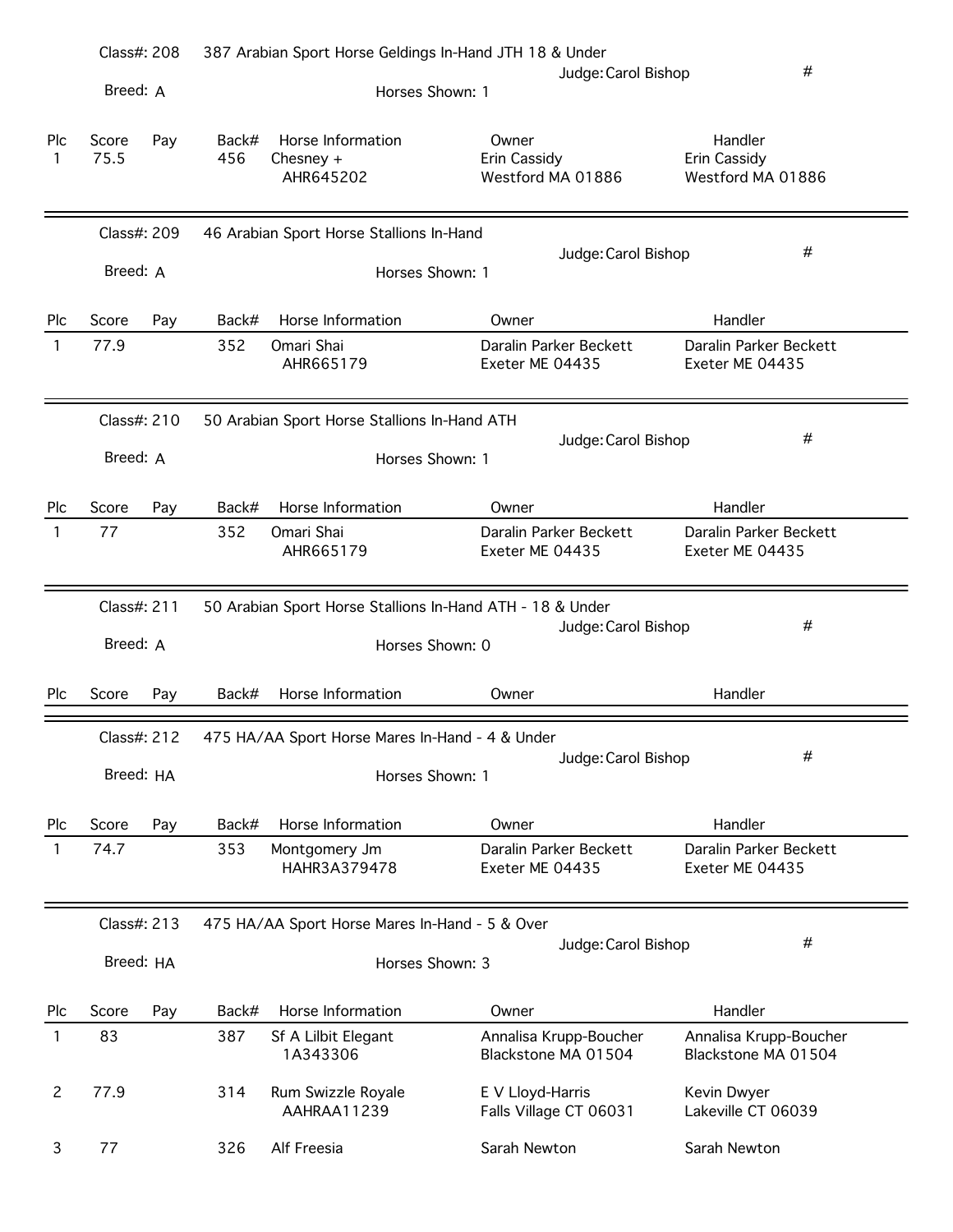Class#: 208 — 387 Arabian Sport Horse Geldings In-Hand JTH 18 & Under

Breed: A — Judge: Carol Bishop — Horses Shown: 1 — #

| Plc | Score | Pay | Back# | Horse Information | Owner | Handler |
|---|---|---|---|---|---|---|
| 1 | 75.5 | | 456 | Chesney + AHR645202 | Erin Cassidy Westford MA 01886 | Erin Cassidy Westford MA 01886 |

Class#: 209 — 46 Arabian Sport Horse Stallions In-Hand

Breed: A — Judge: Carol Bishop — Horses Shown: 1 — #

| Plc | Score | Pay | Back# | Horse Information | Owner | Handler |
|---|---|---|---|---|---|---|
| 1 | 77.9 | | 352 | Omari Shai AHR665179 | Daralin Parker Beckett Exeter ME 04435 | Daralin Parker Beckett Exeter ME 04435 |

Class#: 210 — 50 Arabian Sport Horse Stallions In-Hand ATH

Breed: A — Judge: Carol Bishop — Horses Shown: 1 — #

| Plc | Score | Pay | Back# | Horse Information | Owner | Handler |
|---|---|---|---|---|---|---|
| 1 | 77 | | 352 | Omari Shai AHR665179 | Daralin Parker Beckett Exeter ME 04435 | Daralin Parker Beckett Exeter ME 04435 |

Class#: 211 — 50 Arabian Sport Horse Stallions In-Hand ATH - 18 & Under

Breed: A — Judge: Carol Bishop — Horses Shown: 0 — #

| Plc | Score | Pay | Back# | Horse Information | Owner | Handler |
|---|---|---|---|---|---|---|

Class#: 212 — 475 HA/AA Sport Horse Mares In-Hand - 4 & Under

Breed: HA — Judge: Carol Bishop — Horses Shown: 1 — #

| Plc | Score | Pay | Back# | Horse Information | Owner | Handler |
|---|---|---|---|---|---|---|
| 1 | 74.7 | | 353 | Montgomery Jm HAHR3A379478 | Daralin Parker Beckett Exeter ME 04435 | Daralin Parker Beckett Exeter ME 04435 |

Class#: 213 — 475 HA/AA Sport Horse Mares In-Hand - 5 & Over

Breed: HA — Judge: Carol Bishop — Horses Shown: 3 — #

| Plc | Score | Pay | Back# | Horse Information | Owner | Handler |
|---|---|---|---|---|---|---|
| 1 | 83 | | 387 | Sf A Lilbit Elegant 1A343306 | Annalisa Krupp-Boucher Blackstone MA 01504 | Annalisa Krupp-Boucher Blackstone MA 01504 |
| 2 | 77.9 | | 314 | Rum Swizzle Royale AAHRAA11239 | E V Lloyd-Harris Falls Village CT 06031 | Kevin Dwyer Lakeville CT 06039 |
| 3 | 77 | | 326 | Alf Freesia | Sarah Newton | Sarah Newton |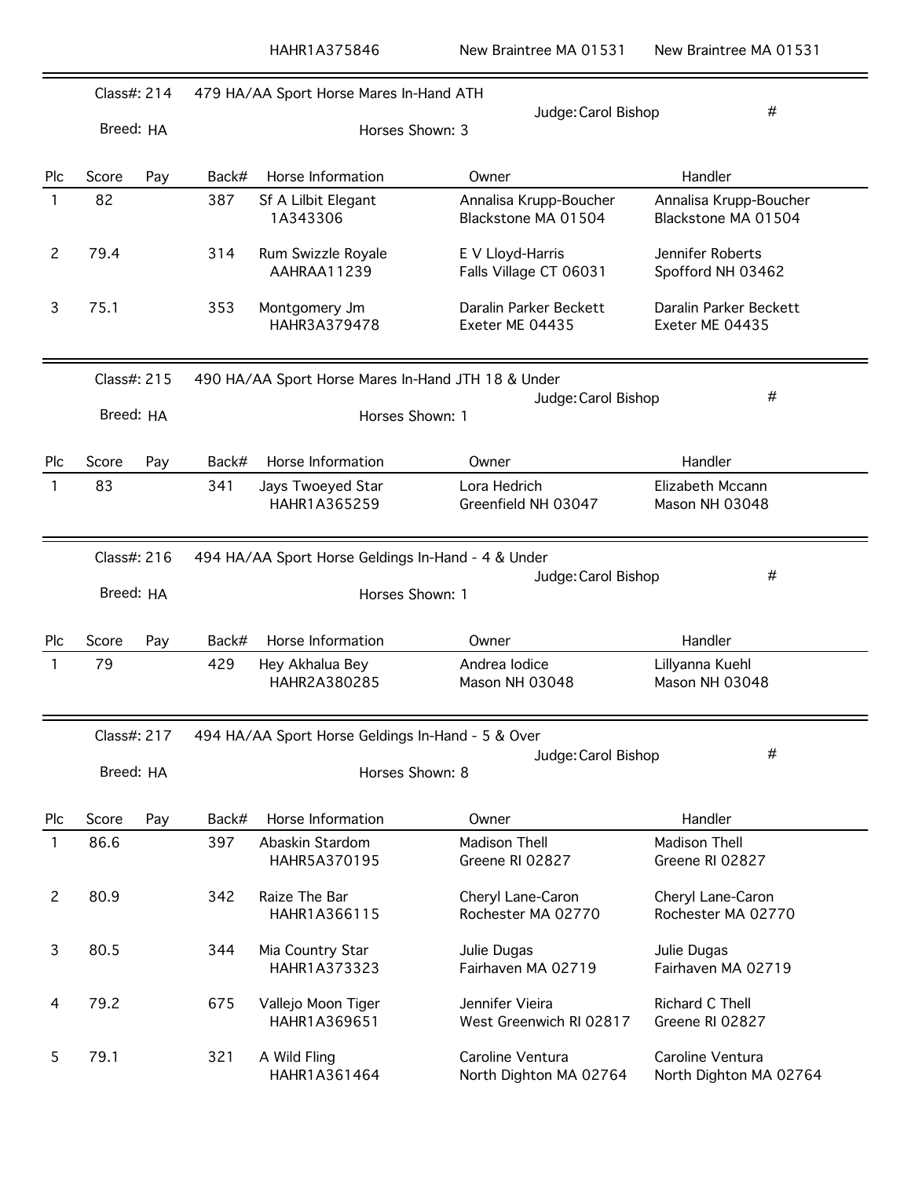| | | | | HAHR1A375846 | New Braintree MA 01531 | New Braintree MA 01531 |
|---|---|---|---|---|---|---|

**Class#: 214** 479 HA/AA Sport Horse Mares In-Hand ATH
Breed: HA — Judge: Carol Bishop — Horses Shown: 3 — #

| Plc | Score | Pay | Back# | Horse Information | Owner | Handler |
|---|---|---|---|---|---|---|
| 1 | 82 | | 387 | Sf A Lilbit Elegant 1A343306 | Annalisa Krupp-Boucher Blackstone MA 01504 | Annalisa Krupp-Boucher Blackstone MA 01504 |
| 2 | 79.4 | | 314 | Rum Swizzle Royale AAHRAA11239 | E V Lloyd-Harris Falls Village CT 06031 | Jennifer Roberts Spofford NH 03462 |
| 3 | 75.1 | | 353 | Montgomery Jm HAHR3A379478 | Daralin Parker Beckett Exeter ME 04435 | Daralin Parker Beckett Exeter ME 04435 |

**Class#: 215** 490 HA/AA Sport Horse Mares In-Hand JTH 18 & Under
Breed: HA — Judge: Carol Bishop — Horses Shown: 1 — #

| Plc | Score | Pay | Back# | Horse Information | Owner | Handler |
|---|---|---|---|---|---|---|
| 1 | 83 | | 341 | Jays Twoeyed Star HAHR1A365259 | Lora Hedrich Greenfield NH 03047 | Elizabeth Mccann Mason NH 03048 |

**Class#: 216** 494 HA/AA Sport Horse Geldings In-Hand - 4 & Under
Breed: HA — Judge: Carol Bishop — Horses Shown: 1 — #

| Plc | Score | Pay | Back# | Horse Information | Owner | Handler |
|---|---|---|---|---|---|---|
| 1 | 79 | | 429 | Hey Akhalua Bey HAHR2A380285 | Andrea Iodice Mason NH 03048 | Lillyanna Kuehl Mason NH 03048 |

**Class#: 217** 494 HA/AA Sport Horse Geldings In-Hand - 5 & Over
Breed: HA — Judge: Carol Bishop — Horses Shown: 8 — #

| Plc | Score | Pay | Back# | Horse Information | Owner | Handler |
|---|---|---|---|---|---|---|
| 1 | 86.6 | | 397 | Abaskin Stardom HAHR5A370195 | Madison Thell Greene RI 02827 | Madison Thell Greene RI 02827 |
| 2 | 80.9 | | 342 | Raize The Bar HAHR1A366115 | Cheryl Lane-Caron Rochester MA 02770 | Cheryl Lane-Caron Rochester MA 02770 |
| 3 | 80.5 | | 344 | Mia Country Star HAHR1A373323 | Julie Dugas Fairhaven MA 02719 | Julie Dugas Fairhaven MA 02719 |
| 4 | 79.2 | | 675 | Vallejo Moon Tiger HAHR1A369651 | Jennifer Vieira West Greenwich RI 02817 | Richard C Thell Greene RI 02827 |
| 5 | 79.1 | | 321 | A Wild Fling HAHR1A361464 | Caroline Ventura North Dighton MA 02764 | Caroline Ventura North Dighton MA 02764 |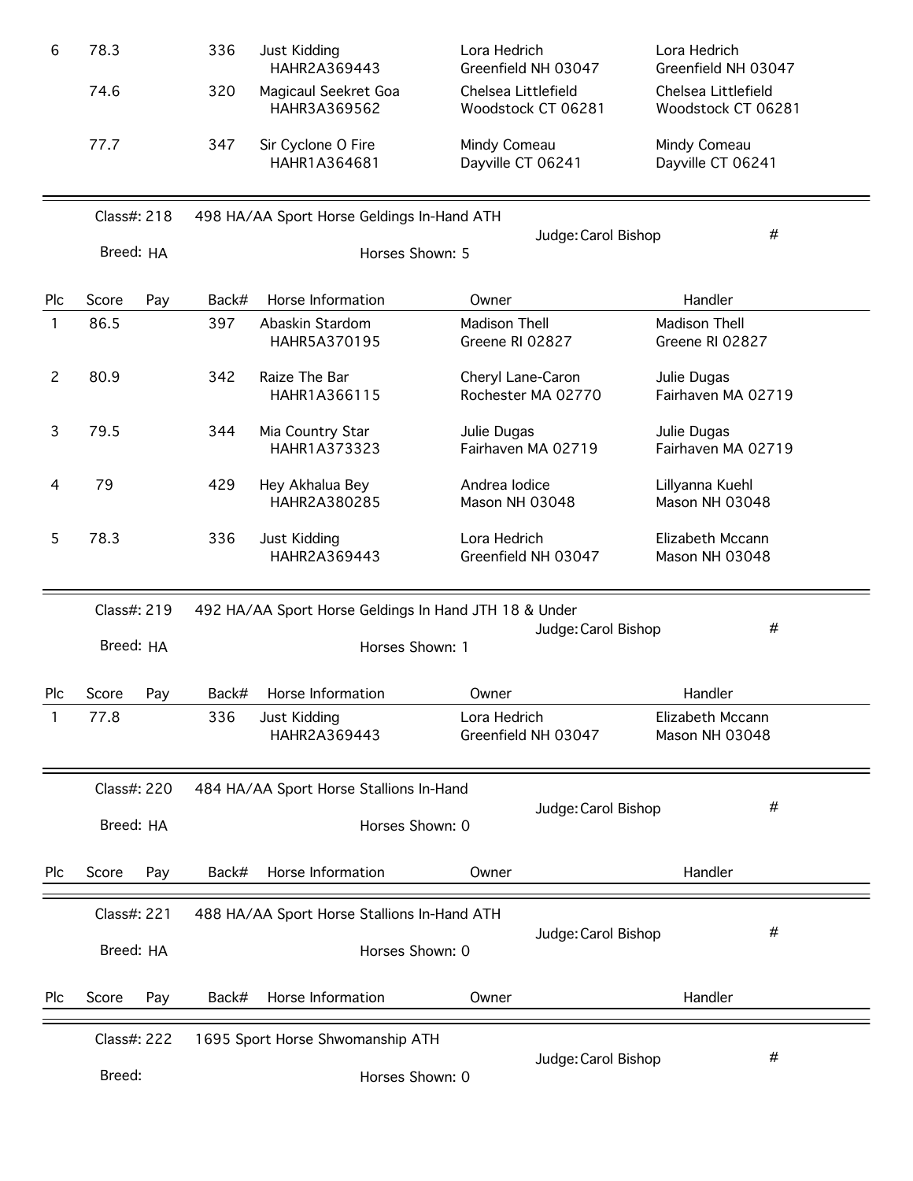| Plc | Score | Pay | Back# | Horse Information | Owner | Handler |
|---|---|---|---|---|---|---|
| 6 | 78.3 | | 336 | Just Kidding HAHR2A369443 | Lora Hedrich Greenfield NH 03047 | Lora Hedrich Greenfield NH 03047 |
| | 74.6 | | 320 | Magicaul Seekret Goa HAHR3A369562 | Chelsea Littlefield Woodstock CT 06281 | Chelsea Littlefield Woodstock CT 06281 |
| | 77.7 | | 347 | Sir Cyclone O Fire HAHR1A364681 | Mindy Comeau Dayville CT 06241 | Mindy Comeau Dayville CT 06241 |

Class#: 218 498 HA/AA Sport Horse Geldings In-Hand ATH

Breed: HA Horses Shown: 5 Judge: Carol Bishop #

| Plc | Score | Pay | Back# | Horse Information | Owner | Handler |
|---|---|---|---|---|---|---|
| 1 | 86.5 | | 397 | Abaskin Stardom HAHR5A370195 | Madison Thell Greene RI 02827 | Madison Thell Greene RI 02827 |
| 2 | 80.9 | | 342 | Raize The Bar HAHR1A366115 | Cheryl Lane-Caron Rochester MA 02770 | Julie Dugas Fairhaven MA 02719 |
| 3 | 79.5 | | 344 | Mia Country Star HAHR1A373323 | Julie Dugas Fairhaven MA 02719 | Julie Dugas Fairhaven MA 02719 |
| 4 | 79 | | 429 | Hey Akhalua Bey HAHR2A380285 | Andrea Iodice Mason NH 03048 | Lillyanna Kuehl Mason NH 03048 |
| 5 | 78.3 | | 336 | Just Kidding HAHR2A369443 | Lora Hedrich Greenfield NH 03047 | Elizabeth Mccann Mason NH 03048 |

Class#: 219 492 HA/AA Sport Horse Geldings In Hand JTH 18 & Under

Breed: HA Horses Shown: 1 Judge: Carol Bishop #

| Plc | Score | Pay | Back# | Horse Information | Owner | Handler |
|---|---|---|---|---|---|---|
| 1 | 77.8 | | 336 | Just Kidding HAHR2A369443 | Lora Hedrich Greenfield NH 03047 | Elizabeth Mccann Mason NH 03048 |

Class#: 220 484 HA/AA Sport Horse Stallions In-Hand

Breed: HA Horses Shown: 0 Judge: Carol Bishop #

| Plc | Score | Pay | Back# | Horse Information | Owner | Handler |
|---|---|---|---|---|---|---|

Class#: 221 488 HA/AA Sport Horse Stallions In-Hand ATH

Breed: HA Horses Shown: 0 Judge: Carol Bishop #

| Plc | Score | Pay | Back# | Horse Information | Owner | Handler |
|---|---|---|---|---|---|---|

Class#: 222 1695 Sport Horse Shwomanship ATH

Breed: Horses Shown: 0 Judge: Carol Bishop #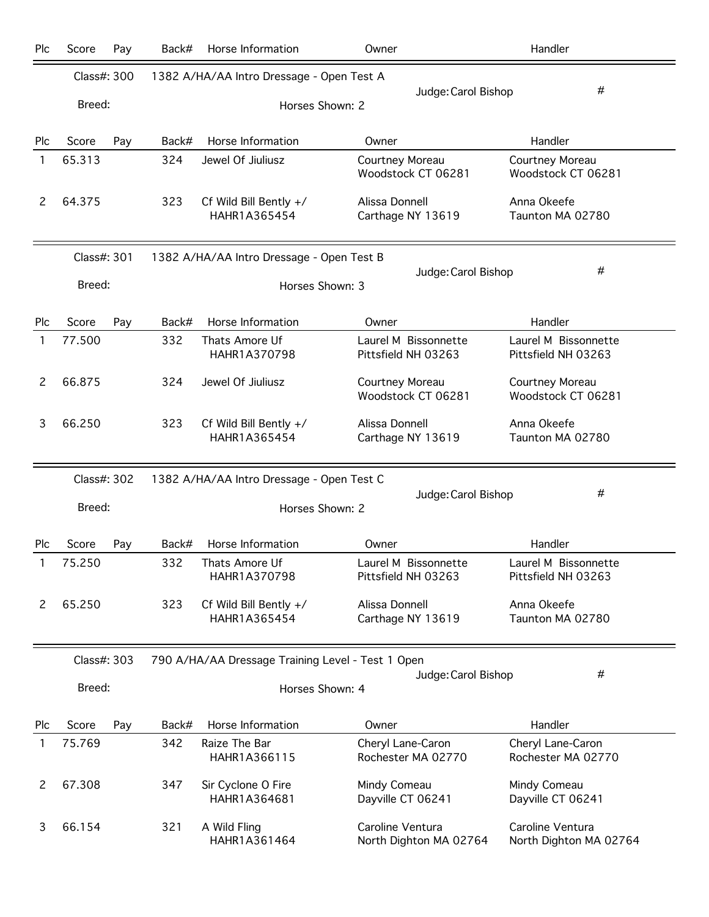| Plc | Score | Pay | Back# | Horse Information | Owner | Handler |
|---|---|---|---|---|---|---|

Class#: 300 — 1382 A/HA/AA Intro Dressage - Open Test A — Judge: Carol Bishop — #

Breed: — Horses Shown: 2

| Plc | Score | Pay | Back# | Horse Information | Owner | Handler |
|---|---|---|---|---|---|---|
| 1 | 65.313 | | 324 | Jewel Of Jiuliusz | Courtney Moreau<br>Woodstock CT 06281 | Courtney Moreau<br>Woodstock CT 06281 |
| 2 | 64.375 | | 323 | Cf Wild Bill Bently +/<br>HAHR1A365454 | Alissa Donnell<br>Carthage NY 13619 | Anna Okeefe<br>Taunton MA 02780 |

Class#: 301 — 1382 A/HA/AA Intro Dressage - Open Test B — Judge: Carol Bishop — #

Breed: — Horses Shown: 3

| Plc | Score | Pay | Back# | Horse Information | Owner | Handler |
|---|---|---|---|---|---|---|
| 1 | 77.500 | | 332 | Thats Amore Uf<br>HAHR1A370798 | Laurel M Bissonnette<br>Pittsfield NH 03263 | Laurel M Bissonnette<br>Pittsfield NH 03263 |
| 2 | 66.875 | | 324 | Jewel Of Jiuliusz | Courtney Moreau<br>Woodstock CT 06281 | Courtney Moreau<br>Woodstock CT 06281 |
| 3 | 66.250 | | 323 | Cf Wild Bill Bently +/<br>HAHR1A365454 | Alissa Donnell<br>Carthage NY 13619 | Anna Okeefe<br>Taunton MA 02780 |

Class#: 302 — 1382 A/HA/AA Intro Dressage - Open Test C — Judge: Carol Bishop — #

Breed: — Horses Shown: 2

| Plc | Score | Pay | Back# | Horse Information | Owner | Handler |
|---|---|---|---|---|---|---|
| 1 | 75.250 | | 332 | Thats Amore Uf<br>HAHR1A370798 | Laurel M Bissonnette<br>Pittsfield NH 03263 | Laurel M Bissonnette<br>Pittsfield NH 03263 |
| 2 | 65.250 | | 323 | Cf Wild Bill Bently +/<br>HAHR1A365454 | Alissa Donnell<br>Carthage NY 13619 | Anna Okeefe<br>Taunton MA 02780 |

Class#: 303 — 790 A/HA/AA Dressage Training Level - Test 1 Open — Judge: Carol Bishop — #

Breed: — Horses Shown: 4

| Plc | Score | Pay | Back# | Horse Information | Owner | Handler |
|---|---|---|---|---|---|---|
| 1 | 75.769 | | 342 | Raize The Bar<br>HAHR1A366115 | Cheryl Lane-Caron<br>Rochester MA 02770 | Cheryl Lane-Caron<br>Rochester MA 02770 |
| 2 | 67.308 | | 347 | Sir Cyclone O Fire<br>HAHR1A364681 | Mindy Comeau<br>Dayville CT 06241 | Mindy Comeau<br>Dayville CT 06241 |
| 3 | 66.154 | | 321 | A Wild Fling<br>HAHR1A361464 | Caroline Ventura<br>North Dighton MA 02764 | Caroline Ventura<br>North Dighton MA 02764 |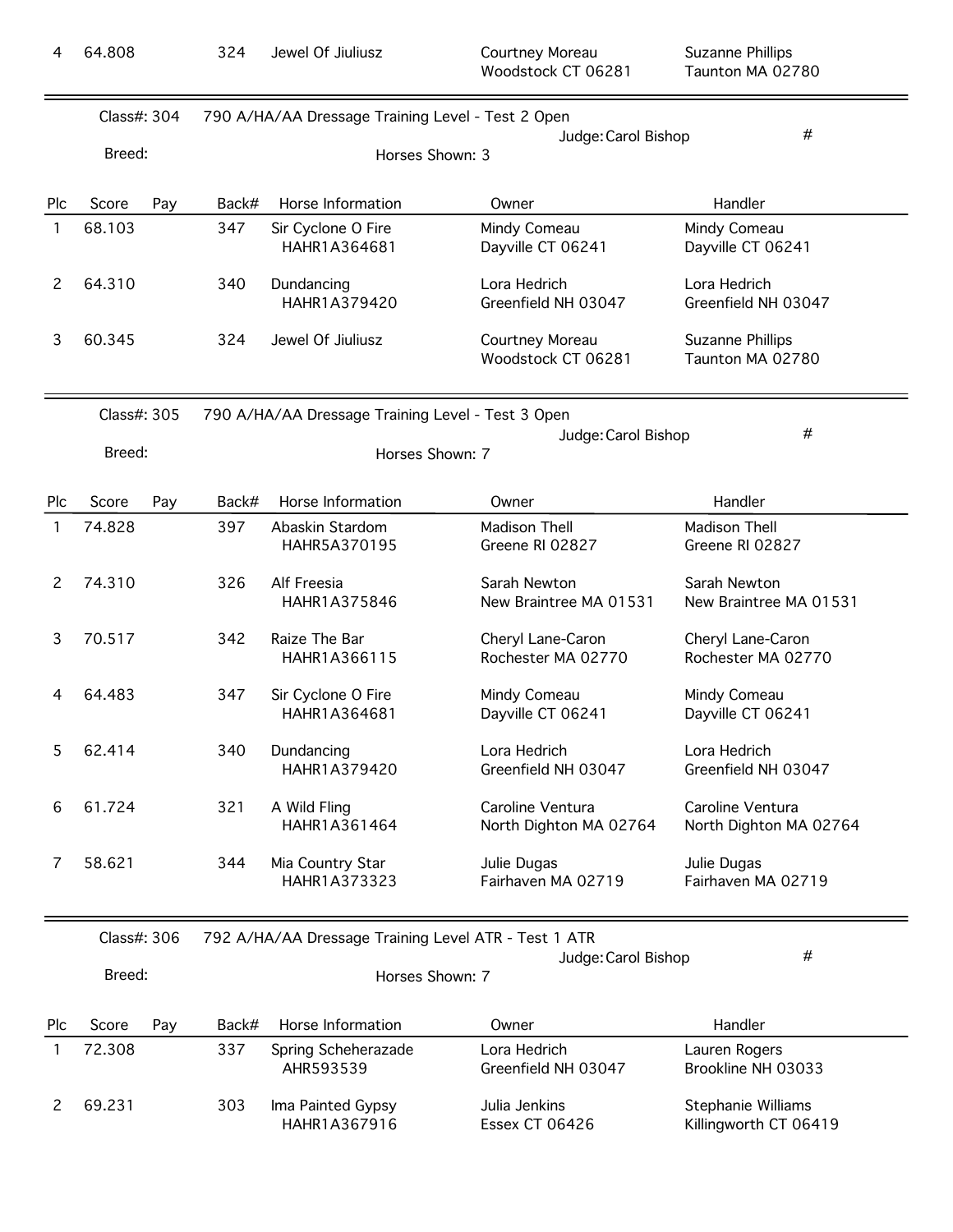| Plc | Score | Pay | Back# | Horse Information | Owner | Handler |
|---|---|---|---|---|---|---|
| 4 | 64.808 | | 324 | Jewel Of Jiuliusz | Courtney Moreau<br>Woodstock CT 06281 | Suzanne Phillips<br>Taunton MA 02780 |

Class#: 304 790 A/HA/AA Dressage Training Level - Test 2 Open

Judge: Carol Bishop #

Breed: Horses Shown: 3

| Plc | Score | Pay | Back# | Horse Information | Owner | Handler |
|---|---|---|---|---|---|---|
| 1 | 68.103 | | 347 | Sir Cyclone O Fire<br>HAHR1A364681 | Mindy Comeau<br>Dayville CT 06241 | Mindy Comeau<br>Dayville CT 06241 |
| 2 | 64.310 | | 340 | Dundancing<br>HAHR1A379420 | Lora Hedrich<br>Greenfield NH 03047 | Lora Hedrich<br>Greenfield NH 03047 |
| 3 | 60.345 | | 324 | Jewel Of Jiuliusz | Courtney Moreau<br>Woodstock CT 06281 | Suzanne Phillips<br>Taunton MA 02780 |

Class#: 305 790 A/HA/AA Dressage Training Level - Test 3 Open

Judge: Carol Bishop #

Breed: Horses Shown: 7

| Plc | Score | Pay | Back# | Horse Information | Owner | Handler |
|---|---|---|---|---|---|---|
| 1 | 74.828 | | 397 | Abaskin Stardom<br>HAHR5A370195 | Madison Thell<br>Greene RI 02827 | Madison Thell<br>Greene RI 02827 |
| 2 | 74.310 | | 326 | Alf Freesia<br>HAHR1A375846 | Sarah Newton<br>New Braintree MA 01531 | Sarah Newton<br>New Braintree MA 01531 |
| 3 | 70.517 | | 342 | Raize The Bar<br>HAHR1A366115 | Cheryl Lane-Caron<br>Rochester MA 02770 | Cheryl Lane-Caron<br>Rochester MA 02770 |
| 4 | 64.483 | | 347 | Sir Cyclone O Fire<br>HAHR1A364681 | Mindy Comeau<br>Dayville CT 06241 | Mindy Comeau<br>Dayville CT 06241 |
| 5 | 62.414 | | 340 | Dundancing<br>HAHR1A379420 | Lora Hedrich<br>Greenfield NH 03047 | Lora Hedrich<br>Greenfield NH 03047 |
| 6 | 61.724 | | 321 | A Wild Fling<br>HAHR1A361464 | Caroline Ventura<br>North Dighton MA 02764 | Caroline Ventura<br>North Dighton MA 02764 |
| 7 | 58.621 | | 344 | Mia Country Star<br>HAHR1A373323 | Julie Dugas<br>Fairhaven MA 02719 | Julie Dugas<br>Fairhaven MA 02719 |

Class#: 306 792 A/HA/AA Dressage Training Level ATR - Test 1 ATR

Judge: Carol Bishop #

Breed: Horses Shown: 7

| Plc | Score | Pay | Back# | Horse Information | Owner | Handler |
|---|---|---|---|---|---|---|
| 1 | 72.308 | | 337 | Spring Scheherazade<br>AHR593539 | Lora Hedrich<br>Greenfield NH 03047 | Lauren Rogers<br>Brookline NH 03033 |
| 2 | 69.231 | | 303 | Ima Painted Gypsy<br>HAHR1A367916 | Julia Jenkins<br>Essex CT 06426 | Stephanie Williams<br>Killingworth CT 06419 |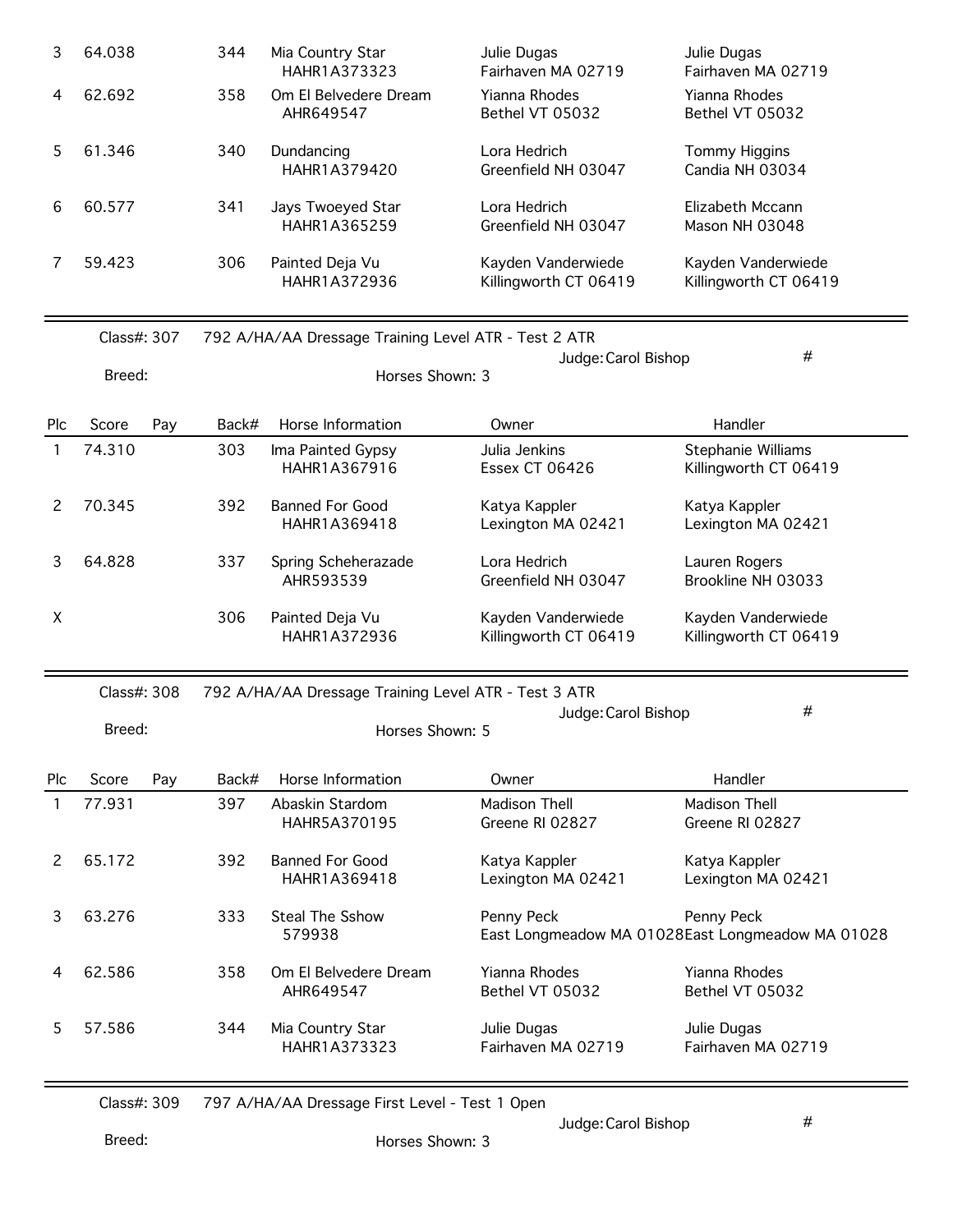| Plc | Score | Pay | Back# | Horse Information | Owner | Handler |
|---|---|---|---|---|---|---|
| 3 | 64.038 | | 344 | Mia Country Star HAHR1A373323 | Julie Dugas Fairhaven MA 02719 | Julie Dugas Fairhaven MA 02719 |
| 4 | 62.692 | | 358 | Om El Belvedere Dream AHR649547 | Yianna Rhodes Bethel VT 05032 | Yianna Rhodes Bethel VT 05032 |
| 5 | 61.346 | | 340 | Dundancing HAHR1A379420 | Lora Hedrich Greenfield NH 03047 | Tommy Higgins Candia NH 03034 |
| 6 | 60.577 | | 341 | Jays Twoeyed Star HAHR1A365259 | Lora Hedrich Greenfield NH 03047 | Elizabeth Mccann Mason NH 03048 |
| 7 | 59.423 | | 306 | Painted Deja Vu HAHR1A372936 | Kayden Vanderwiede Killingworth CT 06419 | Kayden Vanderwiede Killingworth CT 06419 |

Class#: 307 792 A/HA/AA Dressage Training Level ATR - Test 2 ATR

Breed: Horses Shown: 3 Judge: Carol Bishop #

| Plc | Score | Pay | Back# | Horse Information | Owner | Handler |
|---|---|---|---|---|---|---|
| 1 | 74.310 | | 303 | Ima Painted Gypsy HAHR1A367916 | Julia Jenkins Essex CT 06426 | Stephanie Williams Killingworth CT 06419 |
| 2 | 70.345 | | 392 | Banned For Good HAHR1A369418 | Katya Kappler Lexington MA 02421 | Katya Kappler Lexington MA 02421 |
| 3 | 64.828 | | 337 | Spring Scheherazade AHR593539 | Lora Hedrich Greenfield NH 03047 | Lauren Rogers Brookline NH 03033 |
| X | | | 306 | Painted Deja Vu HAHR1A372936 | Kayden Vanderwiede Killingworth CT 06419 | Kayden Vanderwiede Killingworth CT 06419 |

Class#: 308 792 A/HA/AA Dressage Training Level ATR - Test 3 ATR

Breed: Horses Shown: 5 Judge: Carol Bishop #

| Plc | Score | Pay | Back# | Horse Information | Owner | Handler |
|---|---|---|---|---|---|---|
| 1 | 77.931 | | 397 | Abaskin Stardom HAHR5A370195 | Madison Thell Greene RI 02827 | Madison Thell Greene RI 02827 |
| 2 | 65.172 | | 392 | Banned For Good HAHR1A369418 | Katya Kappler Lexington MA 02421 | Katya Kappler Lexington MA 02421 |
| 3 | 63.276 | | 333 | Steal The Sshow 579938 | Penny Peck East Longmeadow MA 01028 | Penny Peck East Longmeadow MA 01028 |
| 4 | 62.586 | | 358 | Om El Belvedere Dream AHR649547 | Yianna Rhodes Bethel VT 05032 | Yianna Rhodes Bethel VT 05032 |
| 5 | 57.586 | | 344 | Mia Country Star HAHR1A373323 | Julie Dugas Fairhaven MA 02719 | Julie Dugas Fairhaven MA 02719 |

Class#: 309 797 A/HA/AA Dressage First Level - Test 1 Open

Breed: Horses Shown: 3 Judge: Carol Bishop #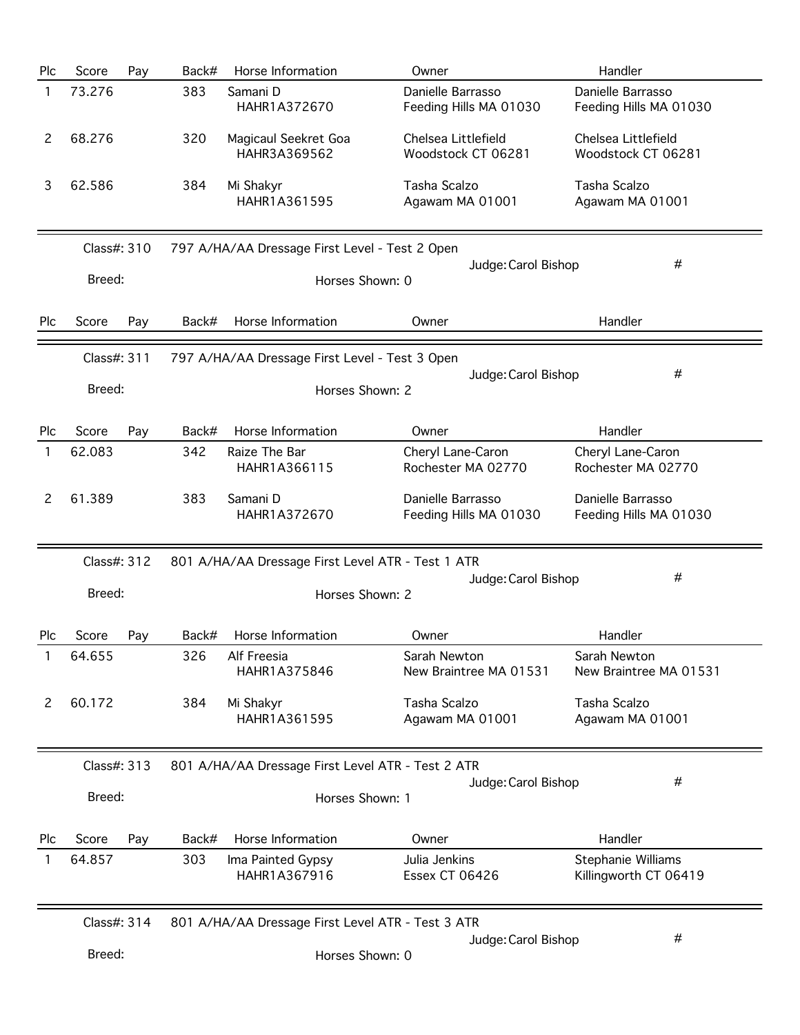| Plc | Score | Pay | Back# | Horse Information | Owner | Handler |
|---|---|---|---|---|---|---|
| 1 | 73.276 | | 383 | Samani D<br>HAHR1A372670 | Danielle Barrasso<br>Feeding Hills MA 01030 | Danielle Barrasso<br>Feeding Hills MA 01030 |
| 2 | 68.276 | | 320 | Magicaul Seekret Goa<br>HAHR3A369562 | Chelsea Littlefield<br>Woodstock CT 06281 | Chelsea Littlefield<br>Woodstock CT 06281 |
| 3 | 62.586 | | 384 | Mi Shakyr<br>HAHR1A361595 | Tasha Scalzo<br>Agawam MA 01001 | Tasha Scalzo<br>Agawam MA 01001 |

Class#: 310 797 A/HA/AA Dressage First Level - Test 2 Open
Judge: Carol Bishop #
Breed: Horses Shown: 0

| Plc | Score | Pay | Back# | Horse Information | Owner | Handler |
|---|---|---|---|---|---|---|

Class#: 311 797 A/HA/AA Dressage First Level - Test 3 Open
Judge: Carol Bishop #
Breed: Horses Shown: 2

| Plc | Score | Pay | Back# | Horse Information | Owner | Handler |
|---|---|---|---|---|---|---|
| 1 | 62.083 | | 342 | Raize The Bar<br>HAHR1A366115 | Cheryl Lane-Caron<br>Rochester MA 02770 | Cheryl Lane-Caron<br>Rochester MA 02770 |
| 2 | 61.389 | | 383 | Samani D<br>HAHR1A372670 | Danielle Barrasso<br>Feeding Hills MA 01030 | Danielle Barrasso<br>Feeding Hills MA 01030 |

Class#: 312 801 A/HA/AA Dressage First Level ATR - Test 1 ATR
Judge: Carol Bishop #
Breed: Horses Shown: 2

| Plc | Score | Pay | Back# | Horse Information | Owner | Handler |
|---|---|---|---|---|---|---|
| 1 | 64.655 | | 326 | Alf Freesia<br>HAHR1A375846 | Sarah Newton<br>New Braintree MA 01531 | Sarah Newton<br>New Braintree MA 01531 |
| 2 | 60.172 | | 384 | Mi Shakyr<br>HAHR1A361595 | Tasha Scalzo<br>Agawam MA 01001 | Tasha Scalzo<br>Agawam MA 01001 |

Class#: 313 801 A/HA/AA Dressage First Level ATR - Test 2 ATR
Judge: Carol Bishop #
Breed: Horses Shown: 1

| Plc | Score | Pay | Back# | Horse Information | Owner | Handler |
|---|---|---|---|---|---|---|
| 1 | 64.857 | | 303 | Ima Painted Gypsy<br>HAHR1A367916 | Julia Jenkins<br>Essex CT 06426 | Stephanie Williams<br>Killingworth CT 06419 |

Class#: 314 801 A/HA/AA Dressage First Level ATR - Test 3 ATR
Judge: Carol Bishop #
Breed: Horses Shown: 0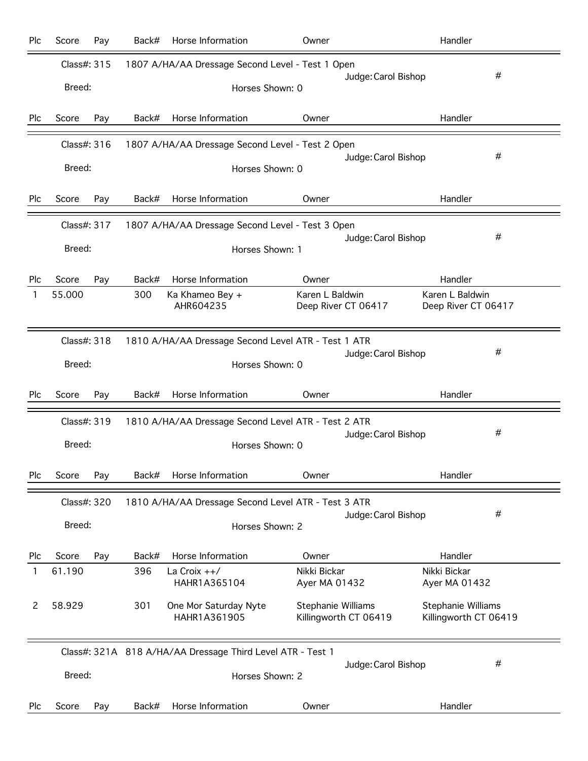| Plc | Score | Pay | Back# | Horse Information | Owner | Handler |
|---|---|---|---|---|---|---|

**Class#: 315** 1807 A/HA/AA Dressage Second Level - Test 1 Open
Judge: Carol Bishop #
Breed: Horses Shown: 0

| Plc | Score | Pay | Back# | Horse Information | Owner | Handler |
|---|---|---|---|---|---|---|

**Class#: 316** 1807 A/HA/AA Dressage Second Level - Test 2 Open
Judge: Carol Bishop #
Breed: Horses Shown: 0

| Plc | Score | Pay | Back# | Horse Information | Owner | Handler |
|---|---|---|---|---|---|---|

**Class#: 317** 1807 A/HA/AA Dressage Second Level - Test 3 Open
Judge: Carol Bishop #
Breed: Horses Shown: 1

| Plc | Score | Pay | Back# | Horse Information | Owner | Handler |
|---|---|---|---|---|---|---|
| 1 | 55.000 | | 300 | Ka Khameo Bey + AHR604235 | Karen L Baldwin Deep River CT 06417 | Karen L Baldwin Deep River CT 06417 |

**Class#: 318** 1810 A/HA/AA Dressage Second Level ATR - Test 1 ATR
Judge: Carol Bishop #
Breed: Horses Shown: 0

| Plc | Score | Pay | Back# | Horse Information | Owner | Handler |
|---|---|---|---|---|---|---|

**Class#: 319** 1810 A/HA/AA Dressage Second Level ATR - Test 2 ATR
Judge: Carol Bishop #
Breed: Horses Shown: 0

| Plc | Score | Pay | Back# | Horse Information | Owner | Handler |
|---|---|---|---|---|---|---|

**Class#: 320** 1810 A/HA/AA Dressage Second Level ATR - Test 3 ATR
Judge: Carol Bishop #
Breed: Horses Shown: 2

| Plc | Score | Pay | Back# | Horse Information | Owner | Handler |
|---|---|---|---|---|---|---|
| 1 | 61.190 | | 396 | La Croix ++/ HAHR1A365104 | Nikki Bickar Ayer MA 01432 | Nikki Bickar Ayer MA 01432 |
| 2 | 58.929 | | 301 | One Mor Saturday Nyte HAHR1A361905 | Stephanie Williams Killingworth CT 06419 | Stephanie Williams Killingworth CT 06419 |

**Class#: 321A** 818 A/HA/AA Dressage Third Level ATR - Test 1
Judge: Carol Bishop #
Breed: Horses Shown: 2

| Plc | Score | Pay | Back# | Horse Information | Owner | Handler |
|---|---|---|---|---|---|---|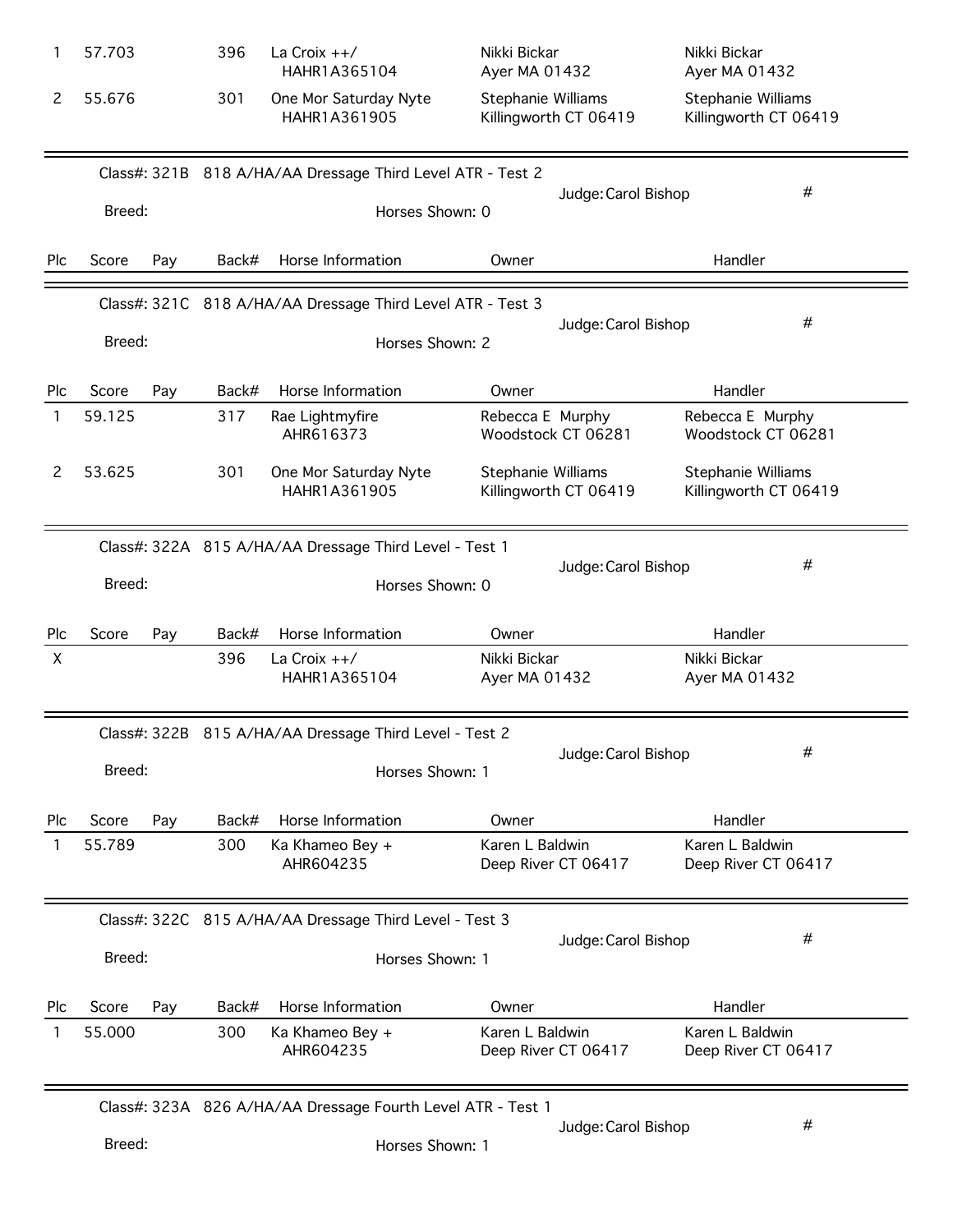| Plc | Score | Pay | Back# | Horse Information | Owner | Handler |
|---|---|---|---|---|---|---|
| 1 | 57.703 | | 396 | La Croix ++/ HAHR1A365104 | Nikki Bickar Ayer MA 01432 | Nikki Bickar Ayer MA 01432 |
| 2 | 55.676 | | 301 | One Mor Saturday Nyte HAHR1A361905 | Stephanie Williams Killingworth CT 06419 | Stephanie Williams Killingworth CT 06419 |

Class#: 321B 818 A/HA/AA Dressage Third Level ATR - Test 2

Judge: Carol Bishop #

Breed: Horses Shown: 0

| Plc | Score | Pay | Back# | Horse Information | Owner | Handler |
|---|---|---|---|---|---|---|

Class#: 321C 818 A/HA/AA Dressage Third Level ATR - Test 3

Judge: Carol Bishop #

Breed: Horses Shown: 2

| Plc | Score | Pay | Back# | Horse Information | Owner | Handler |
|---|---|---|---|---|---|---|
| 1 | 59.125 | | 317 | Rae Lightmyfire AHR616373 | Rebecca E Murphy Woodstock CT 06281 | Rebecca E Murphy Woodstock CT 06281 |
| 2 | 53.625 | | 301 | One Mor Saturday Nyte HAHR1A361905 | Stephanie Williams Killingworth CT 06419 | Stephanie Williams Killingworth CT 06419 |

Class#: 322A 815 A/HA/AA Dressage Third Level - Test 1

Judge: Carol Bishop #

Breed: Horses Shown: 0

| Plc | Score | Pay | Back# | Horse Information | Owner | Handler |
|---|---|---|---|---|---|---|
| X | | | 396 | La Croix ++/ HAHR1A365104 | Nikki Bickar Ayer MA 01432 | Nikki Bickar Ayer MA 01432 |

Class#: 322B 815 A/HA/AA Dressage Third Level - Test 2

Judge: Carol Bishop #

Breed: Horses Shown: 1

| Plc | Score | Pay | Back# | Horse Information | Owner | Handler |
|---|---|---|---|---|---|---|
| 1 | 55.789 | | 300 | Ka Khameo Bey + AHR604235 | Karen L Baldwin Deep River CT 06417 | Karen L Baldwin Deep River CT 06417 |

Class#: 322C 815 A/HA/AA Dressage Third Level - Test 3

Judge: Carol Bishop #

Breed: Horses Shown: 1

| Plc | Score | Pay | Back# | Horse Information | Owner | Handler |
|---|---|---|---|---|---|---|
| 1 | 55.000 | | 300 | Ka Khameo Bey + AHR604235 | Karen L Baldwin Deep River CT 06417 | Karen L Baldwin Deep River CT 06417 |

Class#: 323A 826 A/HA/AA Dressage Fourth Level ATR - Test 1

Judge: Carol Bishop #

Breed: Horses Shown: 1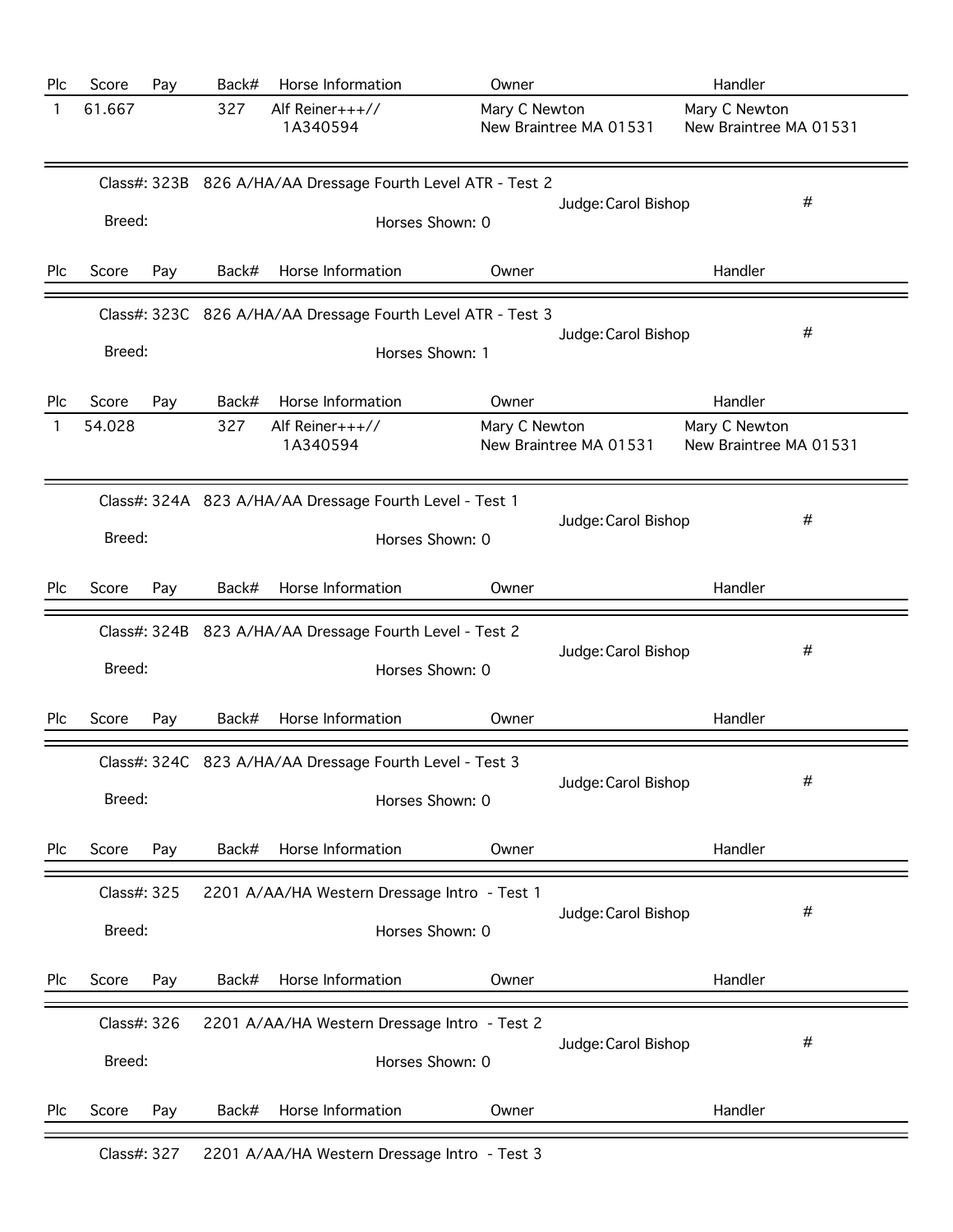| Plc | Score | Pay | Back# | Horse Information | Owner | Handler |
|---|---|---|---|---|---|---|
| 1 | 61.667 | | 327 | Alf Reiner+++// 1A340594 | Mary C Newton New Braintree MA 01531 | Mary C Newton New Braintree MA 01531 |

Class#: 323B 826 A/HA/AA Dressage Fourth Level ATR - Test 2 Judge: Carol Bishop #

Breed: Horses Shown: 0

| Plc | Score | Pay | Back# | Horse Information | Owner | Handler |
|---|---|---|---|---|---|---|

Class#: 323C 826 A/HA/AA Dressage Fourth Level ATR - Test 3 Judge: Carol Bishop #

Breed: Horses Shown: 1

| Plc | Score | Pay | Back# | Horse Information | Owner | Handler |
|---|---|---|---|---|---|---|
| 1 | 54.028 | | 327 | Alf Reiner+++// 1A340594 | Mary C Newton New Braintree MA 01531 | Mary C Newton New Braintree MA 01531 |

Class#: 324A 823 A/HA/AA Dressage Fourth Level - Test 1 Judge: Carol Bishop #

Breed: Horses Shown: 0

| Plc | Score | Pay | Back# | Horse Information | Owner | Handler |
|---|---|---|---|---|---|---|

Class#: 324B 823 A/HA/AA Dressage Fourth Level - Test 2 Judge: Carol Bishop #

Breed: Horses Shown: 0

| Plc | Score | Pay | Back# | Horse Information | Owner | Handler |
|---|---|---|---|---|---|---|

Class#: 324C 823 A/HA/AA Dressage Fourth Level - Test 3 Judge: Carol Bishop #

Breed: Horses Shown: 0

| Plc | Score | Pay | Back# | Horse Information | Owner | Handler |
|---|---|---|---|---|---|---|

Class#: 325 2201 A/AA/HA Western Dressage Intro - Test 1 Judge: Carol Bishop #

Breed: Horses Shown: 0

| Plc | Score | Pay | Back# | Horse Information | Owner | Handler |
|---|---|---|---|---|---|---|

Class#: 326 2201 A/AA/HA Western Dressage Intro - Test 2 Judge: Carol Bishop #

Breed: Horses Shown: 0

| Plc | Score | Pay | Back# | Horse Information | Owner | Handler |
|---|---|---|---|---|---|---|

Class#: 327 2201 A/AA/HA Western Dressage Intro - Test 3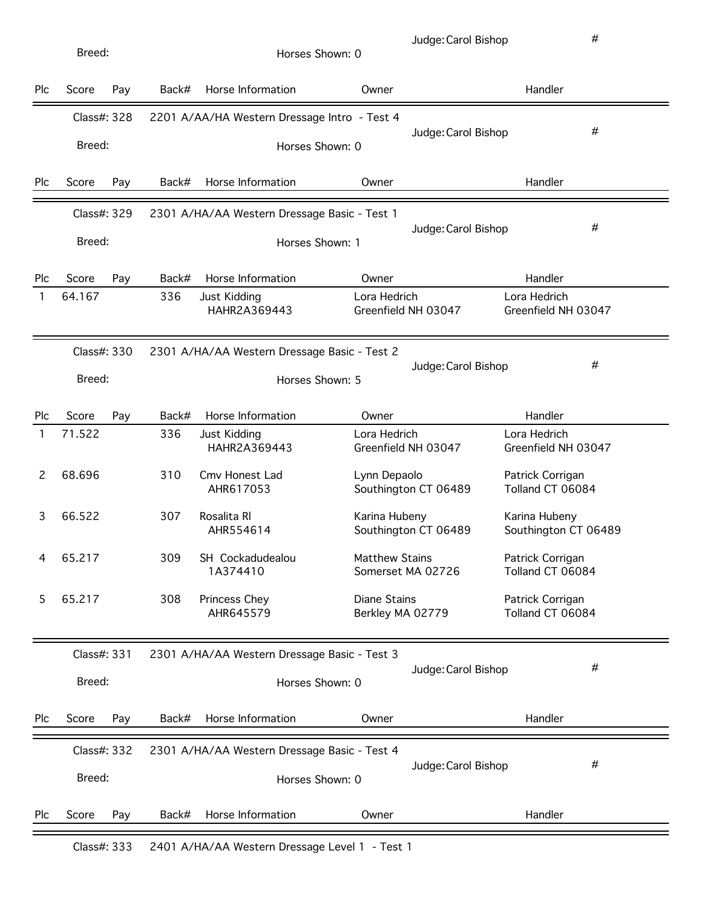Breed: Horses Shown: 0 Judge: Carol Bishop #

| Plc | Score | Pay | Back# | Horse Information | Owner | Handler |
|---|---|---|---|---|---|---|

Class#: 328 2201 A/AA/HA Western Dressage Intro - Test 4

Breed: Horses Shown: 0 Judge: Carol Bishop #

| Plc | Score | Pay | Back# | Horse Information | Owner | Handler |
|---|---|---|---|---|---|---|

Class#: 329 2301 A/HA/AA Western Dressage Basic - Test 1

Breed: Horses Shown: 1 Judge: Carol Bishop #

| Plc | Score | Pay | Back# | Horse Information | Owner | Handler |
|---|---|---|---|---|---|---|
| 1 | 64.167 | | 336 | Just Kidding HAHR2A369443 | Lora Hedrich Greenfield NH 03047 | Lora Hedrich Greenfield NH 03047 |

Class#: 330 2301 A/HA/AA Western Dressage Basic - Test 2

Breed: Horses Shown: 5 Judge: Carol Bishop #

| Plc | Score | Pay | Back# | Horse Information | Owner | Handler |
|---|---|---|---|---|---|---|
| 1 | 71.522 | | 336 | Just Kidding HAHR2A369443 | Lora Hedrich Greenfield NH 03047 | Lora Hedrich Greenfield NH 03047 |
| 2 | 68.696 | | 310 | Cmv Honest Lad AHR617053 | Lynn Depaolo Southington CT 06489 | Patrick Corrigan Tolland CT 06084 |
| 3 | 66.522 | | 307 | Rosalita Rl AHR554614 | Karina Hubeny Southington CT 06489 | Karina Hubeny Southington CT 06489 |
| 4 | 65.217 | | 309 | SH Cockadudealou 1A374410 | Matthew Stains Somerset MA 02726 | Patrick Corrigan Tolland CT 06084 |
| 5 | 65.217 | | 308 | Princess Chey AHR645579 | Diane Stains Berkley MA 02779 | Patrick Corrigan Tolland CT 06084 |

Class#: 331 2301 A/HA/AA Western Dressage Basic - Test 3

Breed: Horses Shown: 0 Judge: Carol Bishop #

| Plc | Score | Pay | Back# | Horse Information | Owner | Handler |
|---|---|---|---|---|---|---|

Class#: 332 2301 A/HA/AA Western Dressage Basic - Test 4

Breed: Horses Shown: 0 Judge: Carol Bishop #

| Plc | Score | Pay | Back# | Horse Information | Owner | Handler |
|---|---|---|---|---|---|---|

Class#: 333 2401 A/HA/AA Western Dressage Level 1 - Test 1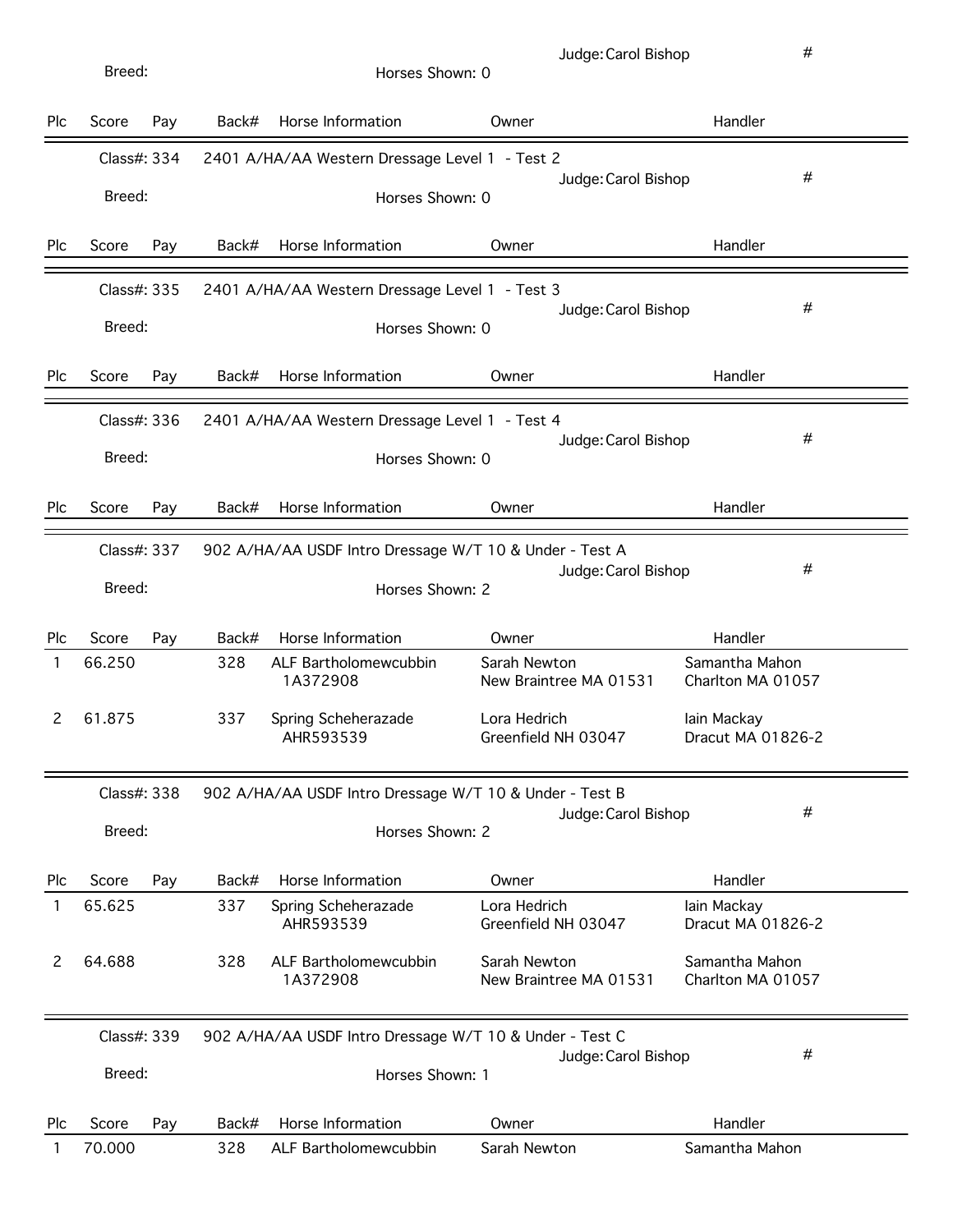Breed: Horses Shown: 0 Judge: Carol Bishop #

| Plc | Score | Pay | Back# | Horse Information | Owner | Handler |
|---|---|---|---|---|---|---|

Class#: 334 2401 A/HA/AA Western Dressage Level 1 - Test 2

Breed: Horses Shown: 0 Judge: Carol Bishop #

| Plc | Score | Pay | Back# | Horse Information | Owner | Handler |
|---|---|---|---|---|---|---|

Class#: 335 2401 A/HA/AA Western Dressage Level 1 - Test 3

Breed: Horses Shown: 0 Judge: Carol Bishop #

| Plc | Score | Pay | Back# | Horse Information | Owner | Handler |
|---|---|---|---|---|---|---|

Class#: 336 2401 A/HA/AA Western Dressage Level 1 - Test 4

Breed: Horses Shown: 0 Judge: Carol Bishop #

| Plc | Score | Pay | Back# | Horse Information | Owner | Handler |
|---|---|---|---|---|---|---|

Class#: 337 902 A/HA/AA USDF Intro Dressage W/T 10 & Under - Test A

Breed: Horses Shown: 2 Judge: Carol Bishop #

| Plc | Score | Pay | Back# | Horse Information | Owner | Handler |
|---|---|---|---|---|---|---|
| 1 | 66.250 | | 328 | ALF Bartholomewcubbin 1A372908 | Sarah Newton New Braintree MA 01531 | Samantha Mahon Charlton MA 01057 |
| 2 | 61.875 | | 337 | Spring Scheherazade AHR593539 | Lora Hedrich Greenfield NH 03047 | Iain Mackay Dracut MA 01826-2 |

Class#: 338 902 A/HA/AA USDF Intro Dressage W/T 10 & Under - Test B

Breed: Horses Shown: 2 Judge: Carol Bishop #

| Plc | Score | Pay | Back# | Horse Information | Owner | Handler |
|---|---|---|---|---|---|---|
| 1 | 65.625 | | 337 | Spring Scheherazade AHR593539 | Lora Hedrich Greenfield NH 03047 | Iain Mackay Dracut MA 01826-2 |
| 2 | 64.688 | | 328 | ALF Bartholomewcubbin 1A372908 | Sarah Newton New Braintree MA 01531 | Samantha Mahon Charlton MA 01057 |

Class#: 339 902 A/HA/AA USDF Intro Dressage W/T 10 & Under - Test C

Breed: Horses Shown: 1 Judge: Carol Bishop #

| Plc | Score | Pay | Back# | Horse Information | Owner | Handler |
|---|---|---|---|---|---|---|
| 1 | 70.000 | | 328 | ALF Bartholomewcubbin | Sarah Newton | Samantha Mahon |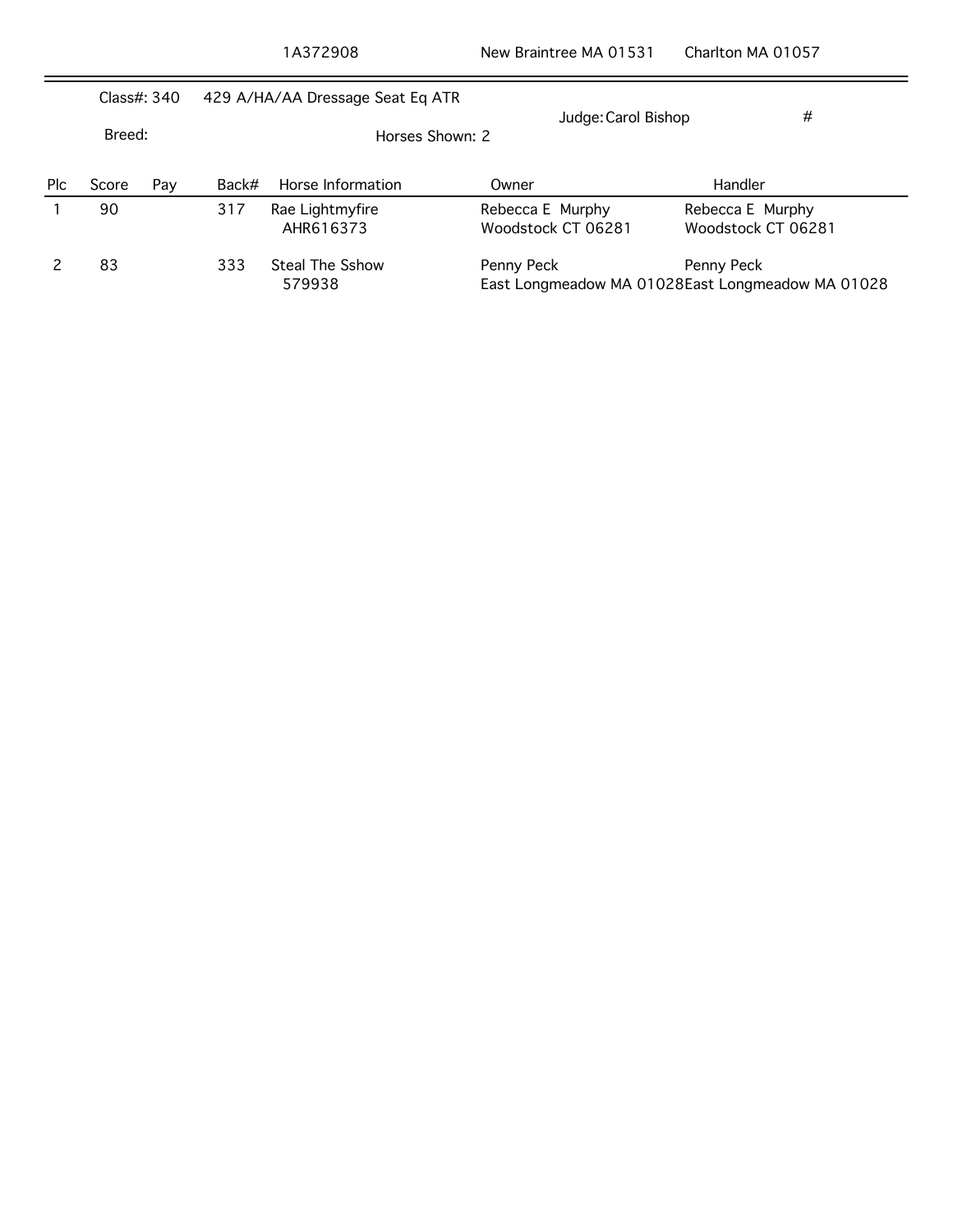1A372908 New Braintree MA 01531 Charlton MA 01057

Class#: 340 429 A/HA/AA Dressage Seat Eq ATR

Judge: Carol Bishop #

Breed: Horses Shown: 2

| Plc | Score | Pay | Back# | Horse Information | Owner | Handler |
|---|---|---|---|---|---|---|
| 1 | 90 | | 317 | Rae Lightmyfire<br>AHR616373 | Rebecca E Murphy<br>Woodstock CT 06281 | Rebecca E Murphy<br>Woodstock CT 06281 |
| 2 | 83 | | 333 | Steal The Sshow<br>579938 | Penny Peck<br>East Longmeadow MA 01028 | Penny Peck<br>East Longmeadow MA 01028 |